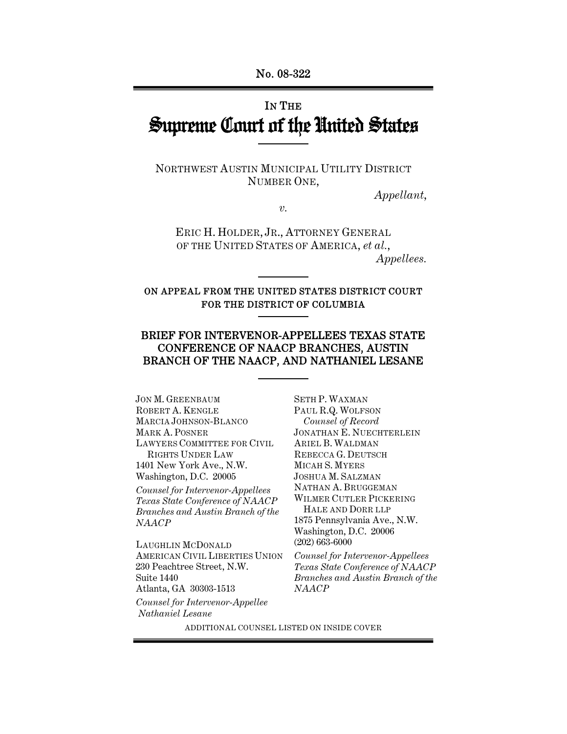No. 08-322

IN THE

# Supreme Court of the United States

NORTHWEST AUSTIN MUNICIPAL UTILITY DISTRICT NUMBER ONE,

*Appellant*,

*v.*

ERIC H. HOLDER, JR., ATTORNEY GENERAL OF THE UNITED STATES OF AMERICA, *et al.*,

*Appellees.*

**ON APPEAL FROM THE UNITED STATES DISTRICT COURT FOR THE DISTRICT OF COLUMBIA**

## BRIEF FOR INTERVENOR-APPELLEES TEXAS STATE CONFERENCE OF NAACP BRANCHES, AUSTIN BRANCH OF THE NAACP, AND NATHANIEL LESANE

JON M. GREENBAUM
ROBERT A. KENGLE
MARCIA JOHNSON-BLANCO
MARK A. POSNER
LAWYERS COMMITTEE FOR CIVIL RIGHTS UNDER LAW
1401 New York Ave., N.W.
Washington, D.C. 20005

*Counsel for Intervenor-Appellees Texas State Conference of NAACP Branches and Austin Branch of the NAACP*

LAUGHLIN MCDONALD
AMERICAN CIVIL LIBERTIES UNION
230 Peachtree Street, N.W.
Suite 1440
Atlanta, GA 30303-1513

*Counsel for Intervenor-Appellee Nathaniel Lesane*

SETH P. WAXMAN
PAUL R.Q. WOLFSON
*Counsel of Record*
JONATHAN E. NUECHTERLEIN
ARIEL B. WALDMAN
REBECCA G. DEUTSCH
MICAH S. MYERS
JOSHUA M. SALZMAN
NATHAN A. BRUGGEMAN
WILMER CUTLER PICKERING HALE AND DORR LLP
1875 Pennsylvania Ave., N.W.
Washington, D.C. 20006
(202) 663-6000

*Counsel for Intervenor-Appellees Texas State Conference of NAACP Branches and Austin Branch of the NAACP*

ADDITIONAL COUNSEL LISTED ON INSIDE COVER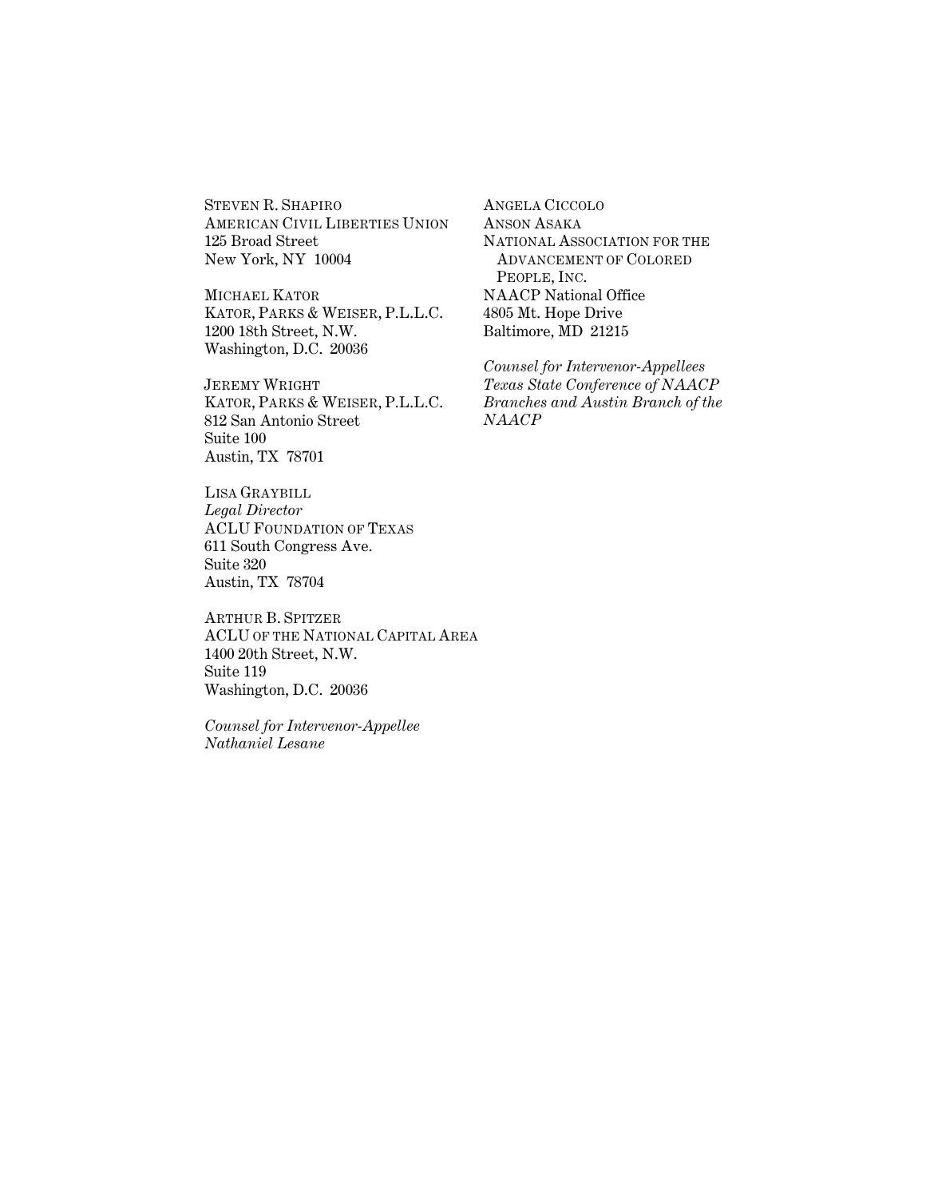STEVEN R. SHAPIRO
AMERICAN CIVIL LIBERTIES UNION
125 Broad Street
New York, NY 10004

MICHAEL KATOR
KATOR, PARKS & WEISER, P.L.L.C.
1200 18th Street, N.W.
Washington, D.C. 20036

JEREMY WRIGHT
KATOR, PARKS & WEISER, P.L.L.C.
812 San Antonio Street
Suite 100
Austin, TX 78701

LISA GRAYBILL
*Legal Director*
ACLU FOUNDATION OF TEXAS
611 South Congress Ave.
Suite 320
Austin, TX 78704

ARTHUR B. SPITZER
ACLU OF THE NATIONAL CAPITAL AREA
1400 20th Street, N.W.
Suite 119
Washington, D.C. 20036

*Counsel for Intervenor-Appellee Nathaniel Lesane*

ANGELA CICCOLO
ANSON ASAKA
NATIONAL ASSOCIATION FOR THE ADVANCEMENT OF COLORED PEOPLE, INC.
NAACP National Office
4805 Mt. Hope Drive
Baltimore, MD 21215

*Counsel for Intervenor-Appellees Texas State Conference of NAACP Branches and Austin Branch of the NAACP*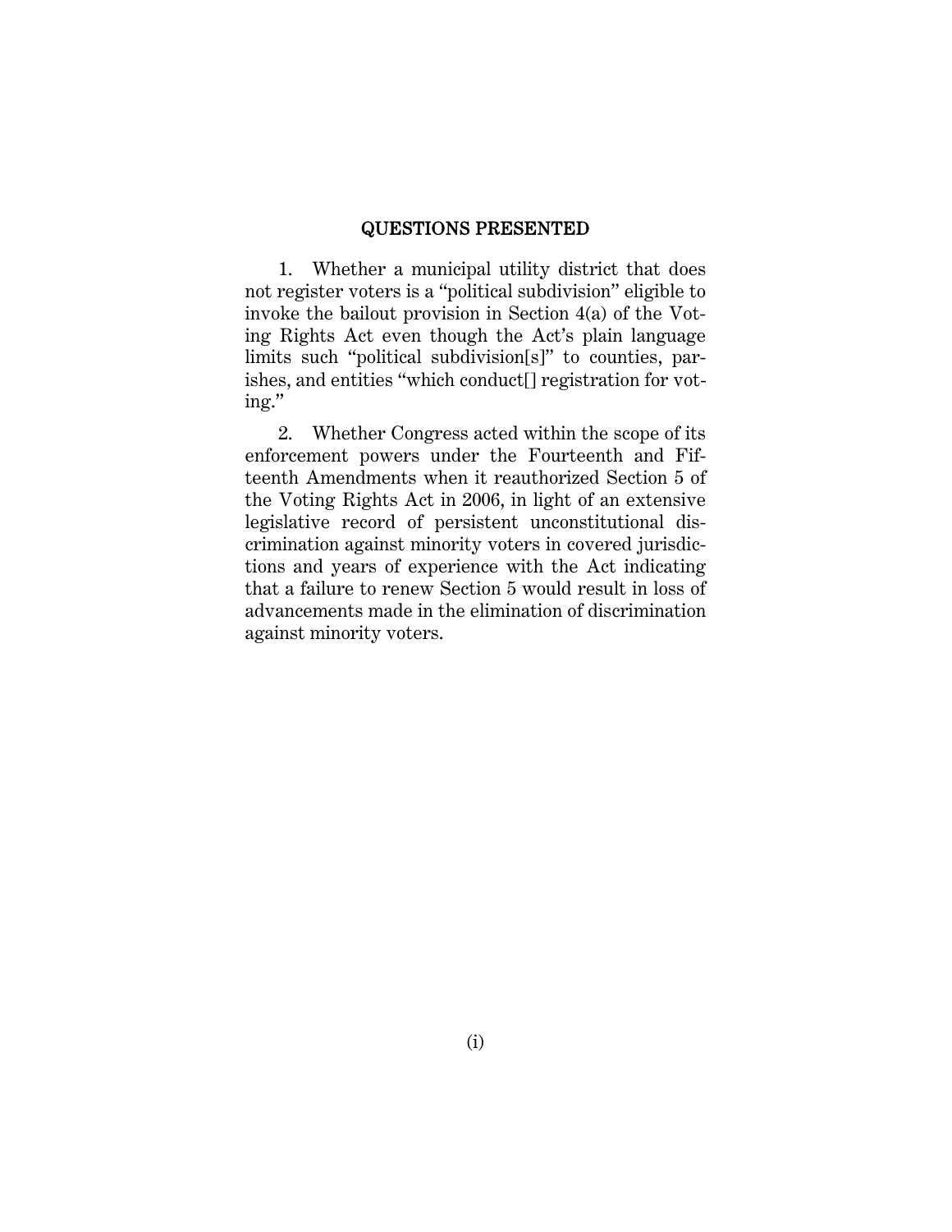## QUESTIONS PRESENTED

1. Whether a municipal utility district that does not register voters is a "political subdivision" eligible to invoke the bailout provision in Section 4(a) of the Voting Rights Act even though the Act's plain language limits such "political subdivision[s]" to counties, parishes, and entities "which conduct[] registration for voting."

2. Whether Congress acted within the scope of its enforcement powers under the Fourteenth and Fifteenth Amendments when it reauthorized Section 5 of the Voting Rights Act in 2006, in light of an extensive legislative record of persistent unconstitutional discrimination against minority voters in covered jurisdictions and years of experience with the Act indicating that a failure to renew Section 5 would result in loss of advancements made in the elimination of discrimination against minority voters.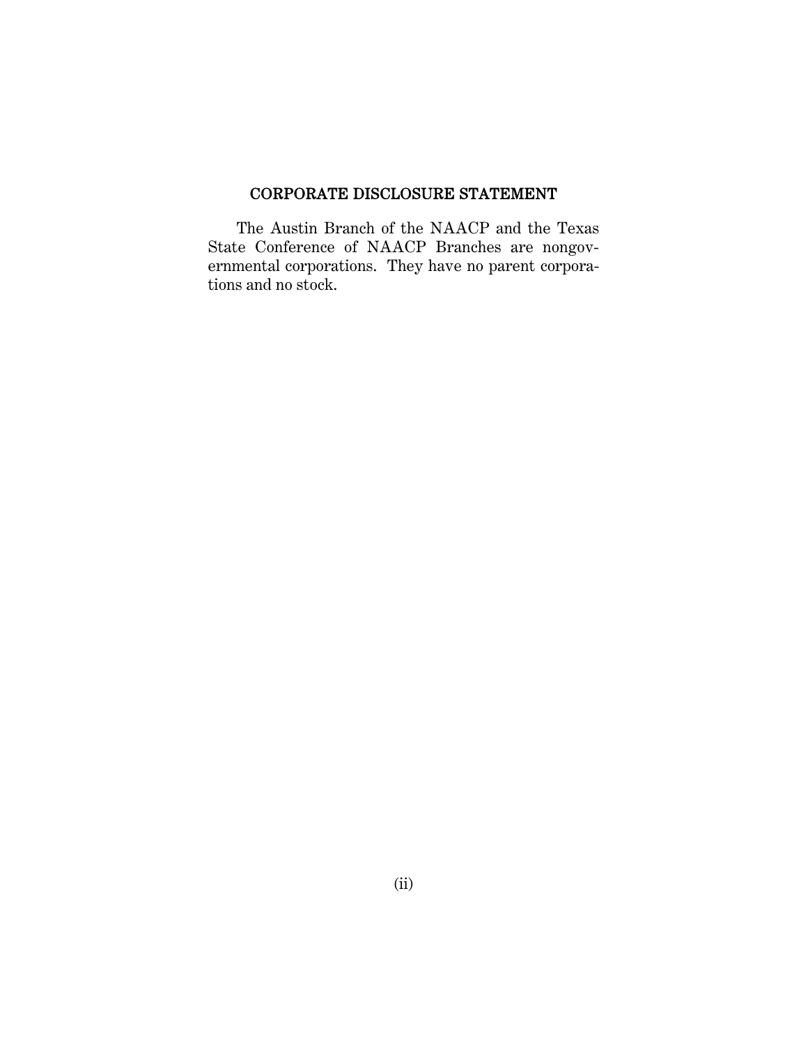## CORPORATE DISCLOSURE STATEMENT

The Austin Branch of the NAACP and the Texas State Conference of NAACP Branches are nongovernmental corporations. They have no parent corporations and no stock.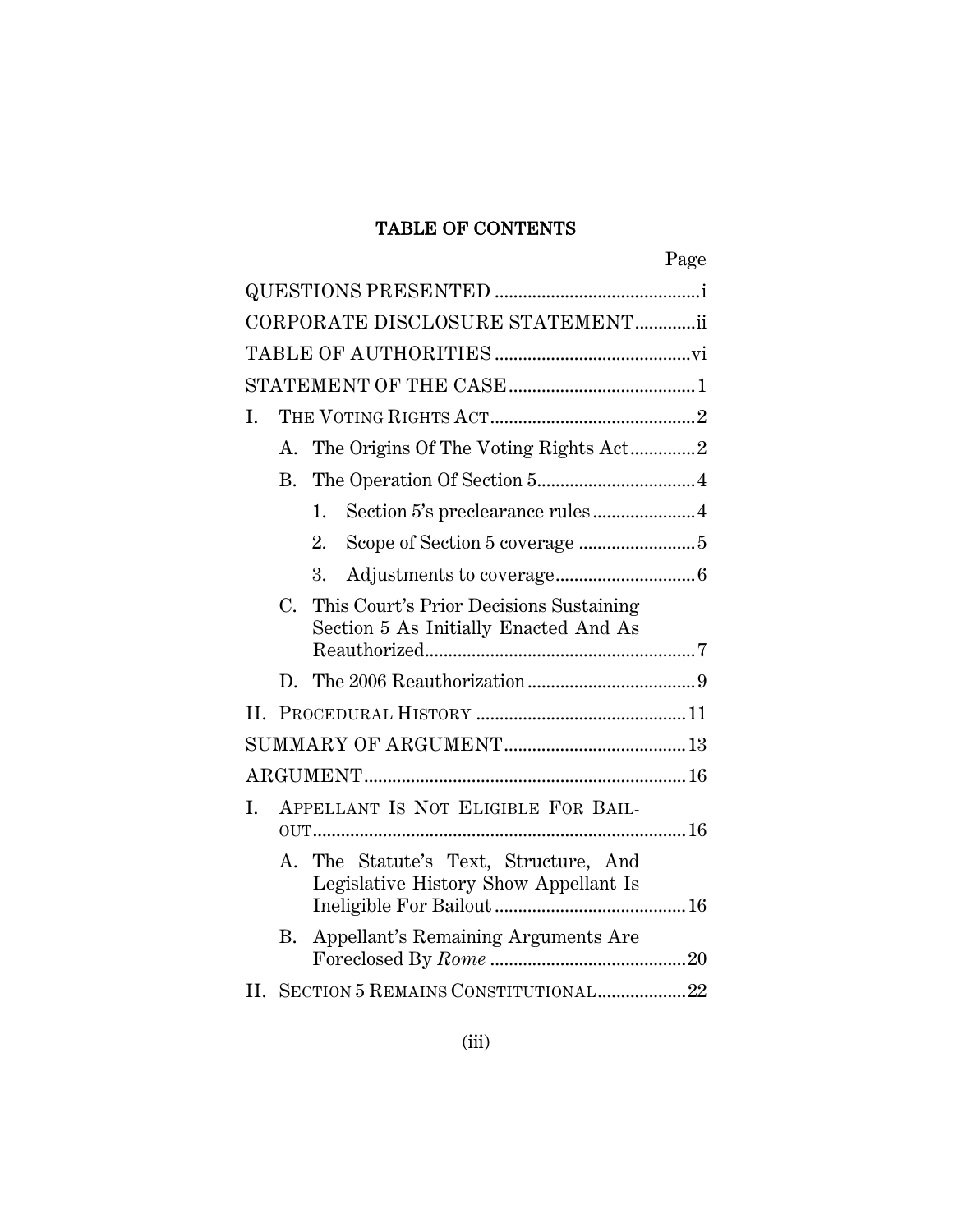# TABLE OF CONTENTS

| | Page |
|---|---|
| QUESTIONS PRESENTED | i |
| CORPORATE DISCLOSURE STATEMENT | ii |
| TABLE OF AUTHORITIES | vi |
| STATEMENT OF THE CASE | 1 |
| I. THE VOTING RIGHTS ACT | 2 |
| A. The Origins Of The Voting Rights Act | 2 |
| B. The Operation Of Section 5 | 4 |
| 1. Section 5's preclearance rules | 4 |
| 2. Scope of Section 5 coverage | 5 |
| 3. Adjustments to coverage | 6 |
| C. This Court's Prior Decisions Sustaining Section 5 As Initially Enacted And As Reauthorized | 7 |
| D. The 2006 Reauthorization | 9 |
| II. PROCEDURAL HISTORY | 11 |
| SUMMARY OF ARGUMENT | 13 |
| ARGUMENT | 16 |
| I. APPELLANT IS NOT ELIGIBLE FOR BAILOUT | 16 |
| A. The Statute's Text, Structure, And Legislative History Show Appellant Is Ineligible For Bailout | 16 |
| B. Appellant's Remaining Arguments Are Foreclosed By *Rome* | 20 |
| II. SECTION 5 REMAINS CONSTITUTIONAL | 22 |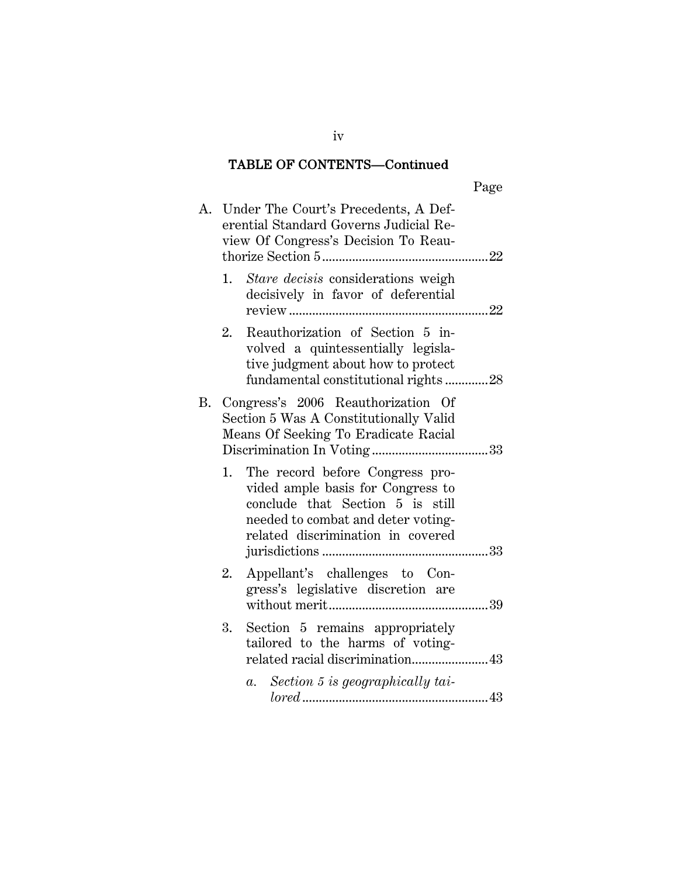## TABLE OF CONTENTS—Continued

| | Page |
|---|---|
| A. Under The Court's Precedents, A Deferential Standard Governs Judicial Review Of Congress's Decision To Reauthorize Section 5 | 22 |
| 1. *Stare decisis* considerations weigh decisively in favor of deferential review | 22 |
| 2. Reauthorization of Section 5 involved a quintessentially legislative judgment about how to protect fundamental constitutional rights | 28 |
| B. Congress's 2006 Reauthorization Of Section 5 Was A Constitutionally Valid Means Of Seeking To Eradicate Racial Discrimination In Voting | 33 |
| 1. The record before Congress provided ample basis for Congress to conclude that Section 5 is still needed to combat and deter voting-related discrimination in covered jurisdictions | 33 |
| 2. Appellant's challenges to Congress's legislative discretion are without merit | 39 |
| 3. Section 5 remains appropriately tailored to the harms of voting-related racial discrimination | 43 |
| *a. Section 5 is geographically tailored* | 43 |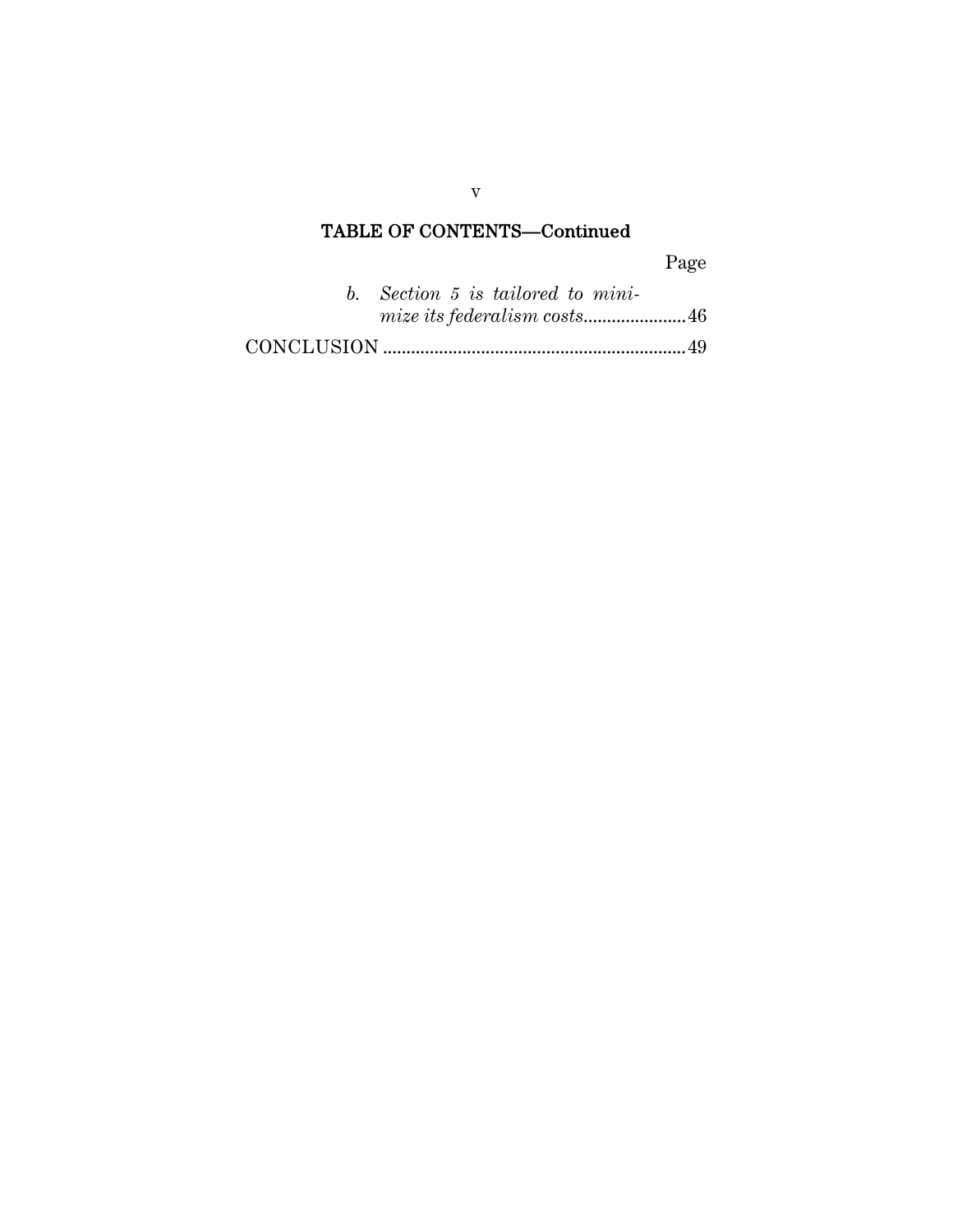## TABLE OF CONTENTS—Continued

| | Page |
|---|---|
| *b. Section 5 is tailored to minimize its federalism costs* | 46 |
| CONCLUSION | 49 |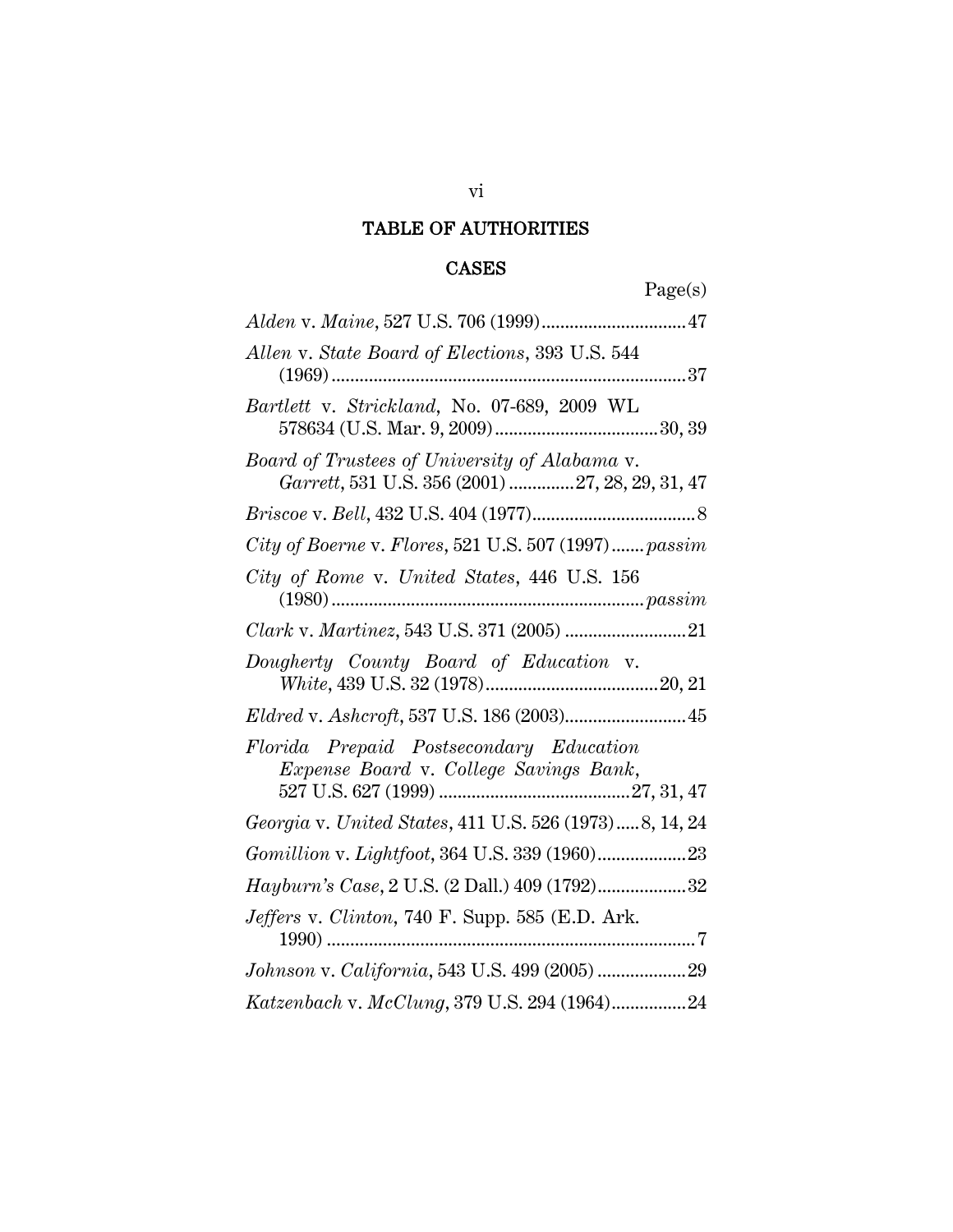# TABLE OF AUTHORITIES

## CASES

Page(s)

*Alden* v. *Maine*, 527 U.S. 706 (1999) .............................. 47

*Allen* v. *State Board of Elections*, 393 U.S. 544 (1969) ........................................................................... 37

*Bartlett* v. *Strickland*, No. 07-689, 2009 WL 578634 (U.S. Mar. 9, 2009) .................................. 30, 39

*Board of Trustees of University of Alabama* v. *Garrett*, 531 U.S. 356 (2001) ............. 27, 28, 29, 31, 47

*Briscoe* v. *Bell*, 432 U.S. 404 (1977) .................................. 8

*City of Boerne* v. *Flores*, 521 U.S. 507 (1997) ....... *passim*

*City of Rome* v. *United States*, 446 U.S. 156 (1980) ................................................................. *passim*

*Clark* v. *Martinez*, 543 U.S. 371 (2005) .......................... 21

*Dougherty County Board of Education* v. *White*, 439 U.S. 32 (1978) .................................... 20, 21

*Eldred* v. *Ashcroft*, 537 U.S. 186 (2003) .......................... 45

*Florida Prepaid Postsecondary Education Expense Board* v. *College Savings Bank*, 527 U.S. 627 (1999) ........................................ 27, 31, 47

*Georgia* v. *United States*, 411 U.S. 526 (1973) ..... 8, 14, 24

*Gomillion* v. *Lightfoot*, 364 U.S. 339 (1960) ................... 23

*Hayburn's Case*, 2 U.S. (2 Dall.) 409 (1792) ................... 32

*Jeffers* v. *Clinton*, 740 F. Supp. 585 (E.D. Ark. 1990) ............................................................................... 7

*Johnson* v. *California*, 543 U.S. 499 (2005) ................... 29

*Katzenbach* v. *McClung*, 379 U.S. 294 (1964) ................ 24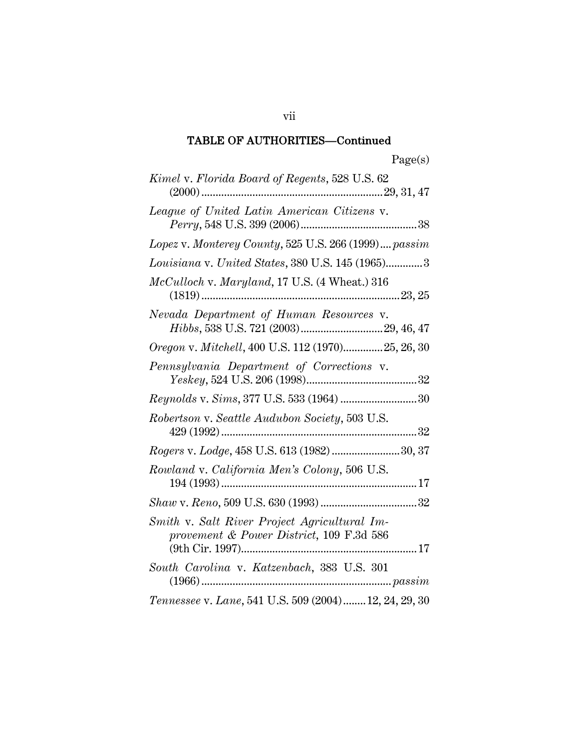## TABLE OF AUTHORITIES—Continued

| | Page(s) |
|---|---|
| *Kimel* v. *Florida Board of Regents*, 528 U.S. 62 (2000) | 29, 31, 47 |
| *League of United Latin American Citizens* v. *Perry*, 548 U.S. 399 (2006) | 38 |
| *Lopez* v. *Monterey County*, 525 U.S. 266 (1999) | *passim* |
| *Louisiana* v. *United States*, 380 U.S. 145 (1965) | 3 |
| *McCulloch* v. *Maryland*, 17 U.S. (4 Wheat.) 316 (1819) | 23, 25 |
| *Nevada Department of Human Resources* v. *Hibbs*, 538 U.S. 721 (2003) | 29, 46, 47 |
| *Oregon* v. *Mitchell*, 400 U.S. 112 (1970) | 25, 26, 30 |
| *Pennsylvania Department of Corrections* v. *Yeskey*, 524 U.S. 206 (1998) | 32 |
| *Reynolds* v. *Sims*, 377 U.S. 533 (1964) | 30 |
| *Robertson* v. *Seattle Audubon Society*, 503 U.S. 429 (1992) | 32 |
| *Rogers* v. *Lodge*, 458 U.S. 613 (1982) | 30, 37 |
| *Rowland* v. *California Men's Colony*, 506 U.S. 194 (1993) | 17 |
| *Shaw* v. *Reno*, 509 U.S. 630 (1993) | 32 |
| *Smith* v. *Salt River Project Agricultural Improvement & Power District*, 109 F.3d 586 (9th Cir. 1997) | 17 |
| *South Carolina* v. *Katzenbach*, 383 U.S. 301 (1966) | *passim* |
| *Tennessee* v. *Lane*, 541 U.S. 509 (2004) | 12, 24, 29, 30 |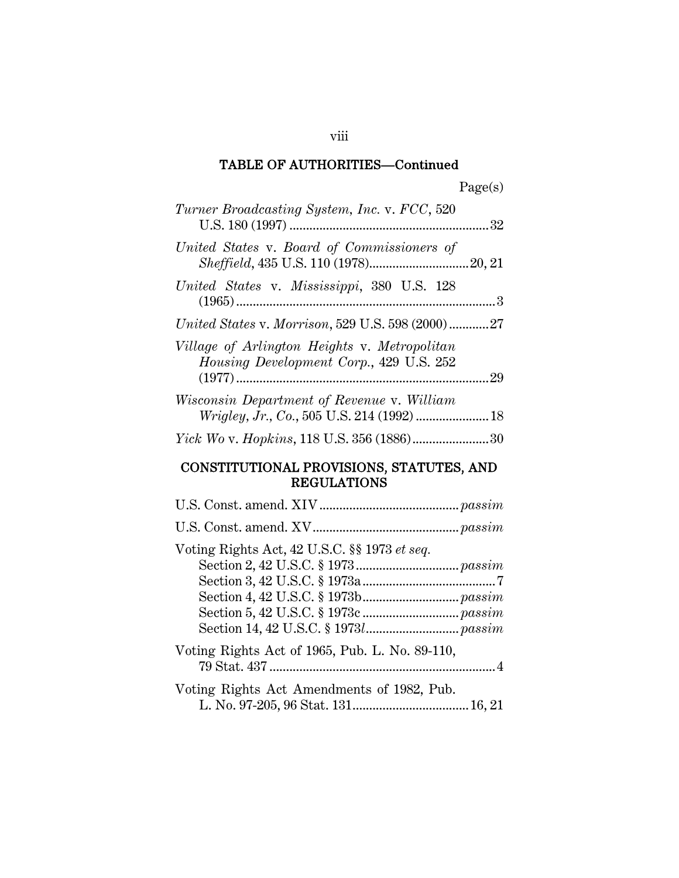## TABLE OF AUTHORITIES—Continued

Page(s)

*Turner Broadcasting System, Inc.* v. *FCC*, 520 U.S. 180 (1997) .......................................................... 32

*United States* v. *Board of Commissioners of Sheffield*, 435 U.S. 110 (1978) ............................. 20, 21

*United States* v. *Mississippi*, 380 U.S. 128 (1965) ............................................................................ 3

*United States* v. *Morrison*, 529 U.S. 598 (2000) ............ 27

*Village of Arlington Heights* v. *Metropolitan Housing Development Corp.*, 429 U.S. 252 (1977) .......................................................................... 29

*Wisconsin Department of Revenue* v. *William Wrigley, Jr., Co.*, 505 U.S. 214 (1992) ...................... 18

*Yick Wo* v. *Hopkins*, 118 U.S. 356 (1886) ....................... 30

## CONSTITUTIONAL PROVISIONS, STATUTES, AND REGULATIONS

U.S. Const. amend. XIV .......................................... *passim*

U.S. Const. amend. XV ............................................ *passim*

Voting Rights Act, 42 U.S.C. §§ 1973 *et seq.*
- Section 2, 42 U.S.C. § 1973 .............................. *passim*
- Section 3, 42 U.S.C. § 1973a ........................................ 7
- Section 4, 42 U.S.C. § 1973b ............................ *passim*
- Section 5, 42 U.S.C. § 1973c ............................ *passim*
- Section 14, 42 U.S.C. § 1973*l* ........................... *passim*

Voting Rights Act of 1965, Pub. L. No. 89-110, 79 Stat. 437 ................................................................... 4

Voting Rights Act Amendments of 1982, Pub. L. No. 97-205, 96 Stat. 131 .................................. 16, 21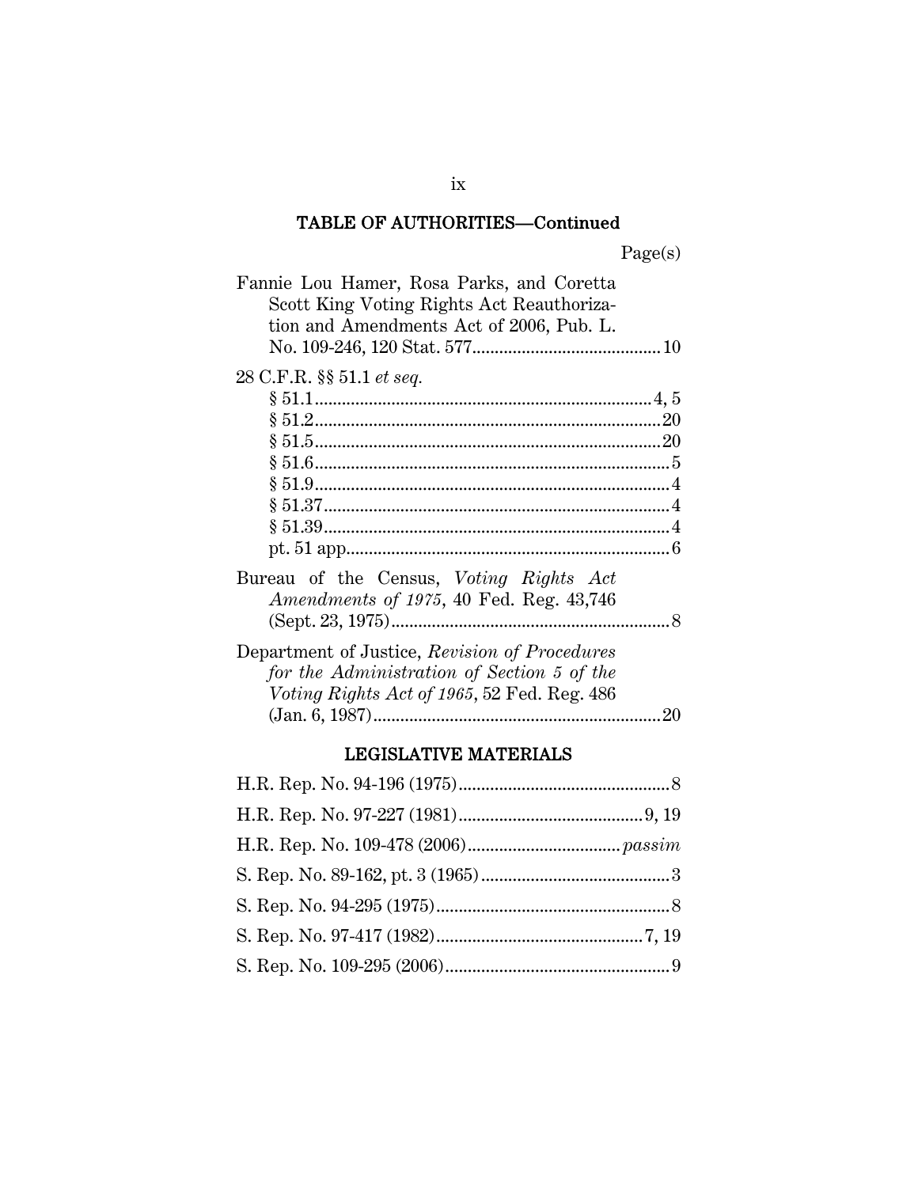## TABLE OF AUTHORITIES—Continued

Page(s)

Fannie Lou Hamer, Rosa Parks, and Coretta Scott King Voting Rights Act Reauthorization and Amendments Act of 2006, Pub. L. No. 109-246, 120 Stat. 577 .......... 10

28 C.F.R. §§ 51.1 *et seq.*
- § 51.1 .......... 4, 5
- § 51.2 .......... 20
- § 51.5 .......... 20
- § 51.6 .......... 5
- § 51.9 .......... 4
- § 51.37 .......... 4
- § 51.39 .......... 4
- pt. 51 app .......... 6

Bureau of the Census, *Voting Rights Act Amendments of 1975*, 40 Fed. Reg. 43,746 (Sept. 23, 1975) .......... 8

Department of Justice, *Revision of Procedures for the Administration of Section 5 of the Voting Rights Act of 1965*, 52 Fed. Reg. 486 (Jan. 6, 1987) .......... 20

## LEGISLATIVE MATERIALS

H.R. Rep. No. 94-196 (1975) .......... 8

H.R. Rep. No. 97-227 (1981) .......... 9, 19

H.R. Rep. No. 109-478 (2006) .......... *passim*

S. Rep. No. 89-162, pt. 3 (1965) .......... 3

S. Rep. No. 94-295 (1975) .......... 8

S. Rep. No. 97-417 (1982) .......... 7, 19

S. Rep. No. 109-295 (2006) .......... 9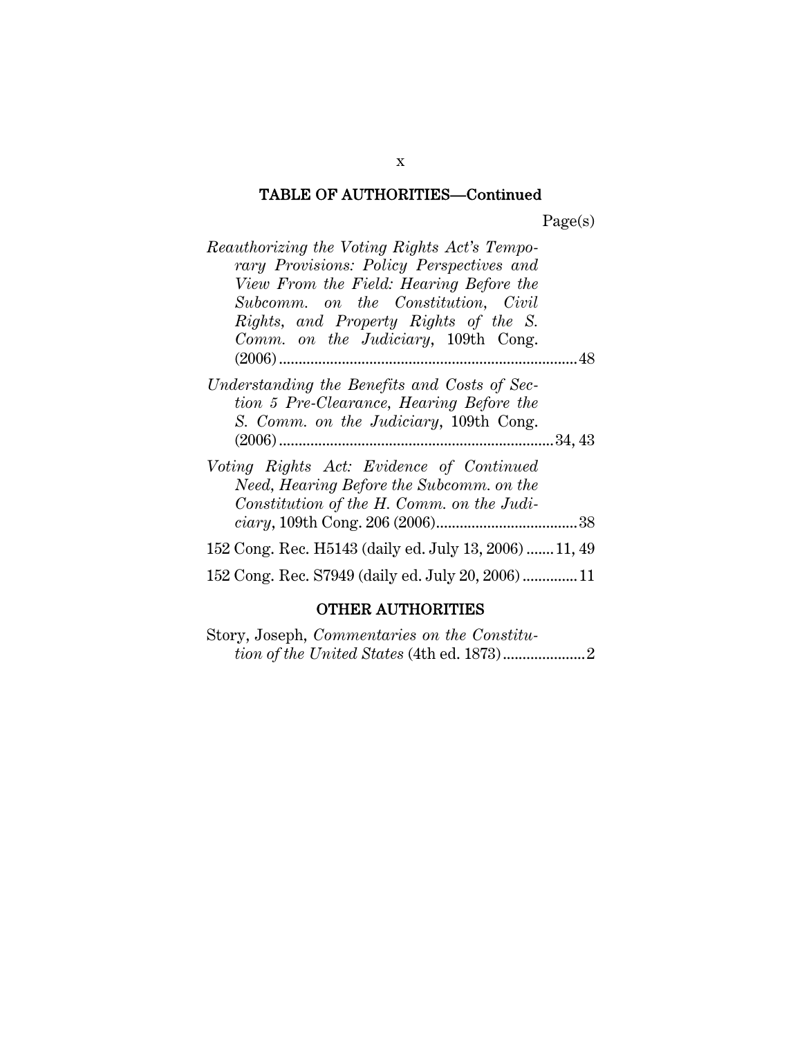## TABLE OF AUTHORITIES—Continued

Page(s)

*Reauthorizing the Voting Rights Act's Temporary Provisions: Policy Perspectives and View From the Field: Hearing Before the Subcomm. on the Constitution, Civil Rights, and Property Rights of the S. Comm. on the Judiciary*, 109th Cong. (2006) .......... 48

*Understanding the Benefits and Costs of Section 5 Pre-Clearance, Hearing Before the S. Comm. on the Judiciary*, 109th Cong. (2006) .......... 34, 43

*Voting Rights Act: Evidence of Continued Need, Hearing Before the Subcomm. on the Constitution of the H. Comm. on the Judiciary*, 109th Cong. 206 (2006) .......... 38

152 Cong. Rec. H5143 (daily ed. July 13, 2006) .......... 11, 49

152 Cong. Rec. S7949 (daily ed. July 20, 2006) .......... 11

## OTHER AUTHORITIES

Story, Joseph, *Commentaries on the Constitution of the United States* (4th ed. 1873) .......... 2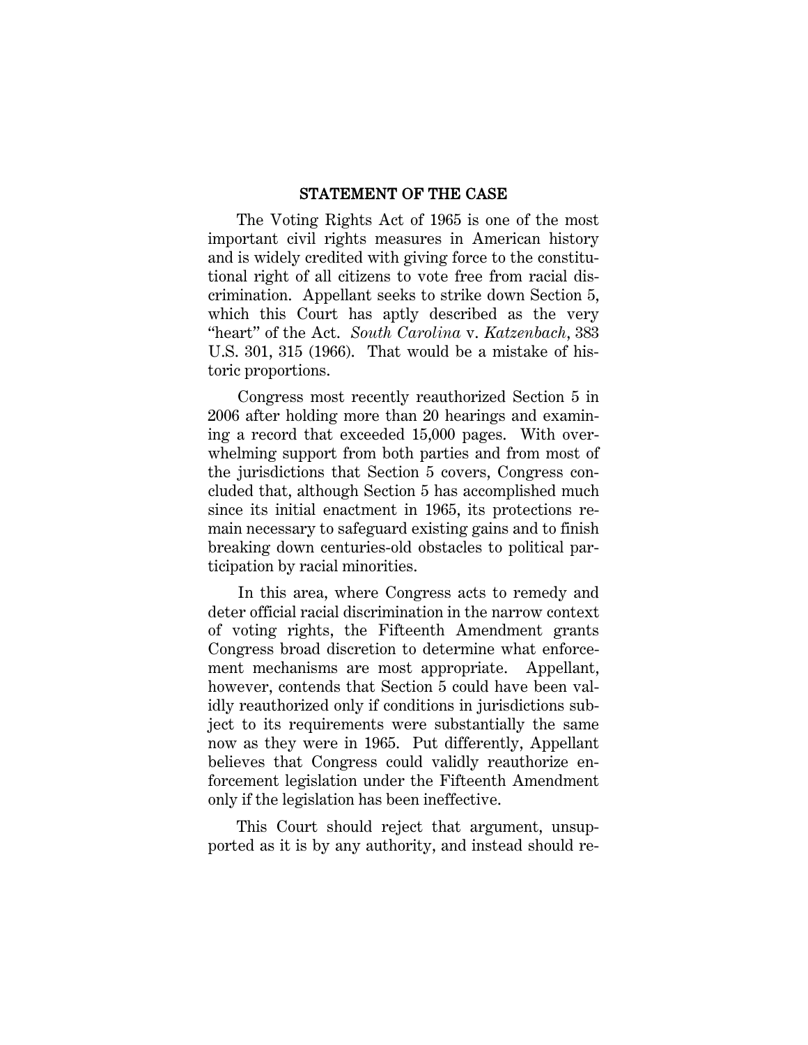## STATEMENT OF THE CASE

The Voting Rights Act of 1965 is one of the most important civil rights measures in American history and is widely credited with giving force to the constitutional right of all citizens to vote free from racial discrimination. Appellant seeks to strike down Section 5, which this Court has aptly described as the very "heart" of the Act. *South Carolina* v. *Katzenbach*, 383 U.S. 301, 315 (1966). That would be a mistake of historic proportions.

Congress most recently reauthorized Section 5 in 2006 after holding more than 20 hearings and examining a record that exceeded 15,000 pages. With overwhelming support from both parties and from most of the jurisdictions that Section 5 covers, Congress concluded that, although Section 5 has accomplished much since its initial enactment in 1965, its protections remain necessary to safeguard existing gains and to finish breaking down centuries-old obstacles to political participation by racial minorities.

In this area, where Congress acts to remedy and deter official racial discrimination in the narrow context of voting rights, the Fifteenth Amendment grants Congress broad discretion to determine what enforcement mechanisms are most appropriate. Appellant, however, contends that Section 5 could have been validly reauthorized only if conditions in jurisdictions subject to its requirements were substantially the same now as they were in 1965. Put differently, Appellant believes that Congress could validly reauthorize enforcement legislation under the Fifteenth Amendment only if the legislation has been ineffective.

This Court should reject that argument, unsupported as it is by any authority, and instead should re-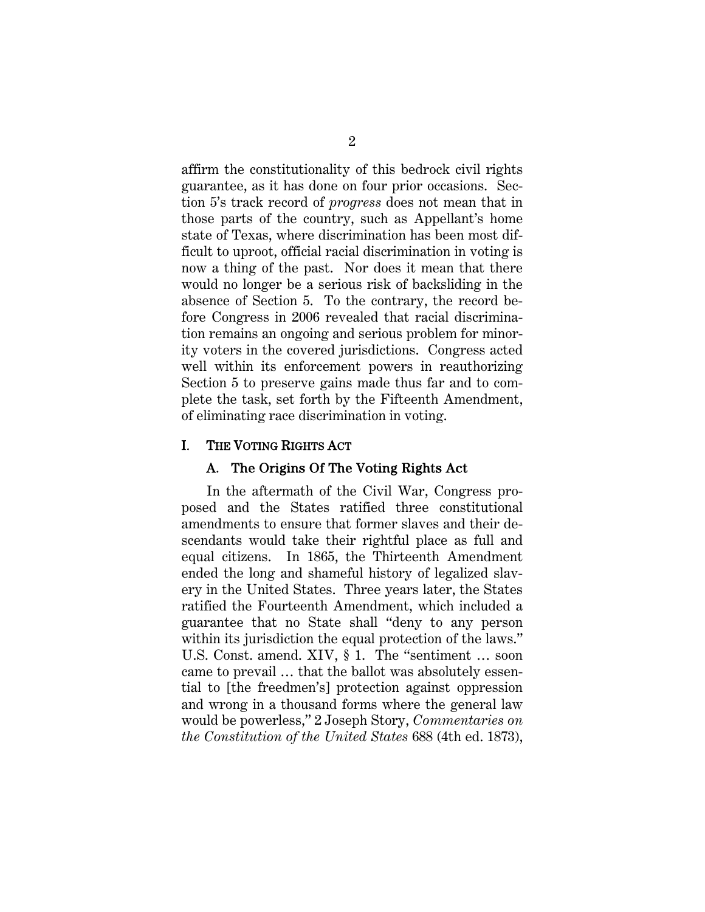affirm the constitutionality of this bedrock civil rights guarantee, as it has done on four prior occasions. Section 5's track record of *progress* does not mean that in those parts of the country, such as Appellant's home state of Texas, where discrimination has been most difficult to uproot, official racial discrimination in voting is now a thing of the past. Nor does it mean that there would no longer be a serious risk of backsliding in the absence of Section 5. To the contrary, the record before Congress in 2006 revealed that racial discrimination remains an ongoing and serious problem for minority voters in the covered jurisdictions. Congress acted well within its enforcement powers in reauthorizing Section 5 to preserve gains made thus far and to complete the task, set forth by the Fifteenth Amendment, of eliminating race discrimination in voting.

## I. THE VOTING RIGHTS ACT

### A. The Origins Of The Voting Rights Act

In the aftermath of the Civil War, Congress proposed and the States ratified three constitutional amendments to ensure that former slaves and their descendants would take their rightful place as full and equal citizens. In 1865, the Thirteenth Amendment ended the long and shameful history of legalized slavery in the United States. Three years later, the States ratified the Fourteenth Amendment, which included a guarantee that no State shall "deny to any person within its jurisdiction the equal protection of the laws." U.S. Const. amend. XIV, § 1. The "sentiment … soon came to prevail … that the ballot was absolutely essential to [the freedmen's] protection against oppression and wrong in a thousand forms where the general law would be powerless," 2 Joseph Story, *Commentaries on the Constitution of the United States* 688 (4th ed. 1873),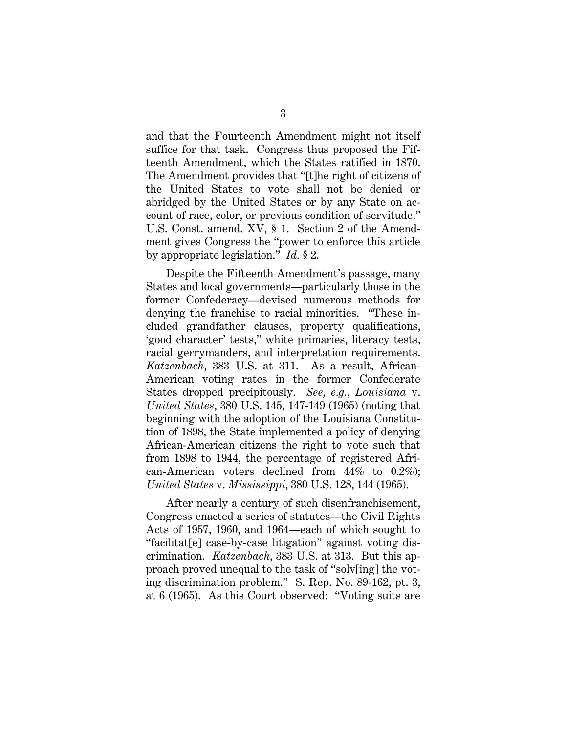and that the Fourteenth Amendment might not itself suffice for that task. Congress thus proposed the Fifteenth Amendment, which the States ratified in 1870. The Amendment provides that "[t]he right of citizens of the United States to vote shall not be denied or abridged by the United States or by any State on account of race, color, or previous condition of servitude." U.S. Const. amend. XV, § 1. Section 2 of the Amendment gives Congress the "power to enforce this article by appropriate legislation." *Id.* § 2.

Despite the Fifteenth Amendment's passage, many States and local governments—particularly those in the former Confederacy—devised numerous methods for denying the franchise to racial minorities. "These included grandfather clauses, property qualifications, 'good character' tests," white primaries, literacy tests, racial gerrymanders, and interpretation requirements. *Katzenbach*, 383 U.S. at 311. As a result, African-American voting rates in the former Confederate States dropped precipitously. *See, e.g.*, *Louisiana* v. *United States*, 380 U.S. 145, 147-149 (1965) (noting that beginning with the adoption of the Louisiana Constitution of 1898, the State implemented a policy of denying African-American citizens the right to vote such that from 1898 to 1944, the percentage of registered African-American voters declined from 44% to 0.2%); *United States* v. *Mississippi*, 380 U.S. 128, 144 (1965).

After nearly a century of such disenfranchisement, Congress enacted a series of statutes—the Civil Rights Acts of 1957, 1960, and 1964—each of which sought to "facilitat[e] case-by-case litigation" against voting discrimination. *Katzenbach*, 383 U.S. at 313. But this approach proved unequal to the task of "solv[ing] the voting discrimination problem." S. Rep. No. 89-162, pt. 3, at 6 (1965). As this Court observed: "Voting suits are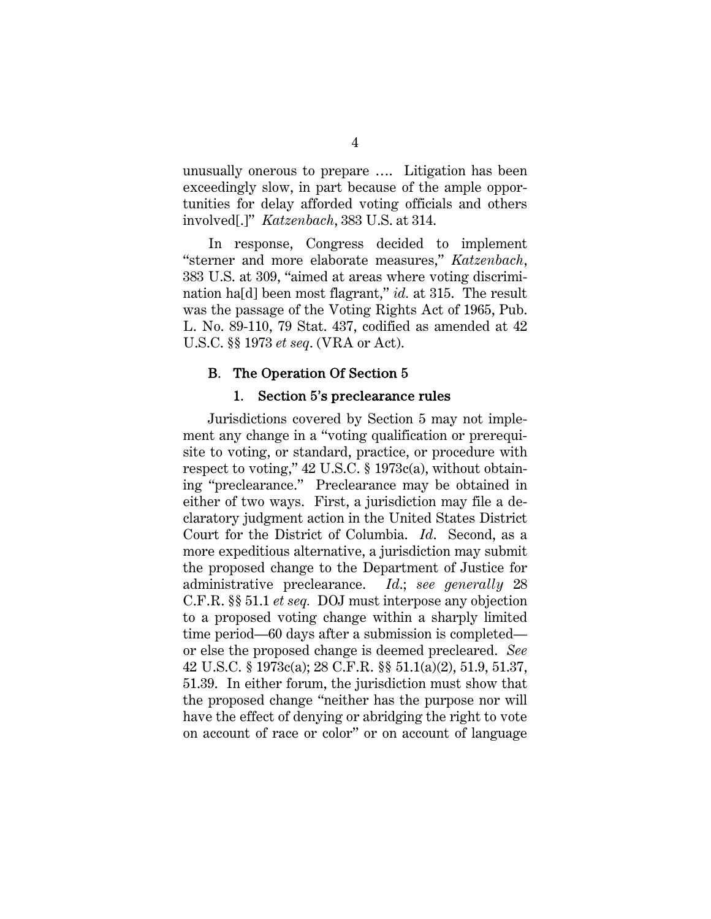unusually onerous to prepare …. Litigation has been exceedingly slow, in part because of the ample opportunities for delay afforded voting officials and others involved[.]" *Katzenbach*, 383 U.S. at 314.

In response, Congress decided to implement "sterner and more elaborate measures," *Katzenbach*, 383 U.S. at 309, "aimed at areas where voting discrimination ha[d] been most flagrant," *id.* at 315. The result was the passage of the Voting Rights Act of 1965, Pub. L. No. 89-110, 79 Stat. 437, codified as amended at 42 U.S.C. §§ 1973 *et seq*. (VRA or Act).

### B. The Operation Of Section 5

#### 1. Section 5's preclearance rules

Jurisdictions covered by Section 5 may not implement any change in a "voting qualification or prerequisite to voting, or standard, practice, or procedure with respect to voting," 42 U.S.C. § 1973c(a), without obtaining "preclearance." Preclearance may be obtained in either of two ways. First, a jurisdiction may file a declaratory judgment action in the United States District Court for the District of Columbia. *Id*. Second, as a more expeditious alternative, a jurisdiction may submit the proposed change to the Department of Justice for administrative preclearance. *Id.*; *see generally* 28 C.F.R. §§ 51.1 *et seq.* DOJ must interpose any objection to a proposed voting change within a sharply limited time period—60 days after a submission is completed—or else the proposed change is deemed precleared. *See* 42 U.S.C. § 1973c(a); 28 C.F.R. §§ 51.1(a)(2), 51.9, 51.37, 51.39. In either forum, the jurisdiction must show that the proposed change "neither has the purpose nor will have the effect of denying or abridging the right to vote on account of race or color" or on account of language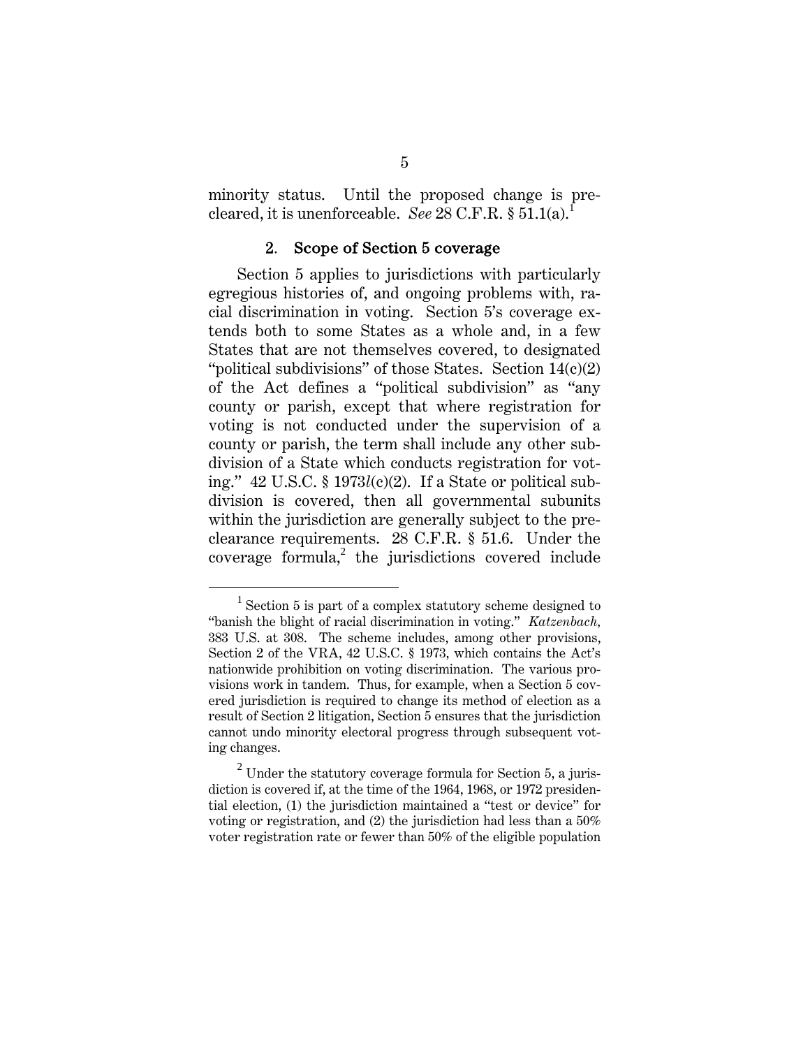minority status. Until the proposed change is pre-cleared, it is unenforceable. *See* 28 C.F.R. § 51.1(a).[1]

### 2. Scope of Section 5 coverage

Section 5 applies to jurisdictions with particularly egregious histories of, and ongoing problems with, racial discrimination in voting. Section 5's coverage extends both to some States as a whole and, in a few States that are not themselves covered, to designated "political subdivisions" of those States. Section 14(c)(2) of the Act defines a "political subdivision" as "any county or parish, except that where registration for voting is not conducted under the supervision of a county or parish, the term shall include any other subdivision of a State which conducts registration for voting." 42 U.S.C. § 1973*l*(c)(2). If a State or political subdivision is covered, then all governmental subunits within the jurisdiction are generally subject to the preclearance requirements. 28 C.F.R. § 51.6. Under the coverage formula,[2] the jurisdictions covered include

---

[1] Section 5 is part of a complex statutory scheme designed to "banish the blight of racial discrimination in voting." *Katzenbach*, 383 U.S. at 308. The scheme includes, among other provisions, Section 2 of the VRA, 42 U.S.C. § 1973, which contains the Act's nationwide prohibition on voting discrimination. The various provisions work in tandem. Thus, for example, when a Section 5 covered jurisdiction is required to change its method of election as a result of Section 2 litigation, Section 5 ensures that the jurisdiction cannot undo minority electoral progress through subsequent voting changes.

[2] Under the statutory coverage formula for Section 5, a jurisdiction is covered if, at the time of the 1964, 1968, or 1972 presidential election, (1) the jurisdiction maintained a "test or device" for voting or registration, and (2) the jurisdiction had less than a 50% voter registration rate or fewer than 50% of the eligible population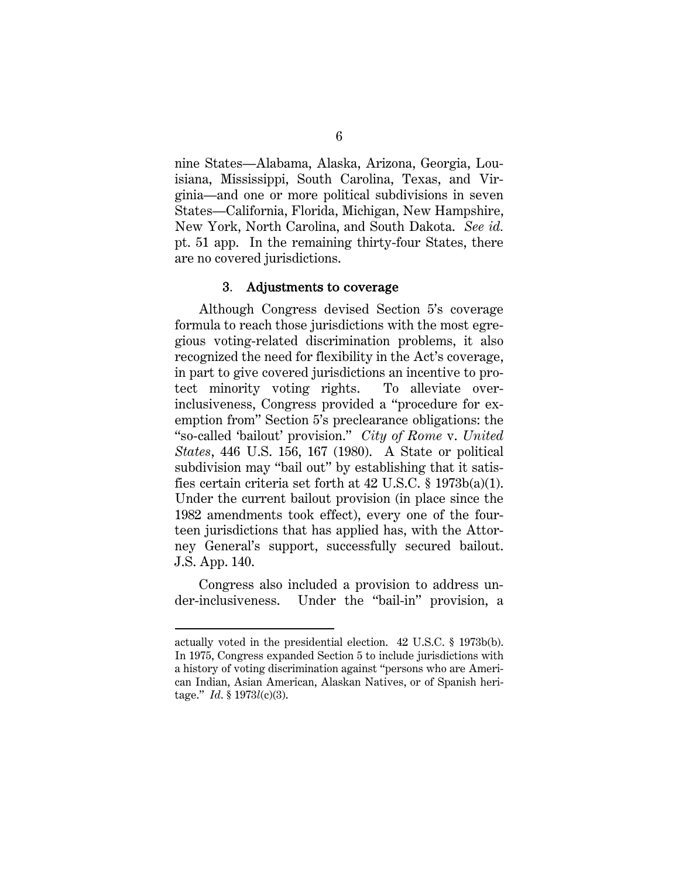nine States—Alabama, Alaska, Arizona, Georgia, Louisiana, Mississippi, South Carolina, Texas, and Virginia—and one or more political subdivisions in seven States—California, Florida, Michigan, New Hampshire, New York, North Carolina, and South Dakota. *See id.* pt. 51 app. In the remaining thirty-four States, there are no covered jurisdictions.

### 3. Adjustments to coverage

Although Congress devised Section 5's coverage formula to reach those jurisdictions with the most egregious voting-related discrimination problems, it also recognized the need for flexibility in the Act's coverage, in part to give covered jurisdictions an incentive to protect minority voting rights. To alleviate over-inclusiveness, Congress provided a "procedure for exemption from" Section 5's preclearance obligations: the "so-called 'bailout' provision." *City of Rome* v. *United States*, 446 U.S. 156, 167 (1980). A State or political subdivision may "bail out" by establishing that it satisfies certain criteria set forth at 42 U.S.C. § 1973b(a)(1). Under the current bailout provision (in place since the 1982 amendments took effect), every one of the fourteen jurisdictions that has applied has, with the Attorney General's support, successfully secured bailout. J.S. App. 140.

Congress also included a provision to address under-inclusiveness. Under the "bail-in" provision, a

---

actually voted in the presidential election. 42 U.S.C. § 1973b(b). In 1975, Congress expanded Section 5 to include jurisdictions with a history of voting discrimination against "persons who are American Indian, Asian American, Alaskan Natives, or of Spanish heritage." *Id.* § 1973*l*(c)(3).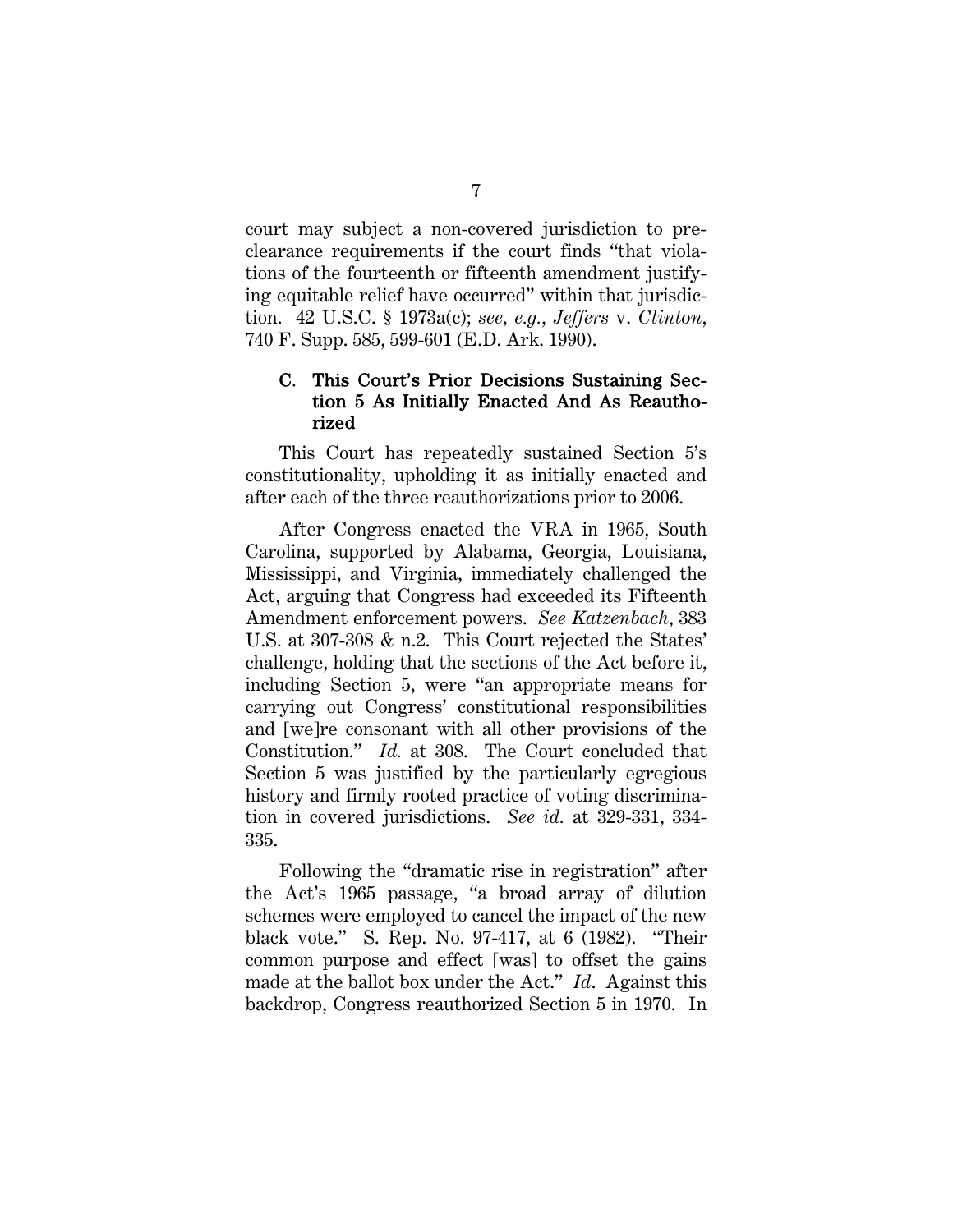court may subject a non-covered jurisdiction to preclearance requirements if the court finds "that violations of the fourteenth or fifteenth amendment justifying equitable relief have occurred" within that jurisdiction. 42 U.S.C. § 1973a(c); *see, e.g.*, *Jeffers* v. *Clinton*, 740 F. Supp. 585, 599-601 (E.D. Ark. 1990).

### C. This Court's Prior Decisions Sustaining Section 5 As Initially Enacted And As Reauthorized

This Court has repeatedly sustained Section 5's constitutionality, upholding it as initially enacted and after each of the three reauthorizations prior to 2006.

After Congress enacted the VRA in 1965, South Carolina, supported by Alabama, Georgia, Louisiana, Mississippi, and Virginia, immediately challenged the Act, arguing that Congress had exceeded its Fifteenth Amendment enforcement powers. *See Katzenbach*, 383 U.S. at 307-308 & n.2. This Court rejected the States' challenge, holding that the sections of the Act before it, including Section 5, were "an appropriate means for carrying out Congress' constitutional responsibilities and [we]re consonant with all other provisions of the Constitution." *Id.* at 308. The Court concluded that Section 5 was justified by the particularly egregious history and firmly rooted practice of voting discrimination in covered jurisdictions. *See id.* at 329-331, 334-335.

Following the "dramatic rise in registration" after the Act's 1965 passage, "a broad array of dilution schemes were employed to cancel the impact of the new black vote." S. Rep. No. 97-417, at 6 (1982). "Their common purpose and effect [was] to offset the gains made at the ballot box under the Act." *Id.* Against this backdrop, Congress reauthorized Section 5 in 1970. In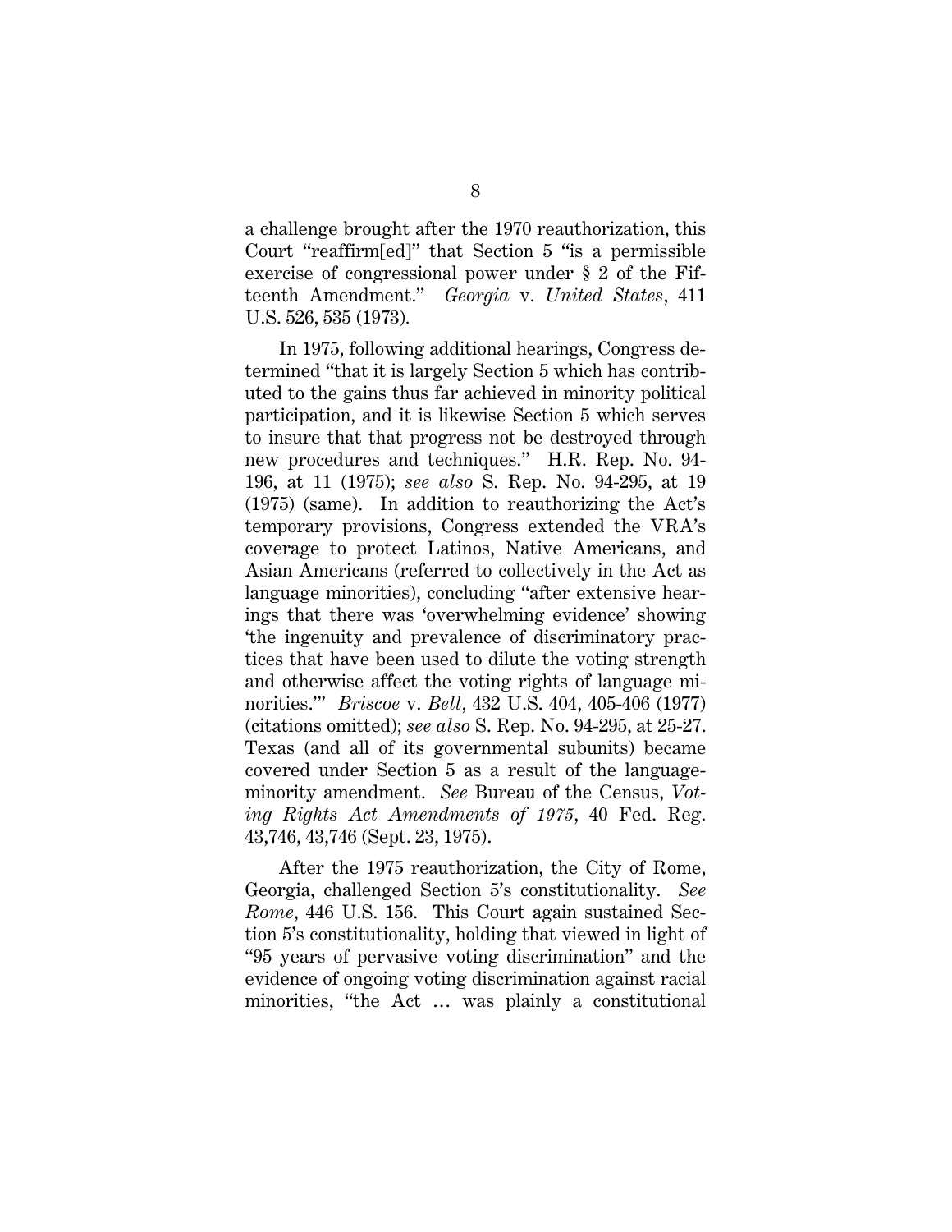a challenge brought after the 1970 reauthorization, this Court "reaffirm[ed]" that Section 5 "is a permissible exercise of congressional power under § 2 of the Fifteenth Amendment." *Georgia* v. *United States*, 411 U.S. 526, 535 (1973).

In 1975, following additional hearings, Congress determined "that it is largely Section 5 which has contributed to the gains thus far achieved in minority political participation, and it is likewise Section 5 which serves to insure that that progress not be destroyed through new procedures and techniques." H.R. Rep. No. 94-196, at 11 (1975); *see also* S. Rep. No. 94-295, at 19 (1975) (same). In addition to reauthorizing the Act's temporary provisions, Congress extended the VRA's coverage to protect Latinos, Native Americans, and Asian Americans (referred to collectively in the Act as language minorities), concluding "after extensive hearings that there was 'overwhelming evidence' showing 'the ingenuity and prevalence of discriminatory practices that have been used to dilute the voting strength and otherwise affect the voting rights of language minorities.'" *Briscoe* v. *Bell*, 432 U.S. 404, 405-406 (1977) (citations omitted); *see also* S. Rep. No. 94-295, at 25-27. Texas (and all of its governmental subunits) became covered under Section 5 as a result of the language-minority amendment. *See* Bureau of the Census, *Voting Rights Act Amendments of 1975*, 40 Fed. Reg. 43,746, 43,746 (Sept. 23, 1975).

After the 1975 reauthorization, the City of Rome, Georgia, challenged Section 5's constitutionality. *See Rome*, 446 U.S. 156. This Court again sustained Section 5's constitutionality, holding that viewed in light of "95 years of pervasive voting discrimination" and the evidence of ongoing voting discrimination against racial minorities, "the Act … was plainly a constitutional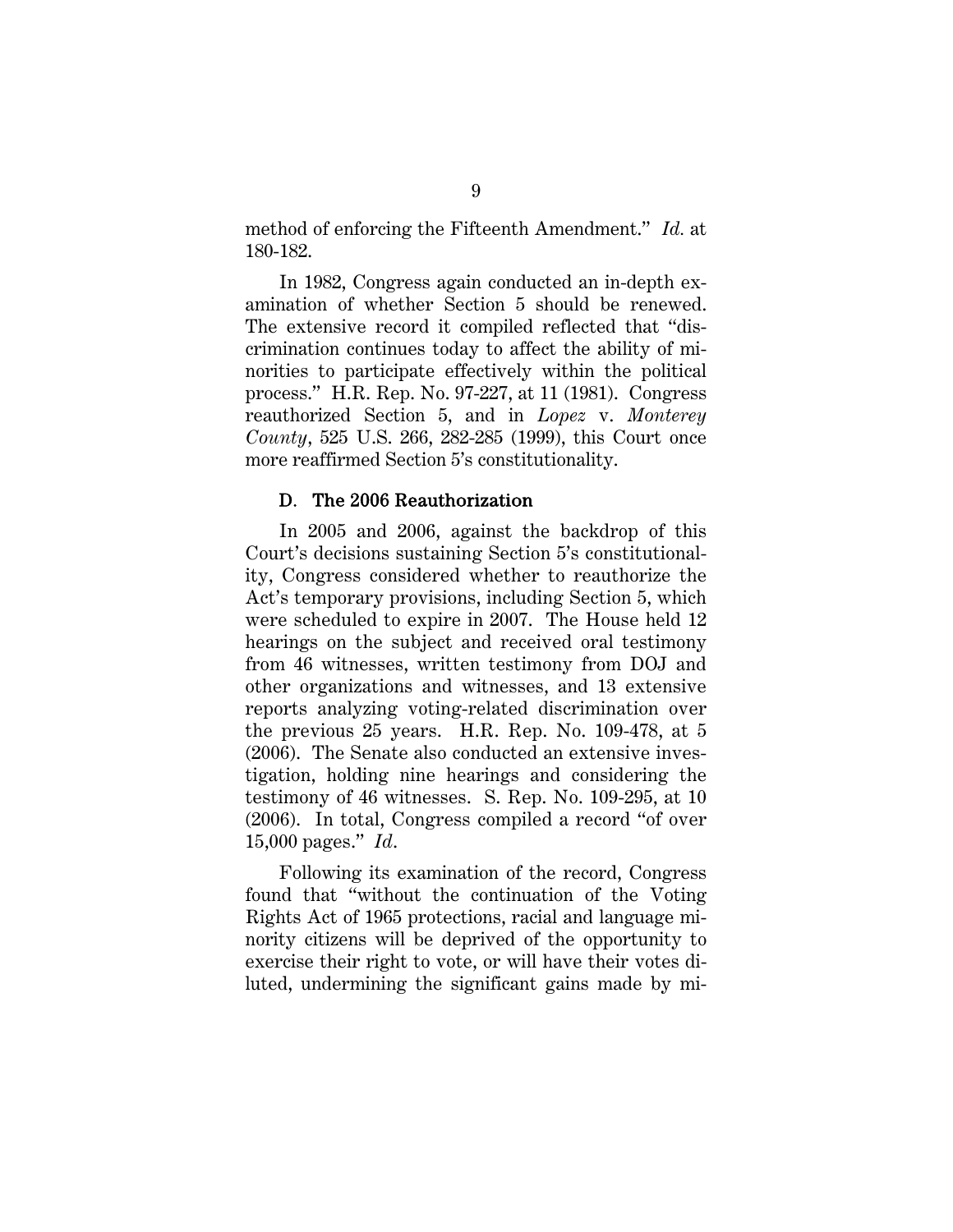method of enforcing the Fifteenth Amendment." *Id.* at 180-182.

In 1982, Congress again conducted an in-depth examination of whether Section 5 should be renewed. The extensive record it compiled reflected that "discrimination continues today to affect the ability of minorities to participate effectively within the political process." H.R. Rep. No. 97-227, at 11 (1981). Congress reauthorized Section 5, and in *Lopez* v. *Monterey County*, 525 U.S. 266, 282-285 (1999), this Court once more reaffirmed Section 5's constitutionality.

### D. The 2006 Reauthorization

In 2005 and 2006, against the backdrop of this Court's decisions sustaining Section 5's constitutionality, Congress considered whether to reauthorize the Act's temporary provisions, including Section 5, which were scheduled to expire in 2007. The House held 12 hearings on the subject and received oral testimony from 46 witnesses, written testimony from DOJ and other organizations and witnesses, and 13 extensive reports analyzing voting-related discrimination over the previous 25 years. H.R. Rep. No. 109-478, at 5 (2006). The Senate also conducted an extensive investigation, holding nine hearings and considering the testimony of 46 witnesses. S. Rep. No. 109-295, at 10 (2006). In total, Congress compiled a record "of over 15,000 pages." *Id.*

Following its examination of the record, Congress found that "without the continuation of the Voting Rights Act of 1965 protections, racial and language minority citizens will be deprived of the opportunity to exercise their right to vote, or will have their votes diluted, undermining the significant gains made by mi-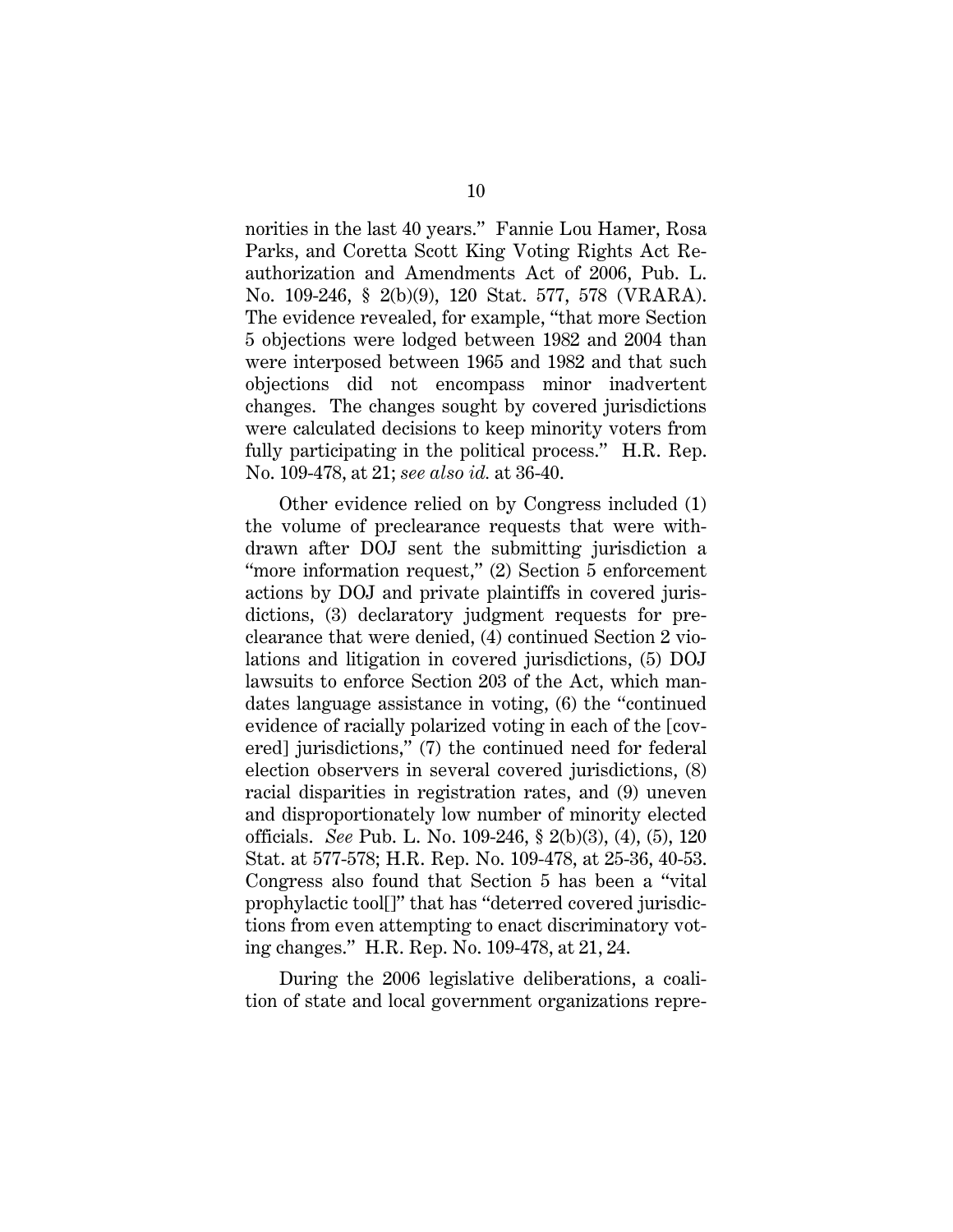norities in the last 40 years." Fannie Lou Hamer, Rosa Parks, and Coretta Scott King Voting Rights Act Reauthorization and Amendments Act of 2006, Pub. L. No. 109-246, § 2(b)(9), 120 Stat. 577, 578 (VRARA). The evidence revealed, for example, "that more Section 5 objections were lodged between 1982 and 2004 than were interposed between 1965 and 1982 and that such objections did not encompass minor inadvertent changes. The changes sought by covered jurisdictions were calculated decisions to keep minority voters from fully participating in the political process." H.R. Rep. No. 109-478, at 21; *see also id.* at 36-40.

Other evidence relied on by Congress included (1) the volume of preclearance requests that were withdrawn after DOJ sent the submitting jurisdiction a "more information request," (2) Section 5 enforcement actions by DOJ and private plaintiffs in covered jurisdictions, (3) declaratory judgment requests for preclearance that were denied, (4) continued Section 2 violations and litigation in covered jurisdictions, (5) DOJ lawsuits to enforce Section 203 of the Act, which mandates language assistance in voting, (6) the "continued evidence of racially polarized voting in each of the [covered] jurisdictions," (7) the continued need for federal election observers in several covered jurisdictions, (8) racial disparities in registration rates, and (9) uneven and disproportionately low number of minority elected officials. *See* Pub. L. No. 109-246, § 2(b)(3), (4), (5), 120 Stat. at 577-578; H.R. Rep. No. 109-478, at 25-36, 40-53. Congress also found that Section 5 has been a "vital prophylactic tool[]" that has "deterred covered jurisdictions from even attempting to enact discriminatory voting changes." H.R. Rep. No. 109-478, at 21, 24.

During the 2006 legislative deliberations, a coalition of state and local government organizations repre-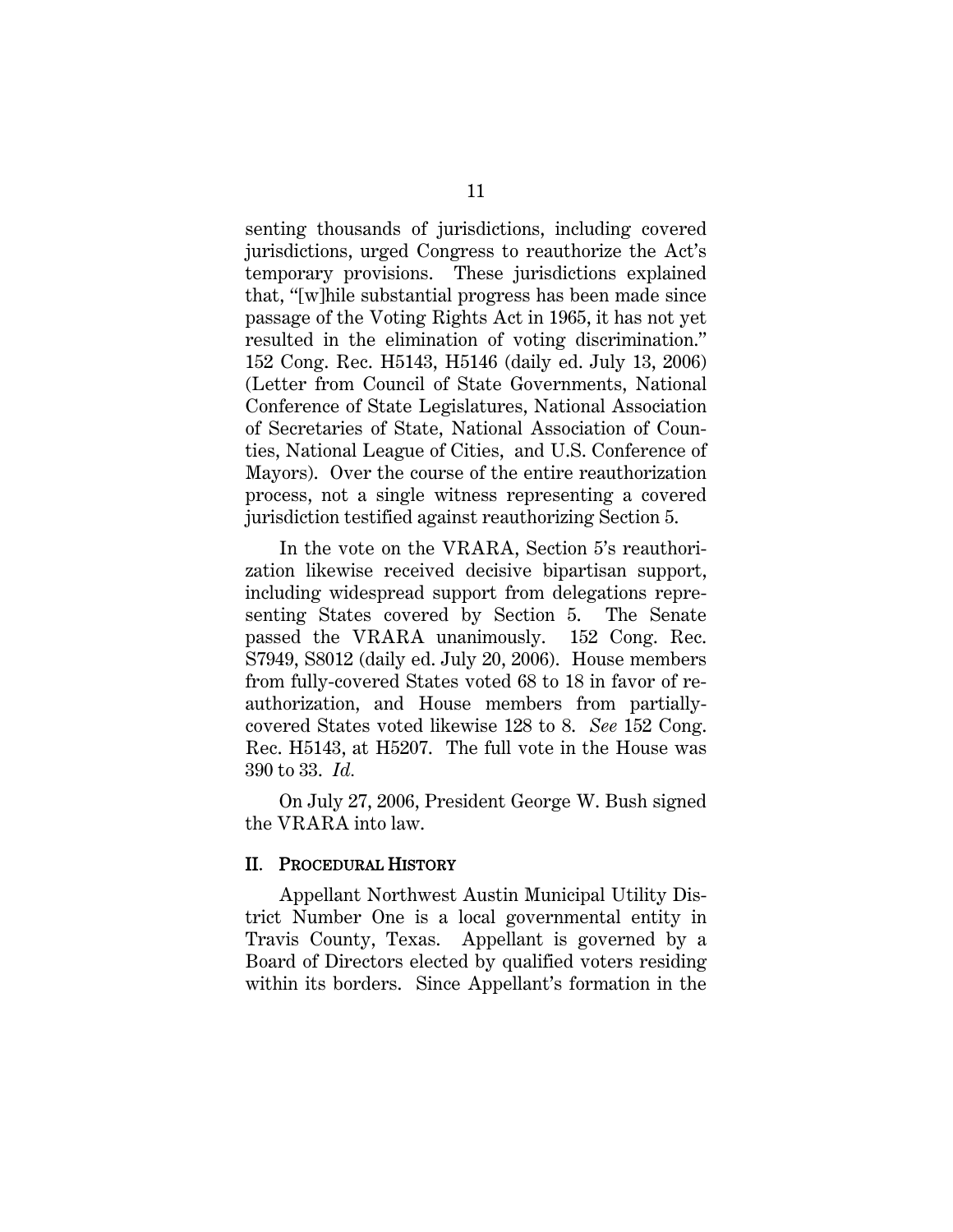senting thousands of jurisdictions, including covered jurisdictions, urged Congress to reauthorize the Act's temporary provisions. These jurisdictions explained that, "[w]hile substantial progress has been made since passage of the Voting Rights Act in 1965, it has not yet resulted in the elimination of voting discrimination." 152 Cong. Rec. H5143, H5146 (daily ed. July 13, 2006) (Letter from Council of State Governments, National Conference of State Legislatures, National Association of Secretaries of State, National Association of Counties, National League of Cities, and U.S. Conference of Mayors). Over the course of the entire reauthorization process, not a single witness representing a covered jurisdiction testified against reauthorizing Section 5.

In the vote on the VRARA, Section 5's reauthorization likewise received decisive bipartisan support, including widespread support from delegations representing States covered by Section 5. The Senate passed the VRARA unanimously. 152 Cong. Rec. S7949, S8012 (daily ed. July 20, 2006). House members from fully-covered States voted 68 to 18 in favor of reauthorization, and House members from partially-covered States voted likewise 128 to 8. *See* 152 Cong. Rec. H5143, at H5207. The full vote in the House was 390 to 33. *Id.*

On July 27, 2006, President George W. Bush signed the VRARA into law.

## II. PROCEDURAL HISTORY

Appellant Northwest Austin Municipal Utility District Number One is a local governmental entity in Travis County, Texas. Appellant is governed by a Board of Directors elected by qualified voters residing within its borders. Since Appellant's formation in the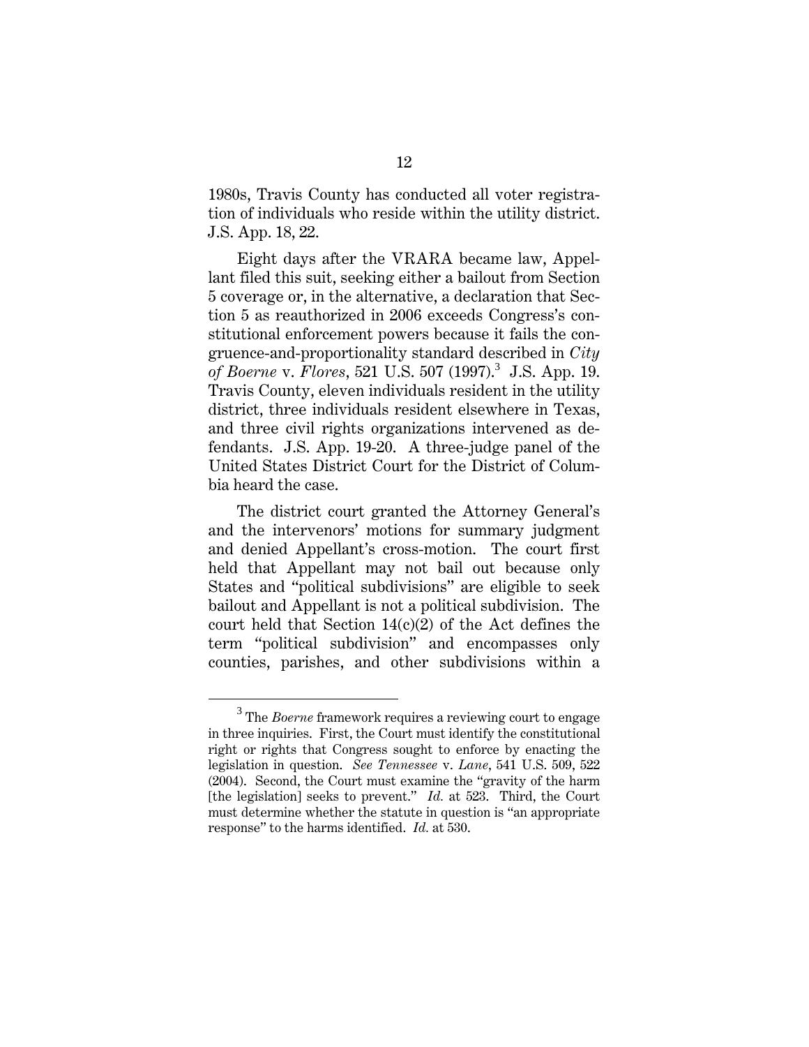1980s, Travis County has conducted all voter registration of individuals who reside within the utility district. J.S. App. 18, 22.

Eight days after the VRARA became law, Appellant filed this suit, seeking either a bailout from Section 5 coverage or, in the alternative, a declaration that Section 5 as reauthorized in 2006 exceeds Congress's constitutional enforcement powers because it fails the congruence-and-proportionality standard described in *City of Boerne* v. *Flores*, 521 U.S. 507 (1997).[3] J.S. App. 19. Travis County, eleven individuals resident in the utility district, three individuals resident elsewhere in Texas, and three civil rights organizations intervened as defendants. J.S. App. 19-20. A three-judge panel of the United States District Court for the District of Columbia heard the case.

The district court granted the Attorney General's and the intervenors' motions for summary judgment and denied Appellant's cross-motion. The court first held that Appellant may not bail out because only States and "political subdivisions" are eligible to seek bailout and Appellant is not a political subdivision. The court held that Section 14(c)(2) of the Act defines the term "political subdivision" and encompasses only counties, parishes, and other subdivisions within a

---

[3] The *Boerne* framework requires a reviewing court to engage in three inquiries. First, the Court must identify the constitutional right or rights that Congress sought to enforce by enacting the legislation in question. *See Tennessee* v. *Lane*, 541 U.S. 509, 522 (2004). Second, the Court must examine the "gravity of the harm [the legislation] seeks to prevent." *Id.* at 523. Third, the Court must determine whether the statute in question is "an appropriate response" to the harms identified. *Id.* at 530.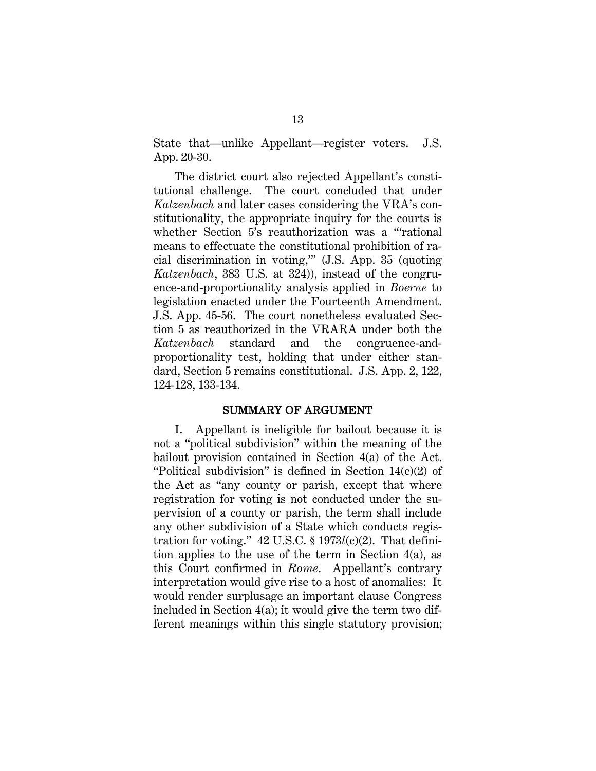State that—unlike Appellant—register voters. J.S. App. 20-30.

The district court also rejected Appellant's constitutional challenge. The court concluded that under *Katzenbach* and later cases considering the VRA's constitutionality, the appropriate inquiry for the courts is whether Section 5's reauthorization was a "'rational means to effectuate the constitutional prohibition of racial discrimination in voting,'" (J.S. App. 35 (quoting *Katzenbach*, 383 U.S. at 324)), instead of the congruence-and-proportionality analysis applied in *Boerne* to legislation enacted under the Fourteenth Amendment. J.S. App. 45-56. The court nonetheless evaluated Section 5 as reauthorized in the VRARA under both the *Katzenbach* standard and the congruence-and-proportionality test, holding that under either standard, Section 5 remains constitutional. J.S. App. 2, 122, 124-128, 133-134.

## SUMMARY OF ARGUMENT

I. Appellant is ineligible for bailout because it is not a "political subdivision" within the meaning of the bailout provision contained in Section 4(a) of the Act. "Political subdivision" is defined in Section 14(c)(2) of the Act as "any county or parish, except that where registration for voting is not conducted under the supervision of a county or parish, the term shall include any other subdivision of a State which conducts registration for voting." 42 U.S.C. § 1973*l*(c)(2). That definition applies to the use of the term in Section 4(a), as this Court confirmed in *Rome*. Appellant's contrary interpretation would give rise to a host of anomalies: It would render surplusage an important clause Congress included in Section 4(a); it would give the term two different meanings within this single statutory provision;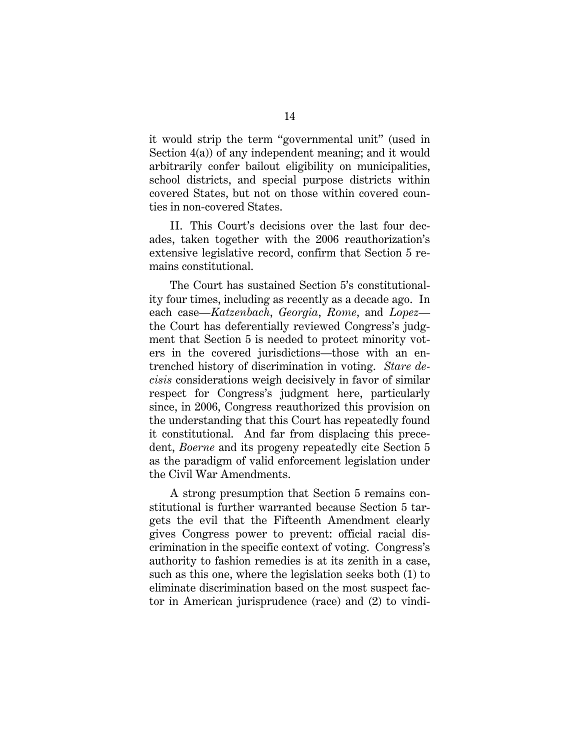it would strip the term "governmental unit" (used in Section 4(a)) of any independent meaning; and it would arbitrarily confer bailout eligibility on municipalities, school districts, and special purpose districts within covered States, but not on those within covered counties in non-covered States.

II. This Court's decisions over the last four decades, taken together with the 2006 reauthorization's extensive legislative record, confirm that Section 5 remains constitutional.

The Court has sustained Section 5's constitutionality four times, including as recently as a decade ago. In each case—*Katzenbach*, *Georgia*, *Rome*, and *Lopez*—the Court has deferentially reviewed Congress's judgment that Section 5 is needed to protect minority voters in the covered jurisdictions—those with an entrenched history of discrimination in voting. *Stare decisis* considerations weigh decisively in favor of similar respect for Congress's judgment here, particularly since, in 2006, Congress reauthorized this provision on the understanding that this Court has repeatedly found it constitutional. And far from displacing this precedent, *Boerne* and its progeny repeatedly cite Section 5 as the paradigm of valid enforcement legislation under the Civil War Amendments.

A strong presumption that Section 5 remains constitutional is further warranted because Section 5 targets the evil that the Fifteenth Amendment clearly gives Congress power to prevent: official racial discrimination in the specific context of voting. Congress's authority to fashion remedies is at its zenith in a case, such as this one, where the legislation seeks both (1) to eliminate discrimination based on the most suspect factor in American jurisprudence (race) and (2) to vindi-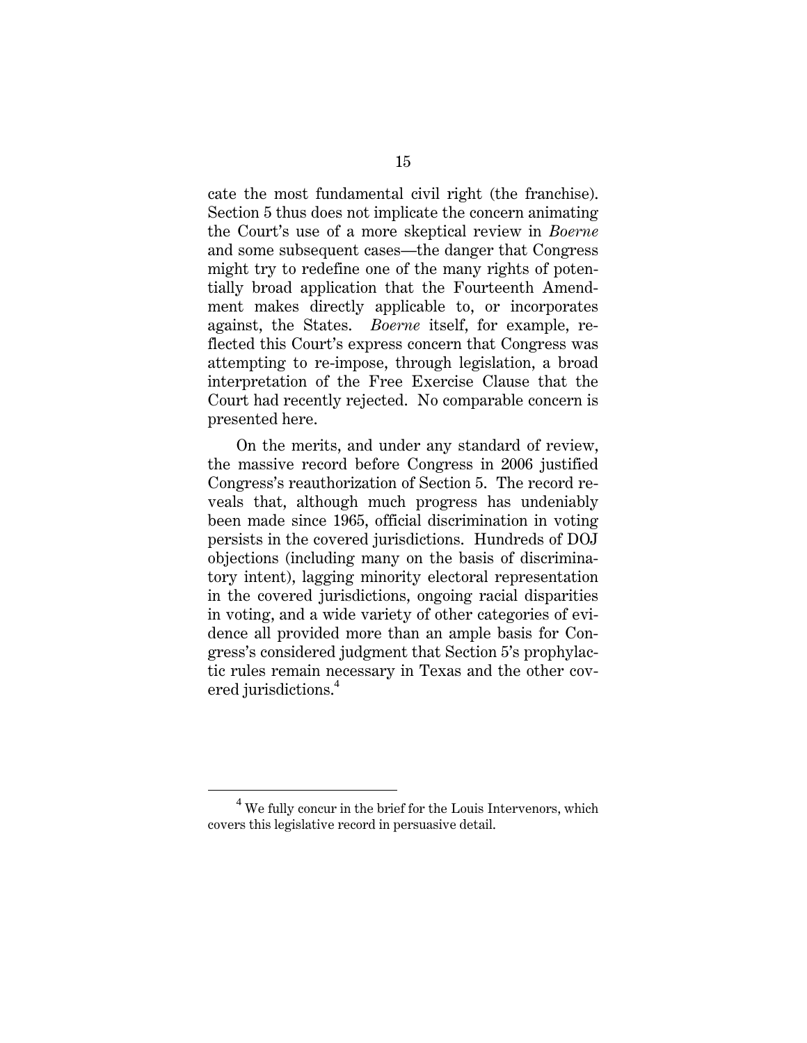cate the most fundamental civil right (the franchise). Section 5 thus does not implicate the concern animating the Court's use of a more skeptical review in *Boerne* and some subsequent cases—the danger that Congress might try to redefine one of the many rights of potentially broad application that the Fourteenth Amendment makes directly applicable to, or incorporates against, the States. *Boerne* itself, for example, reflected this Court's express concern that Congress was attempting to re-impose, through legislation, a broad interpretation of the Free Exercise Clause that the Court had recently rejected. No comparable concern is presented here.

On the merits, and under any standard of review, the massive record before Congress in 2006 justified Congress's reauthorization of Section 5. The record reveals that, although much progress has undeniably been made since 1965, official discrimination in voting persists in the covered jurisdictions. Hundreds of DOJ objections (including many on the basis of discriminatory intent), lagging minority electoral representation in the covered jurisdictions, ongoing racial disparities in voting, and a wide variety of other categories of evidence all provided more than an ample basis for Congress's considered judgment that Section 5's prophylactic rules remain necessary in Texas and the other covered jurisdictions.[4]

[4] We fully concur in the brief for the Louis Intervenors, which covers this legislative record in persuasive detail.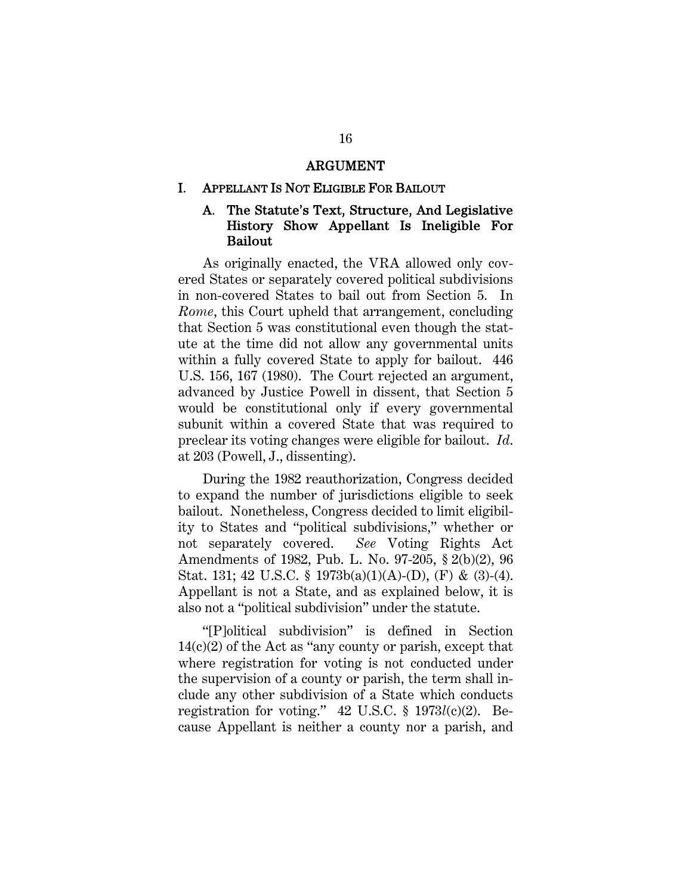# ARGUMENT

## I. APPELLANT IS NOT ELIGIBLE FOR BAILOUT

### A. The Statute's Text, Structure, And Legislative History Show Appellant Is Ineligible For Bailout

As originally enacted, the VRA allowed only covered States or separately covered political subdivisions in non-covered States to bail out from Section 5. In *Rome*, this Court upheld that arrangement, concluding that Section 5 was constitutional even though the statute at the time did not allow any governmental units within a fully covered State to apply for bailout. 446 U.S. 156, 167 (1980). The Court rejected an argument, advanced by Justice Powell in dissent, that Section 5 would be constitutional only if every governmental subunit within a covered State that was required to preclear its voting changes were eligible for bailout. *Id.* at 203 (Powell, J., dissenting).

During the 1982 reauthorization, Congress decided to expand the number of jurisdictions eligible to seek bailout. Nonetheless, Congress decided to limit eligibility to States and "political subdivisions," whether or not separately covered. *See* Voting Rights Act Amendments of 1982, Pub. L. No. 97-205, § 2(b)(2), 96 Stat. 131; 42 U.S.C. § 1973b(a)(1)(A)-(D), (F) & (3)-(4). Appellant is not a State, and as explained below, it is also not a "political subdivision" under the statute.

"[P]olitical subdivision" is defined in Section 14(c)(2) of the Act as "any county or parish, except that where registration for voting is not conducted under the supervision of a county or parish, the term shall include any other subdivision of a State which conducts registration for voting." 42 U.S.C. § 1973*l*(c)(2). Because Appellant is neither a county nor a parish, and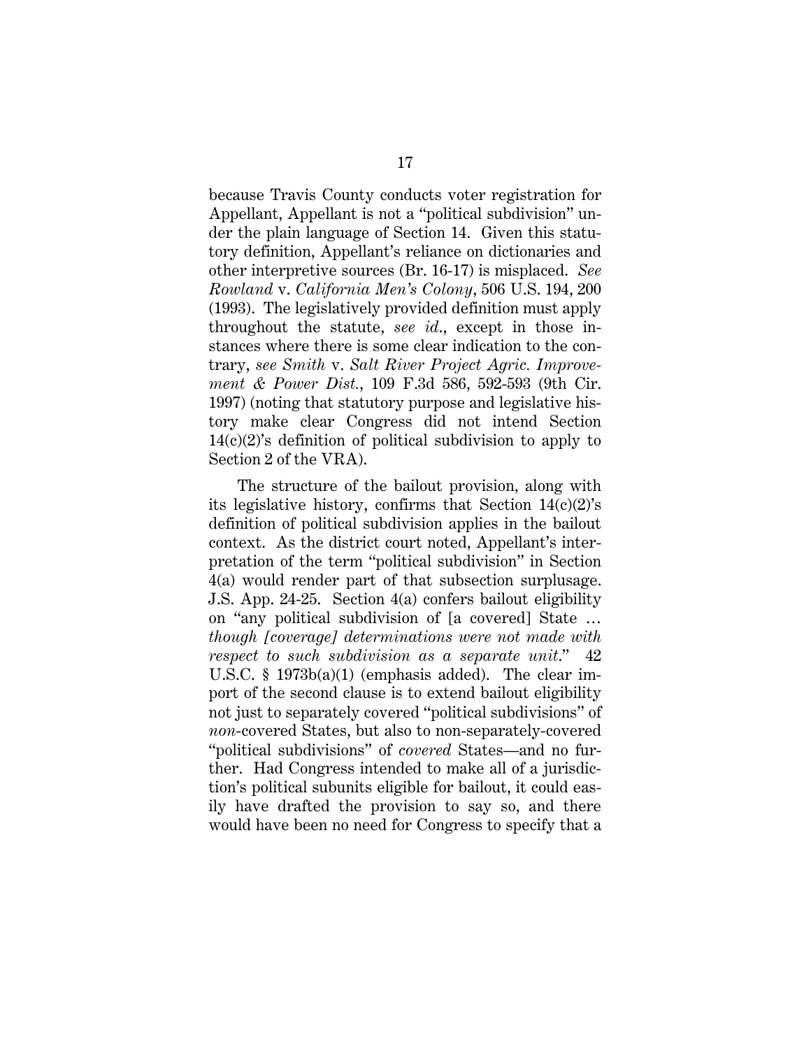because Travis County conducts voter registration for Appellant, Appellant is not a "political subdivision" under the plain language of Section 14. Given this statutory definition, Appellant's reliance on dictionaries and other interpretive sources (Br. 16-17) is misplaced. *See Rowland* v. *California Men's Colony*, 506 U.S. 194, 200 (1993). The legislatively provided definition must apply throughout the statute, *see id.*, except in those instances where there is some clear indication to the contrary, *see Smith* v. *Salt River Project Agric. Improvement & Power Dist.*, 109 F.3d 586, 592-593 (9th Cir. 1997) (noting that statutory purpose and legislative history make clear Congress did not intend Section 14(c)(2)'s definition of political subdivision to apply to Section 2 of the VRA).

The structure of the bailout provision, along with its legislative history, confirms that Section 14(c)(2)'s definition of political subdivision applies in the bailout context. As the district court noted, Appellant's interpretation of the term "political subdivision" in Section 4(a) would render part of that subsection surplusage. J.S. App. 24-25. Section 4(a) confers bailout eligibility on "any political subdivision of [a covered] State … *though [coverage] determinations were not made with respect to such subdivision as a separate unit*." 42 U.S.C. § 1973b(a)(1) (emphasis added). The clear import of the second clause is to extend bailout eligibility not just to separately covered "political subdivisions" of *non*-covered States, but also to non-separately-covered "political subdivisions" of *covered* States—and no further. Had Congress intended to make all of a jurisdiction's political subunits eligible for bailout, it could easily have drafted the provision to say so, and there would have been no need for Congress to specify that a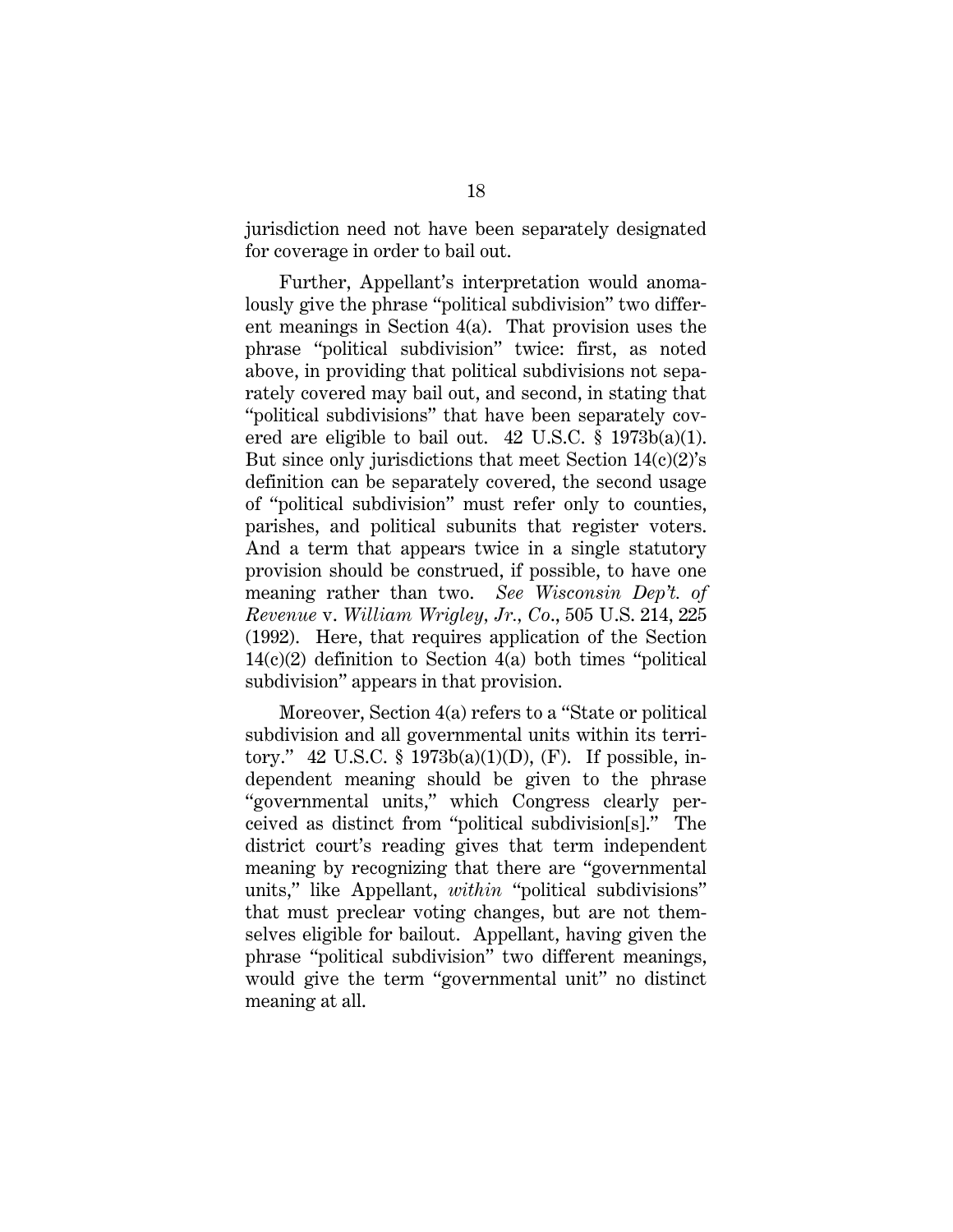jurisdiction need not have been separately designated for coverage in order to bail out.

Further, Appellant's interpretation would anomalously give the phrase "political subdivision" two different meanings in Section 4(a). That provision uses the phrase "political subdivision" twice: first, as noted above, in providing that political subdivisions not separately covered may bail out, and second, in stating that "political subdivisions" that have been separately covered are eligible to bail out. 42 U.S.C. § 1973b(a)(1). But since only jurisdictions that meet Section 14(c)(2)'s definition can be separately covered, the second usage of "political subdivision" must refer only to counties, parishes, and political subunits that register voters. And a term that appears twice in a single statutory provision should be construed, if possible, to have one meaning rather than two. *See Wisconsin Dep't. of Revenue* v. *William Wrigley, Jr., Co*., 505 U.S. 214, 225 (1992). Here, that requires application of the Section 14(c)(2) definition to Section 4(a) both times "political subdivision" appears in that provision.

Moreover, Section 4(a) refers to a "State or political subdivision and all governmental units within its territory." 42 U.S.C. § 1973b(a)(1)(D), (F). If possible, independent meaning should be given to the phrase "governmental units," which Congress clearly perceived as distinct from "political subdivision[s]." The district court's reading gives that term independent meaning by recognizing that there are "governmental units," like Appellant, *within* "political subdivisions" that must preclear voting changes, but are not themselves eligible for bailout. Appellant, having given the phrase "political subdivision" two different meanings, would give the term "governmental unit" no distinct meaning at all.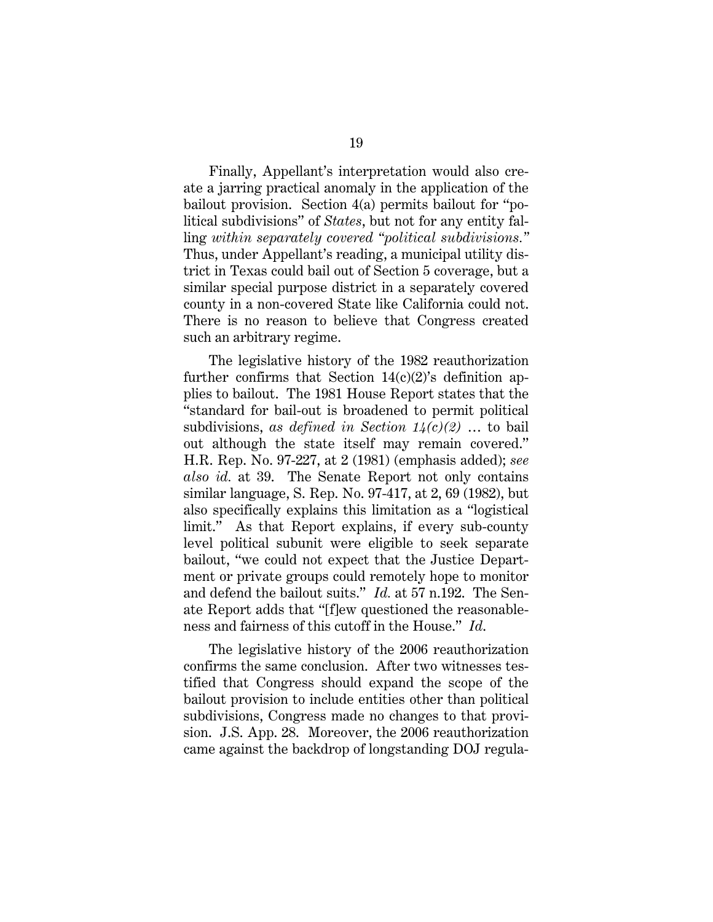Finally, Appellant's interpretation would also create a jarring practical anomaly in the application of the bailout provision. Section 4(a) permits bailout for "political subdivisions" of *States*, but not for any entity falling *within separately covered "political subdivisions."* Thus, under Appellant's reading, a municipal utility district in Texas could bail out of Section 5 coverage, but a similar special purpose district in a separately covered county in a non-covered State like California could not. There is no reason to believe that Congress created such an arbitrary regime.

The legislative history of the 1982 reauthorization further confirms that Section 14(c)(2)'s definition applies to bailout. The 1981 House Report states that the "standard for bail-out is broadened to permit political subdivisions, *as defined in Section 14(c)(2)* … to bail out although the state itself may remain covered." H.R. Rep. No. 97-227, at 2 (1981) (emphasis added); *see also id.* at 39. The Senate Report not only contains similar language, S. Rep. No. 97-417, at 2, 69 (1982), but also specifically explains this limitation as a "logistical limit." As that Report explains, if every sub-county level political subunit were eligible to seek separate bailout, "we could not expect that the Justice Department or private groups could remotely hope to monitor and defend the bailout suits." *Id.* at 57 n.192. The Senate Report adds that "[f]ew questioned the reasonableness and fairness of this cutoff in the House." *Id.*

The legislative history of the 2006 reauthorization confirms the same conclusion. After two witnesses testified that Congress should expand the scope of the bailout provision to include entities other than political subdivisions, Congress made no changes to that provision. J.S. App. 28. Moreover, the 2006 reauthorization came against the backdrop of longstanding DOJ regula-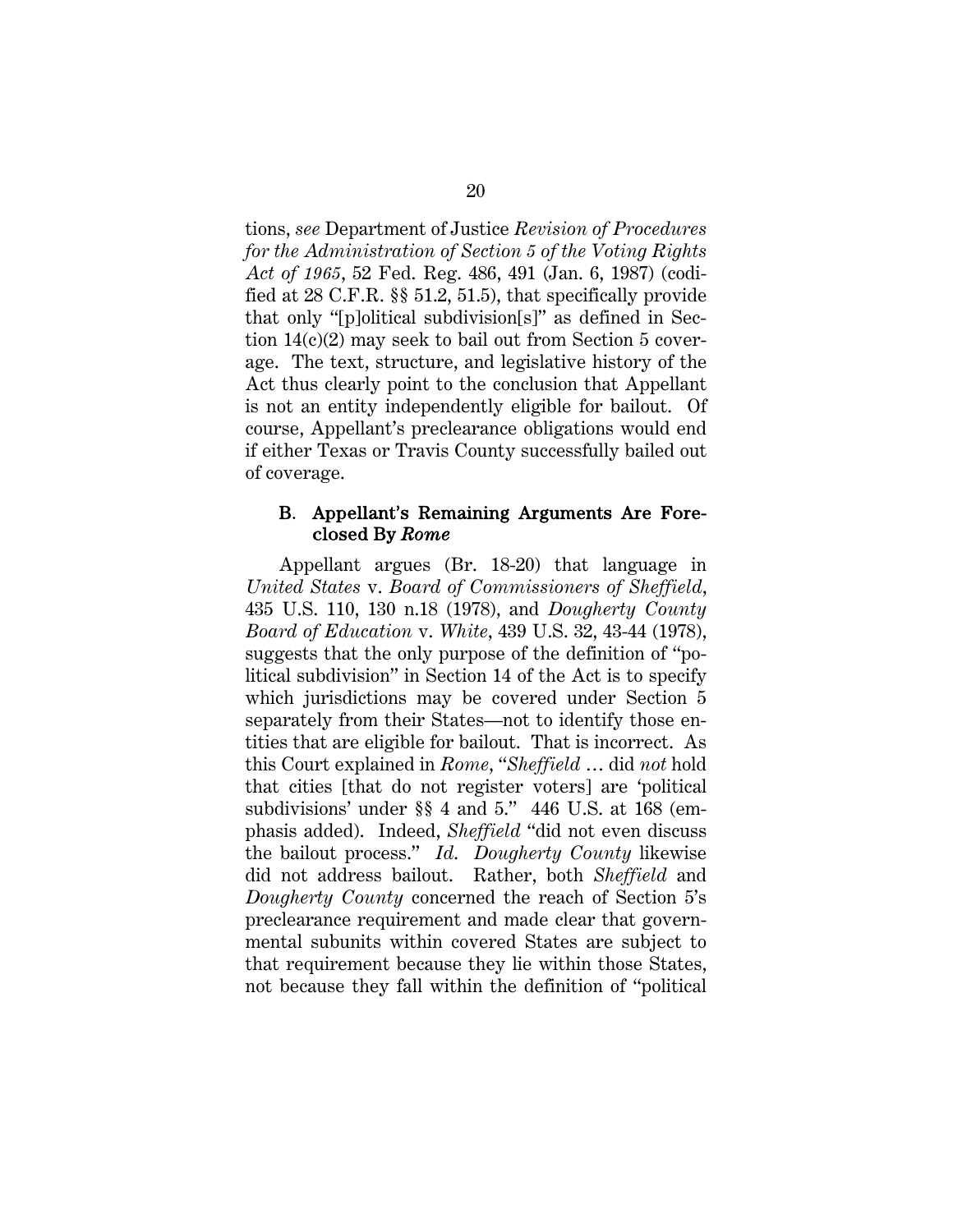tions, *see* Department of Justice *Revision of Procedures for the Administration of Section 5 of the Voting Rights Act of 1965*, 52 Fed. Reg. 486, 491 (Jan. 6, 1987) (codified at 28 C.F.R. §§ 51.2, 51.5), that specifically provide that only "[p]olitical subdivision[s]" as defined in Section 14(c)(2) may seek to bail out from Section 5 coverage. The text, structure, and legislative history of the Act thus clearly point to the conclusion that Appellant is not an entity independently eligible for bailout. Of course, Appellant's preclearance obligations would end if either Texas or Travis County successfully bailed out of coverage.

### B. Appellant's Remaining Arguments Are Foreclosed By *Rome*

Appellant argues (Br. 18-20) that language in *United States* v. *Board of Commissioners of Sheffield*, 435 U.S. 110, 130 n.18 (1978), and *Dougherty County Board of Education* v. *White*, 439 U.S. 32, 43-44 (1978), suggests that the only purpose of the definition of "political subdivision" in Section 14 of the Act is to specify which jurisdictions may be covered under Section 5 separately from their States—not to identify those entities that are eligible for bailout. That is incorrect. As this Court explained in *Rome*, "*Sheffield* … did *not* hold that cities [that do not register voters] are 'political subdivisions' under §§ 4 and 5." 446 U.S. at 168 (emphasis added). Indeed, *Sheffield* "did not even discuss the bailout process." *Id.* *Dougherty County* likewise did not address bailout. Rather, both *Sheffield* and *Dougherty County* concerned the reach of Section 5's preclearance requirement and made clear that governmental subunits within covered States are subject to that requirement because they lie within those States, not because they fall within the definition of "political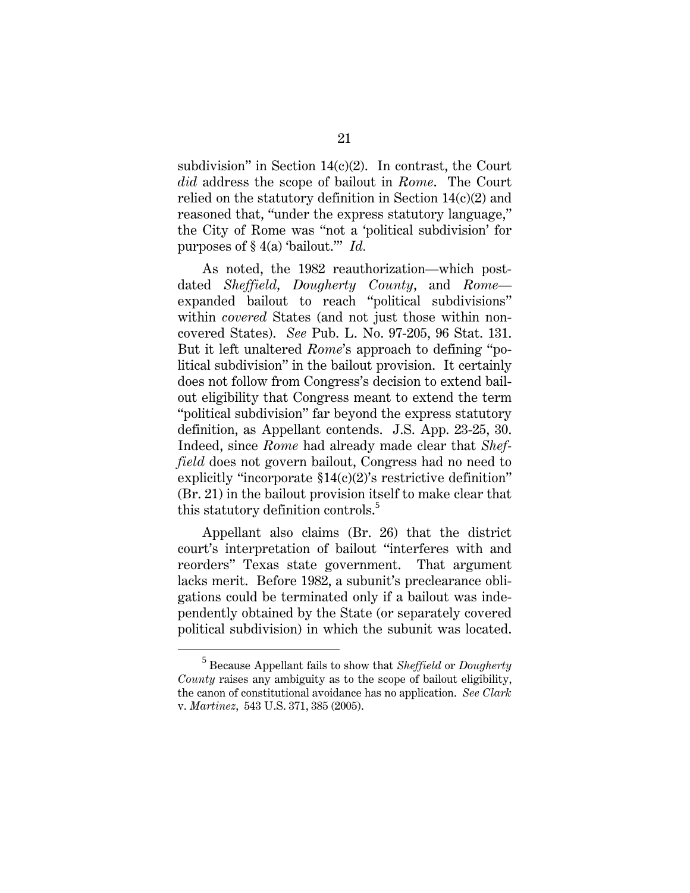subdivision" in Section 14(c)(2). In contrast, the Court *did* address the scope of bailout in *Rome*. The Court relied on the statutory definition in Section 14(c)(2) and reasoned that, "under the express statutory language," the City of Rome was "not a 'political subdivision' for purposes of § 4(a) 'bailout.'" *Id.*

As noted, the 1982 reauthorization—which post-dated *Sheffield, Dougherty County*, and *Rome*—expanded bailout to reach "political subdivisions" within *covered* States (and not just those within non-covered States). *See* Pub. L. No. 97-205, 96 Stat. 131. But it left unaltered *Rome*'s approach to defining "political subdivision" in the bailout provision. It certainly does not follow from Congress's decision to extend bailout eligibility that Congress meant to extend the term "political subdivision" far beyond the express statutory definition, as Appellant contends. J.S. App. 23-25, 30. Indeed, since *Rome* had already made clear that *Sheffield* does not govern bailout, Congress had no need to explicitly "incorporate §14(c)(2)'s restrictive definition" (Br. 21) in the bailout provision itself to make clear that this statutory definition controls.[5]

Appellant also claims (Br. 26) that the district court's interpretation of bailout "interferes with and reorders" Texas state government. That argument lacks merit. Before 1982, a subunit's preclearance obligations could be terminated only if a bailout was independently obtained by the State (or separately covered political subdivision) in which the subunit was located.

[5] Because Appellant fails to show that *Sheffield* or *Dougherty County* raises any ambiguity as to the scope of bailout eligibility, the canon of constitutional avoidance has no application. *See Clark* v. *Martinez*, 543 U.S. 371, 385 (2005).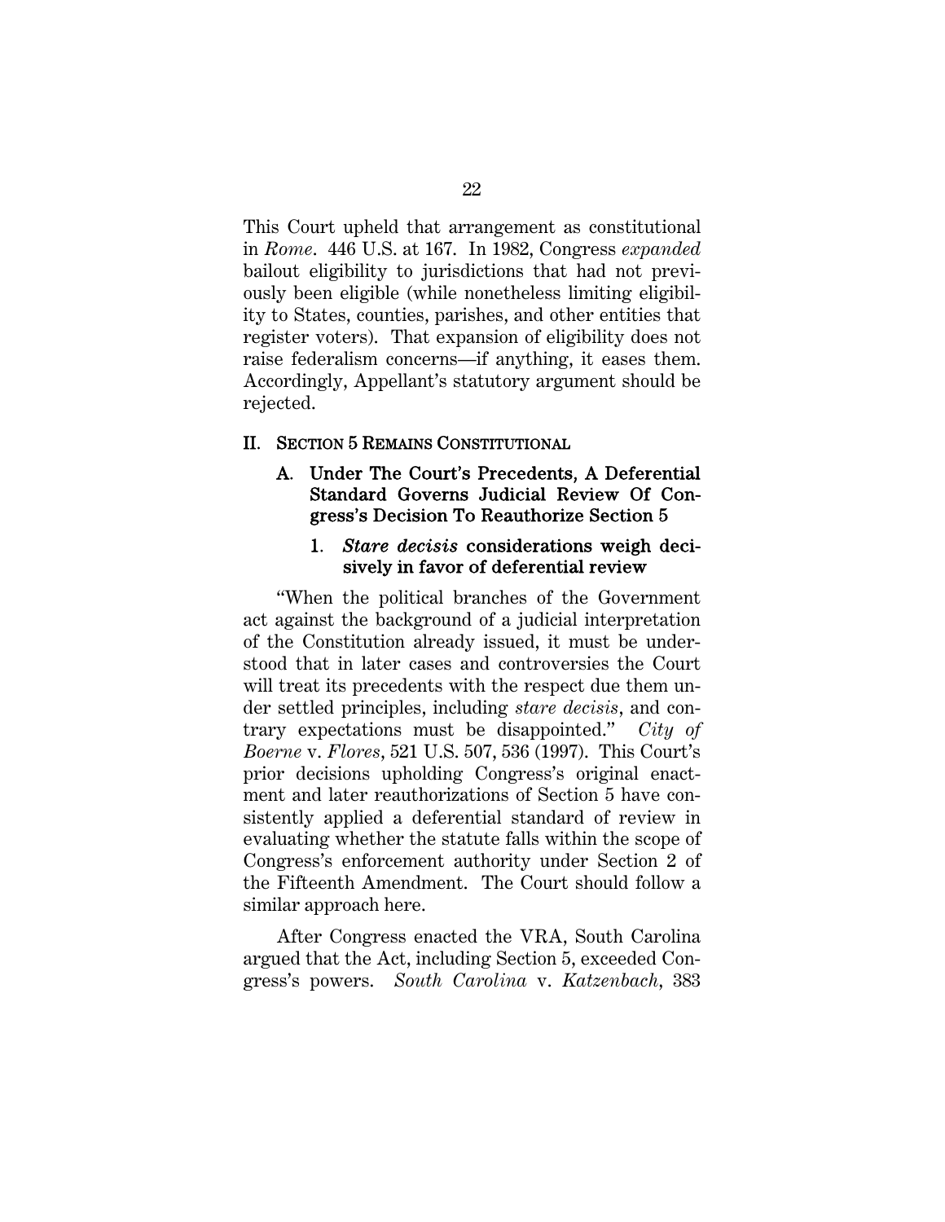This Court upheld that arrangement as constitutional in *Rome*. 446 U.S. at 167. In 1982, Congress *expanded* bailout eligibility to jurisdictions that had not previously been eligible (while nonetheless limiting eligibility to States, counties, parishes, and other entities that register voters). That expansion of eligibility does not raise federalism concerns—if anything, it eases them. Accordingly, Appellant's statutory argument should be rejected.

## II. SECTION 5 REMAINS CONSTITUTIONAL

### A. Under The Court's Precedents, A Deferential Standard Governs Judicial Review Of Congress's Decision To Reauthorize Section 5

#### 1. *Stare decisis* considerations weigh decisively in favor of deferential review

"When the political branches of the Government act against the background of a judicial interpretation of the Constitution already issued, it must be understood that in later cases and controversies the Court will treat its precedents with the respect due them under settled principles, including *stare decisis*, and contrary expectations must be disappointed." *City of Boerne* v. *Flores*, 521 U.S. 507, 536 (1997). This Court's prior decisions upholding Congress's original enactment and later reauthorizations of Section 5 have consistently applied a deferential standard of review in evaluating whether the statute falls within the scope of Congress's enforcement authority under Section 2 of the Fifteenth Amendment. The Court should follow a similar approach here.

After Congress enacted the VRA, South Carolina argued that the Act, including Section 5, exceeded Congress's powers. *South Carolina* v. *Katzenbach*, 383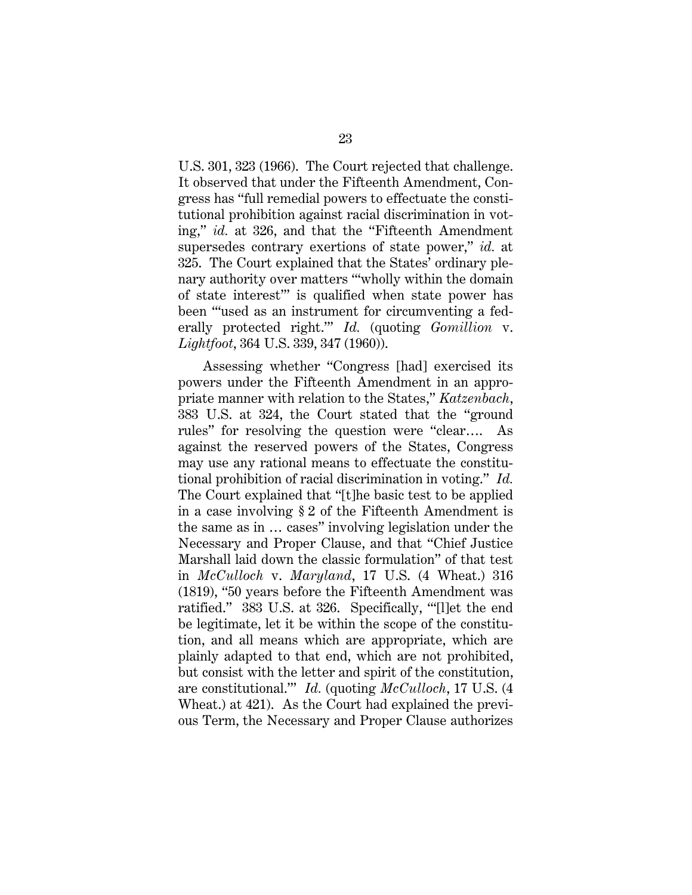U.S. 301, 323 (1966). The Court rejected that challenge. It observed that under the Fifteenth Amendment, Congress has "full remedial powers to effectuate the constitutional prohibition against racial discrimination in voting," *id.* at 326, and that the "Fifteenth Amendment supersedes contrary exertions of state power," *id.* at 325. The Court explained that the States' ordinary plenary authority over matters "'wholly within the domain of state interest'" is qualified when state power has been "'used as an instrument for circumventing a federally protected right.'" *Id.* (quoting *Gomillion* v. *Lightfoot*, 364 U.S. 339, 347 (1960)).

Assessing whether "Congress [had] exercised its powers under the Fifteenth Amendment in an appropriate manner with relation to the States," *Katzenbach*, 383 U.S. at 324, the Court stated that the "ground rules" for resolving the question were "clear.... As against the reserved powers of the States, Congress may use any rational means to effectuate the constitutional prohibition of racial discrimination in voting." *Id.* The Court explained that "[t]he basic test to be applied in a case involving § 2 of the Fifteenth Amendment is the same as in … cases" involving legislation under the Necessary and Proper Clause, and that "Chief Justice Marshall laid down the classic formulation" of that test in *McCulloch* v. *Maryland*, 17 U.S. (4 Wheat.) 316 (1819), "50 years before the Fifteenth Amendment was ratified." 383 U.S. at 326. Specifically, "'[l]et the end be legitimate, let it be within the scope of the constitution, and all means which are appropriate, which are plainly adapted to that end, which are not prohibited, but consist with the letter and spirit of the constitution, are constitutional.'" *Id.* (quoting *McCulloch*, 17 U.S. (4 Wheat.) at 421). As the Court had explained the previous Term, the Necessary and Proper Clause authorizes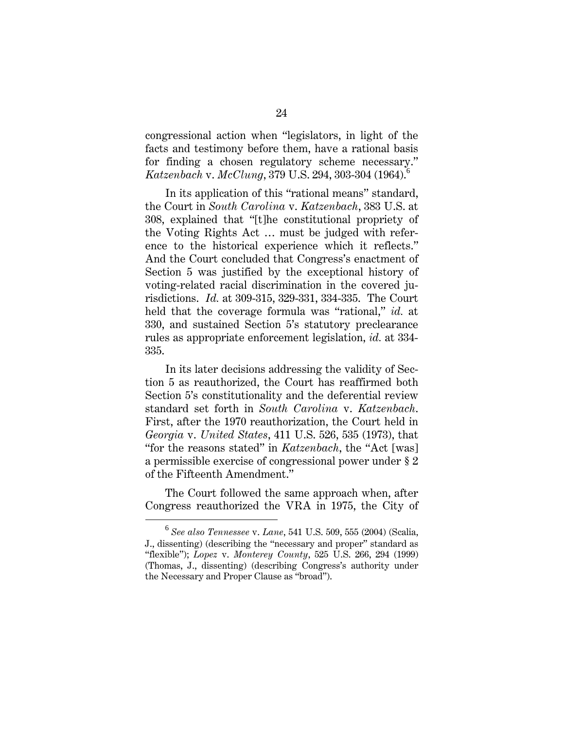congressional action when "legislators, in light of the facts and testimony before them, have a rational basis for finding a chosen regulatory scheme necessary." *Katzenbach* v. *McClung*, 379 U.S. 294, 303-304 (1964).[6]

In its application of this "rational means" standard, the Court in *South Carolina* v. *Katzenbach*, 383 U.S. at 308, explained that "[t]he constitutional propriety of the Voting Rights Act … must be judged with reference to the historical experience which it reflects." And the Court concluded that Congress's enactment of Section 5 was justified by the exceptional history of voting-related racial discrimination in the covered jurisdictions. *Id.* at 309-315, 329-331, 334-335. The Court held that the coverage formula was "rational," *id.* at 330, and sustained Section 5's statutory preclearance rules as appropriate enforcement legislation, *id.* at 334-335.

In its later decisions addressing the validity of Section 5 as reauthorized, the Court has reaffirmed both Section 5's constitutionality and the deferential review standard set forth in *South Carolina* v. *Katzenbach*. First, after the 1970 reauthorization, the Court held in *Georgia* v. *United States*, 411 U.S. 526, 535 (1973), that "for the reasons stated" in *Katzenbach*, the "Act [was] a permissible exercise of congressional power under § 2 of the Fifteenth Amendment."

The Court followed the same approach when, after Congress reauthorized the VRA in 1975, the City of

[6] *See also Tennessee* v. *Lane*, 541 U.S. 509, 555 (2004) (Scalia, J., dissenting) (describing the "necessary and proper" standard as "flexible"); *Lopez* v. *Monterey County*, 525 U.S. 266, 294 (1999) (Thomas, J., dissenting) (describing Congress's authority under the Necessary and Proper Clause as "broad").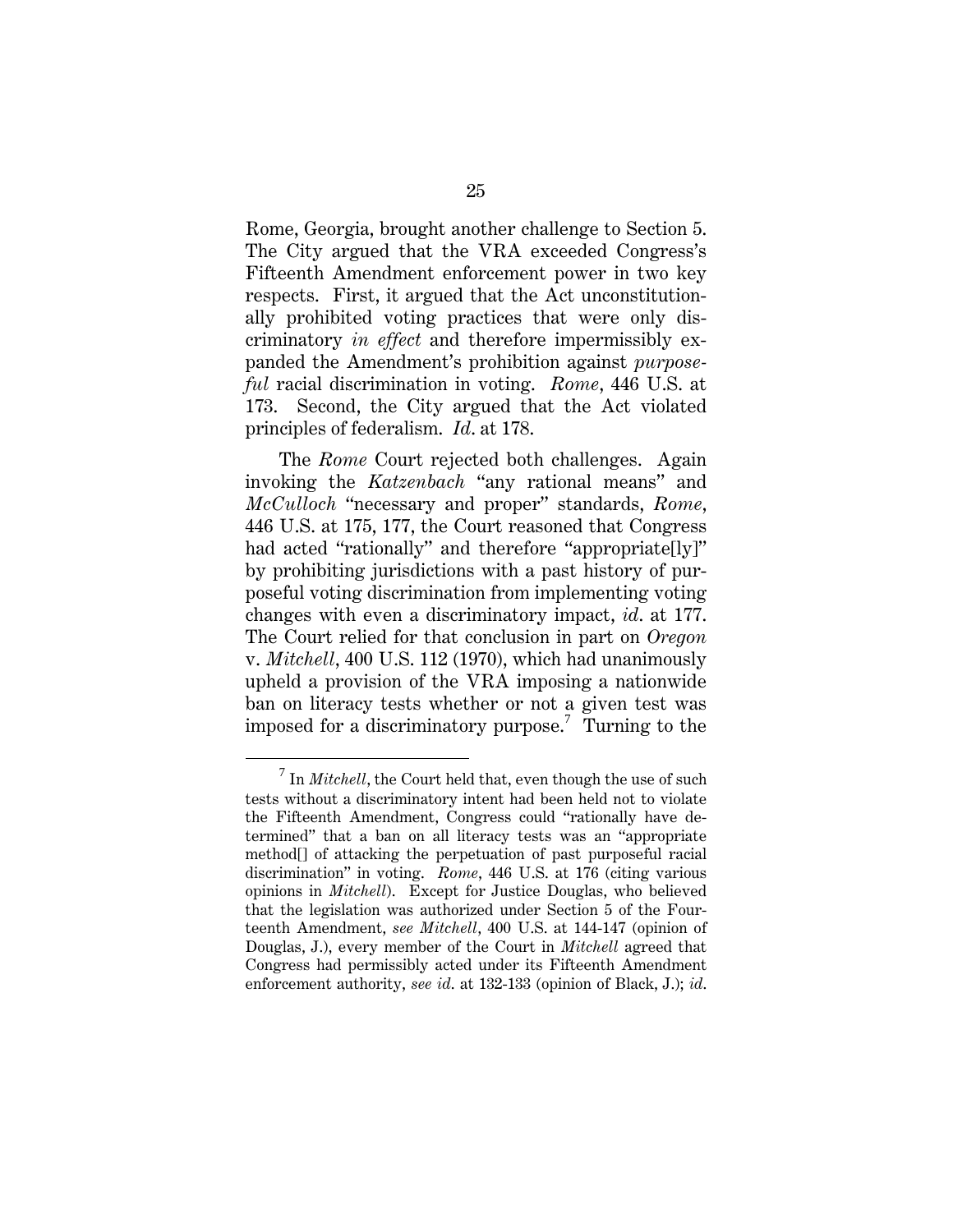Rome, Georgia, brought another challenge to Section 5. The City argued that the VRA exceeded Congress's Fifteenth Amendment enforcement power in two key respects. First, it argued that the Act unconstitutionally prohibited voting practices that were only discriminatory *in effect* and therefore impermissibly expanded the Amendment's prohibition against *purposeful* racial discrimination in voting. *Rome*, 446 U.S. at 173. Second, the City argued that the Act violated principles of federalism. *Id.* at 178.

The *Rome* Court rejected both challenges. Again invoking the *Katzenbach* "any rational means" and *McCulloch* "necessary and proper" standards, *Rome*, 446 U.S. at 175, 177, the Court reasoned that Congress had acted "rationally" and therefore "appropriate[ly]" by prohibiting jurisdictions with a past history of purposeful voting discrimination from implementing voting changes with even a discriminatory impact, *id.* at 177. The Court relied for that conclusion in part on *Oregon* v. *Mitchell*, 400 U.S. 112 (1970), which had unanimously upheld a provision of the VRA imposing a nationwide ban on literacy tests whether or not a given test was imposed for a discriminatory purpose.[7] Turning to the

[7] In *Mitchell*, the Court held that, even though the use of such tests without a discriminatory intent had been held not to violate the Fifteenth Amendment, Congress could "rationally have determined" that a ban on all literacy tests was an "appropriate method[] of attacking the perpetuation of past purposeful racial discrimination" in voting. *Rome*, 446 U.S. at 176 (citing various opinions in *Mitchell*). Except for Justice Douglas, who believed that the legislation was authorized under Section 5 of the Fourteenth Amendment, *see Mitchell*, 400 U.S. at 144-147 (opinion of Douglas, J.), every member of the Court in *Mitchell* agreed that Congress had permissibly acted under its Fifteenth Amendment enforcement authority, *see id.* at 132-133 (opinion of Black, J.); *id.*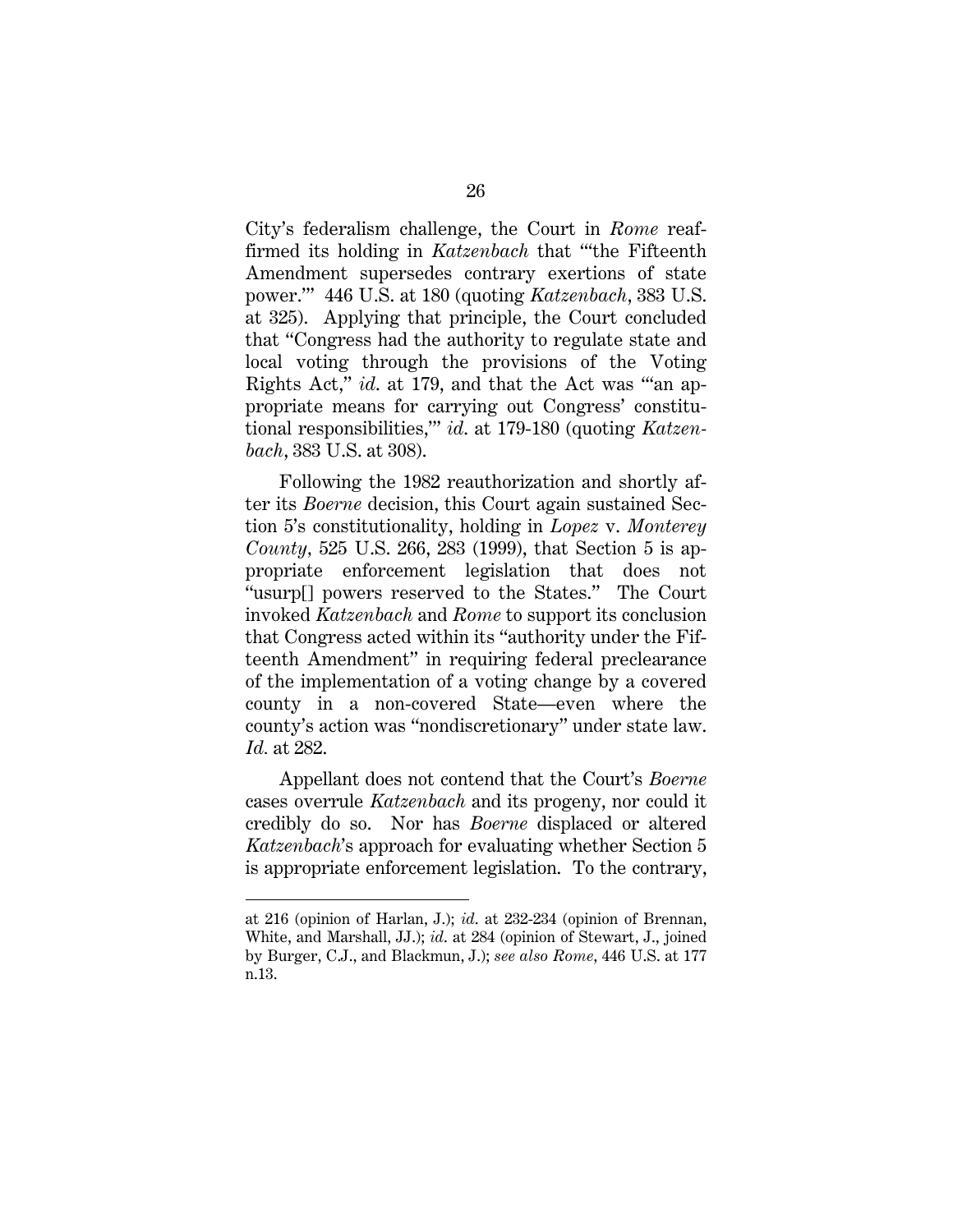City's federalism challenge, the Court in *Rome* reaffirmed its holding in *Katzenbach* that "'the Fifteenth Amendment supersedes contrary exertions of state power.'" 446 U.S. at 180 (quoting *Katzenbach*, 383 U.S. at 325). Applying that principle, the Court concluded that "Congress had the authority to regulate state and local voting through the provisions of the Voting Rights Act," *id*. at 179, and that the Act was "'an appropriate means for carrying out Congress' constitutional responsibilities,'" *id*. at 179-180 (quoting *Katzenbach*, 383 U.S. at 308).

Following the 1982 reauthorization and shortly after its *Boerne* decision, this Court again sustained Section 5's constitutionality, holding in *Lopez* v. *Monterey County*, 525 U.S. 266, 283 (1999), that Section 5 is appropriate enforcement legislation that does not "usurp[] powers reserved to the States." The Court invoked *Katzenbach* and *Rome* to support its conclusion that Congress acted within its "authority under the Fifteenth Amendment" in requiring federal preclearance of the implementation of a voting change by a covered county in a non-covered State—even where the county's action was "nondiscretionary" under state law. *Id*. at 282.

Appellant does not contend that the Court's *Boerne* cases overrule *Katzenbach* and its progeny, nor could it credibly do so. Nor has *Boerne* displaced or altered *Katzenbach*'s approach for evaluating whether Section 5 is appropriate enforcement legislation. To the contrary,

---

at 216 (opinion of Harlan, J.); *id*. at 232-234 (opinion of Brennan, White, and Marshall, JJ.); *id*. at 284 (opinion of Stewart, J., joined by Burger, C.J., and Blackmun, J.); *see also Rome*, 446 U.S. at 177 n.13.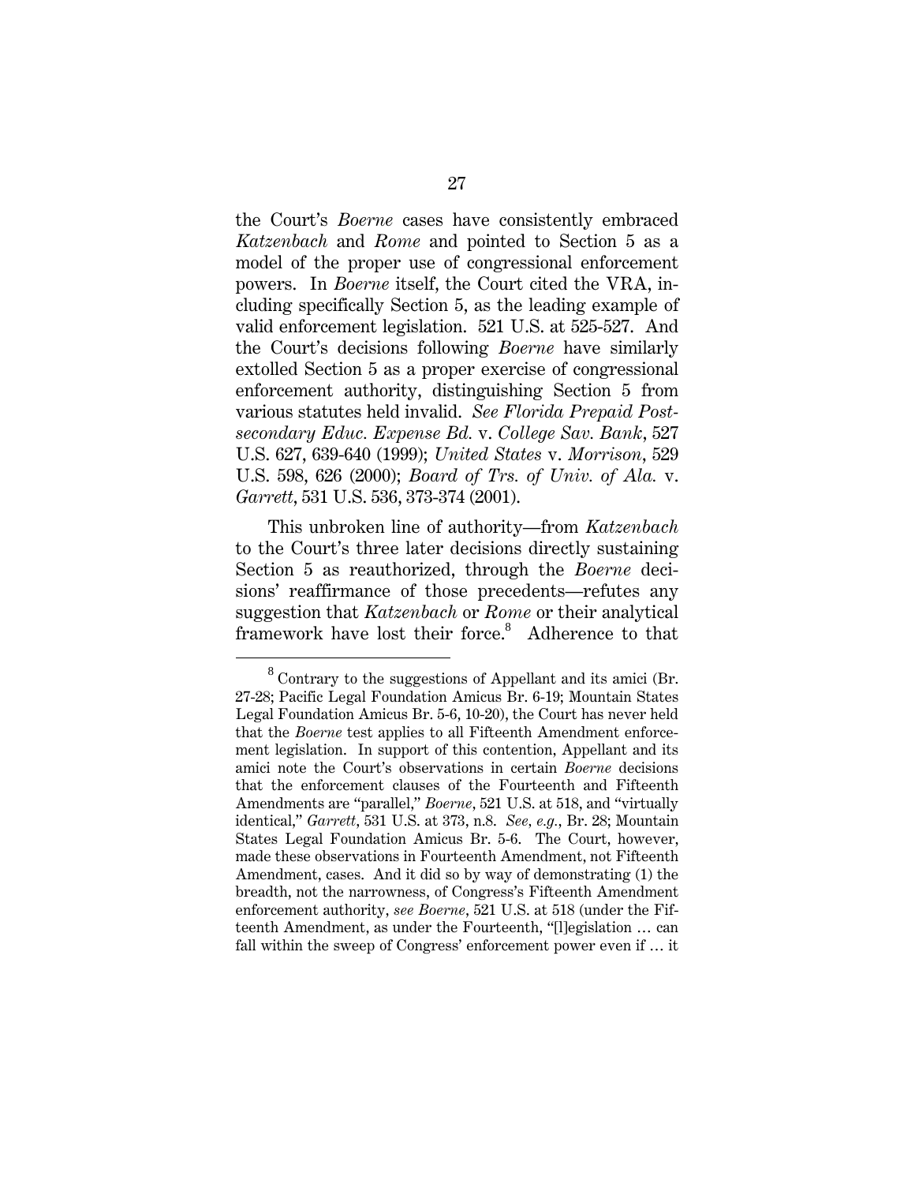the Court's *Boerne* cases have consistently embraced *Katzenbach* and *Rome* and pointed to Section 5 as a model of the proper use of congressional enforcement powers. In *Boerne* itself, the Court cited the VRA, including specifically Section 5, as the leading example of valid enforcement legislation. 521 U.S. at 525-527. And the Court's decisions following *Boerne* have similarly extolled Section 5 as a proper exercise of congressional enforcement authority, distinguishing Section 5 from various statutes held invalid. *See Florida Prepaid Postsecondary Educ. Expense Bd.* v. *College Sav. Bank*, 527 U.S. 627, 639-640 (1999); *United States* v. *Morrison*, 529 U.S. 598, 626 (2000); *Board of Trs. of Univ. of Ala.* v. *Garrett*, 531 U.S. 536, 373-374 (2001).

This unbroken line of authority—from *Katzenbach* to the Court's three later decisions directly sustaining Section 5 as reauthorized, through the *Boerne* decisions' reaffirmance of those precedents—refutes any suggestion that *Katzenbach* or *Rome* or their analytical framework have lost their force.[8] Adherence to that

[8] Contrary to the suggestions of Appellant and its amici (Br. 27-28; Pacific Legal Foundation Amicus Br. 6-19; Mountain States Legal Foundation Amicus Br. 5-6, 10-20), the Court has never held that the *Boerne* test applies to all Fifteenth Amendment enforcement legislation. In support of this contention, Appellant and its amici note the Court's observations in certain *Boerne* decisions that the enforcement clauses of the Fourteenth and Fifteenth Amendments are "parallel," *Boerne*, 521 U.S. at 518, and "virtually identical," *Garrett*, 531 U.S. at 373, n.8. *See, e.g.*, Br. 28; Mountain States Legal Foundation Amicus Br. 5-6. The Court, however, made these observations in Fourteenth Amendment, not Fifteenth Amendment, cases. And it did so by way of demonstrating (1) the breadth, not the narrowness, of Congress's Fifteenth Amendment enforcement authority, *see Boerne*, 521 U.S. at 518 (under the Fifteenth Amendment, as under the Fourteenth, "[l]egislation … can fall within the sweep of Congress' enforcement power even if … it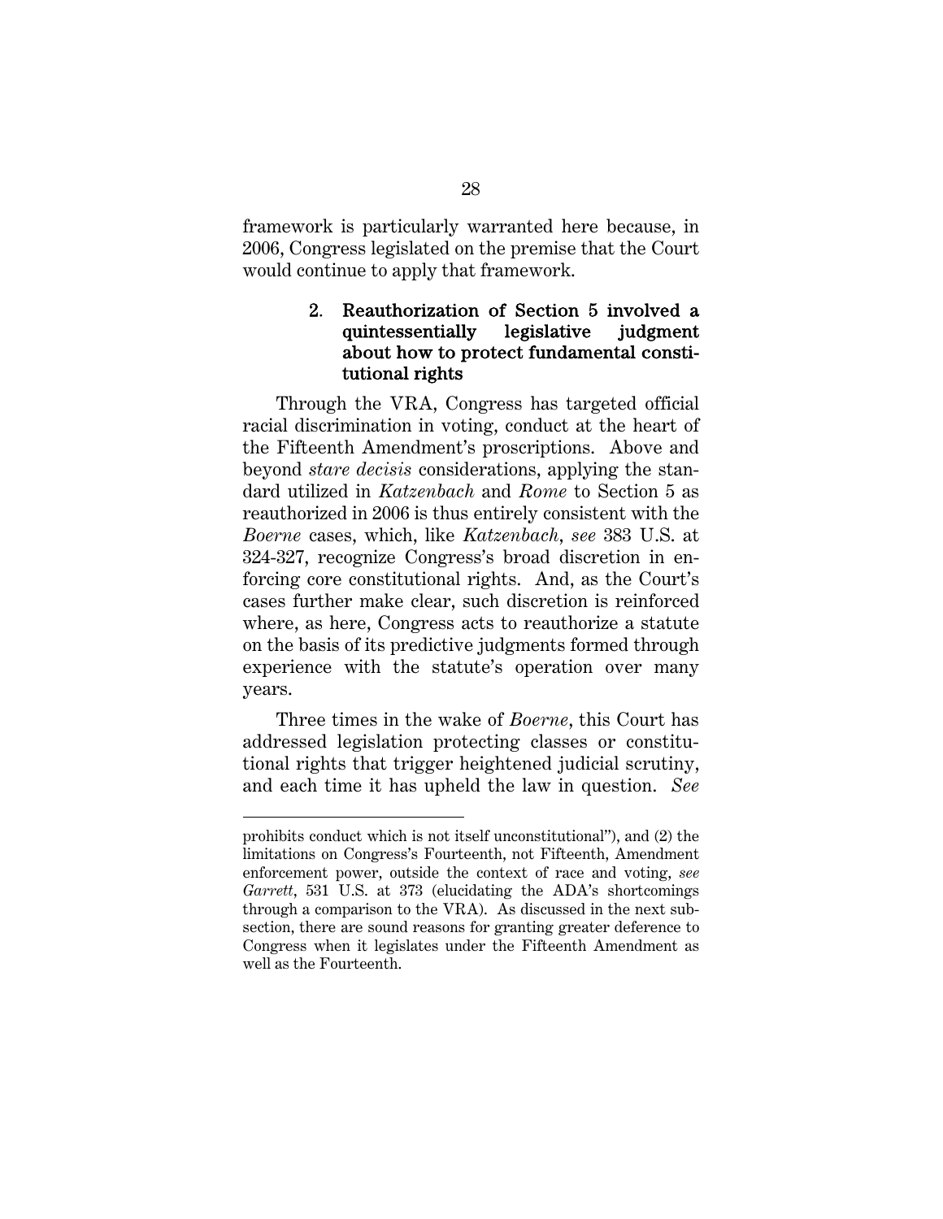framework is particularly warranted here because, in 2006, Congress legislated on the premise that the Court would continue to apply that framework.

#### 2. Reauthorization of Section 5 involved a quintessentially legislative judgment about how to protect fundamental constitutional rights

Through the VRA, Congress has targeted official racial discrimination in voting, conduct at the heart of the Fifteenth Amendment's proscriptions. Above and beyond *stare decisis* considerations, applying the standard utilized in *Katzenbach* and *Rome* to Section 5 as reauthorized in 2006 is thus entirely consistent with the *Boerne* cases, which, like *Katzenbach*, *see* 383 U.S. at 324-327, recognize Congress's broad discretion in enforcing core constitutional rights. And, as the Court's cases further make clear, such discretion is reinforced where, as here, Congress acts to reauthorize a statute on the basis of its predictive judgments formed through experience with the statute's operation over many years.

Three times in the wake of *Boerne*, this Court has addressed legislation protecting classes or constitutional rights that trigger heightened judicial scrutiny, and each time it has upheld the law in question. *See*

---

prohibits conduct which is not itself unconstitutional"), and (2) the limitations on Congress's Fourteenth, not Fifteenth, Amendment enforcement power, outside the context of race and voting, *see Garrett*, 531 U.S. at 373 (elucidating the ADA's shortcomings through a comparison to the VRA). As discussed in the next subsection, there are sound reasons for granting greater deference to Congress when it legislates under the Fifteenth Amendment as well as the Fourteenth.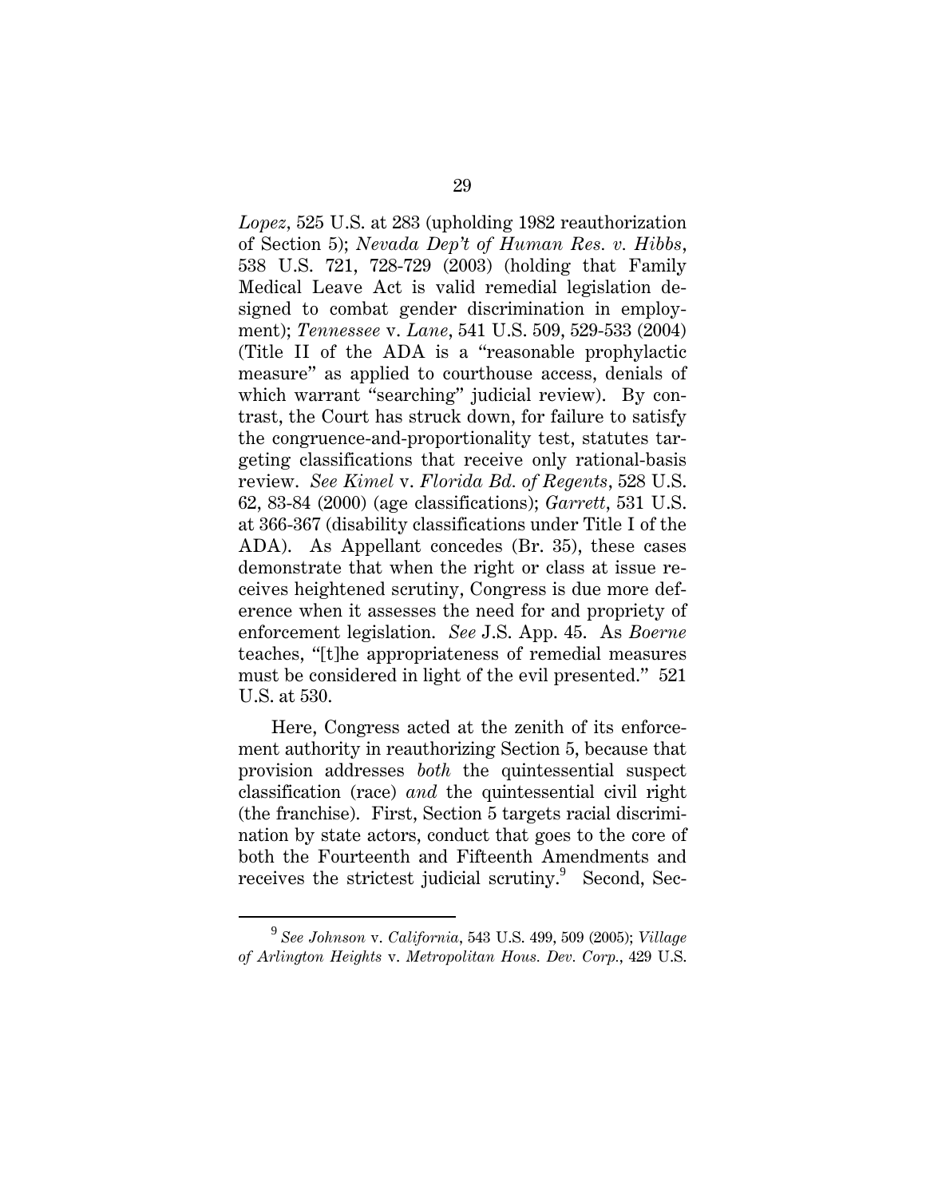*Lopez*, 525 U.S. at 283 (upholding 1982 reauthorization of Section 5); *Nevada Dep't of Human Res. v. Hibbs*, 538 U.S. 721, 728-729 (2003) (holding that Family Medical Leave Act is valid remedial legislation designed to combat gender discrimination in employment); *Tennessee* v. *Lane*, 541 U.S. 509, 529-533 (2004) (Title II of the ADA is a "reasonable prophylactic measure" as applied to courthouse access, denials of which warrant "searching" judicial review). By contrast, the Court has struck down, for failure to satisfy the congruence-and-proportionality test, statutes targeting classifications that receive only rational-basis review. *See Kimel* v. *Florida Bd. of Regents*, 528 U.S. 62, 83-84 (2000) (age classifications); *Garrett*, 531 U.S. at 366-367 (disability classifications under Title I of the ADA). As Appellant concedes (Br. 35), these cases demonstrate that when the right or class at issue receives heightened scrutiny, Congress is due more deference when it assesses the need for and propriety of enforcement legislation. *See* J.S. App. 45. As *Boerne* teaches, "[t]he appropriateness of remedial measures must be considered in light of the evil presented." 521 U.S. at 530.

Here, Congress acted at the zenith of its enforcement authority in reauthorizing Section 5, because that provision addresses *both* the quintessential suspect classification (race) *and* the quintessential civil right (the franchise). First, Section 5 targets racial discrimination by state actors, conduct that goes to the core of both the Fourteenth and Fifteenth Amendments and receives the strictest judicial scrutiny.[9] Second, Sec-

[9] *See Johnson* v. *California*, 543 U.S. 499, 509 (2005); *Village of Arlington Heights* v. *Metropolitan Hous. Dev. Corp.*, 429 U.S.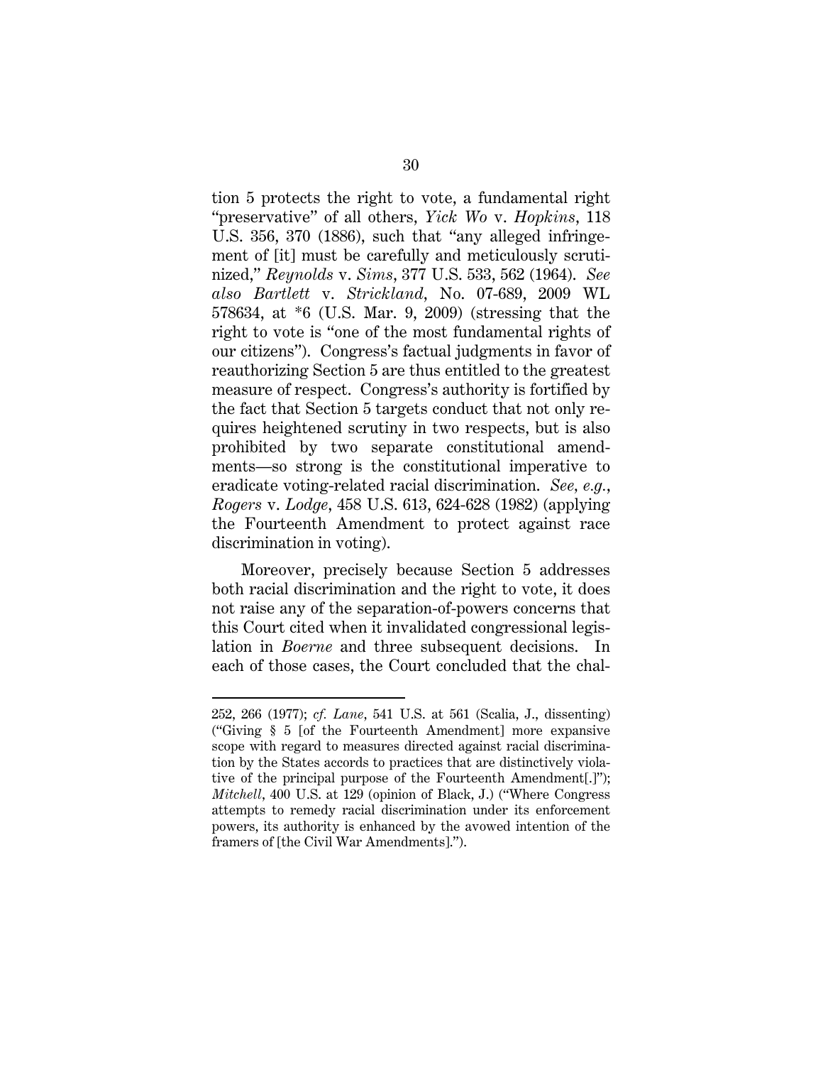tion 5 protects the right to vote, a fundamental right "preservative" of all others, *Yick Wo* v. *Hopkins*, 118 U.S. 356, 370 (1886), such that "any alleged infringement of [it] must be carefully and meticulously scrutinized," *Reynolds* v. *Sims*, 377 U.S. 533, 562 (1964). *See also Bartlett* v. *Strickland*, No. 07-689, 2009 WL 578634, at *6 (U.S. Mar. 9, 2009) (stressing that the right to vote is "one of the most fundamental rights of our citizens"). Congress's factual judgments in favor of reauthorizing Section 5 are thus entitled to the greatest measure of respect. Congress's authority is fortified by the fact that Section 5 targets conduct that not only requires heightened scrutiny in two respects, but is also prohibited by two separate constitutional amendments—so strong is the constitutional imperative to eradicate voting-related racial discrimination. *See, e.g.*, *Rogers* v. *Lodge*, 458 U.S. 613, 624-628 (1982) (applying the Fourteenth Amendment to protect against race discrimination in voting).

Moreover, precisely because Section 5 addresses both racial discrimination and the right to vote, it does not raise any of the separation-of-powers concerns that this Court cited when it invalidated congressional legislation in *Boerne* and three subsequent decisions. In each of those cases, the Court concluded that the chal-

---

252, 266 (1977); *cf. Lane*, 541 U.S. at 561 (Scalia, J., dissenting) ("Giving § 5 [of the Fourteenth Amendment] more expansive scope with regard to measures directed against racial discrimination by the States accords to practices that are distinctively violative of the principal purpose of the Fourteenth Amendment[.]"); *Mitchell*, 400 U.S. at 129 (opinion of Black, J.) ("Where Congress attempts to remedy racial discrimination under its enforcement powers, its authority is enhanced by the avowed intention of the framers of [the Civil War Amendments].").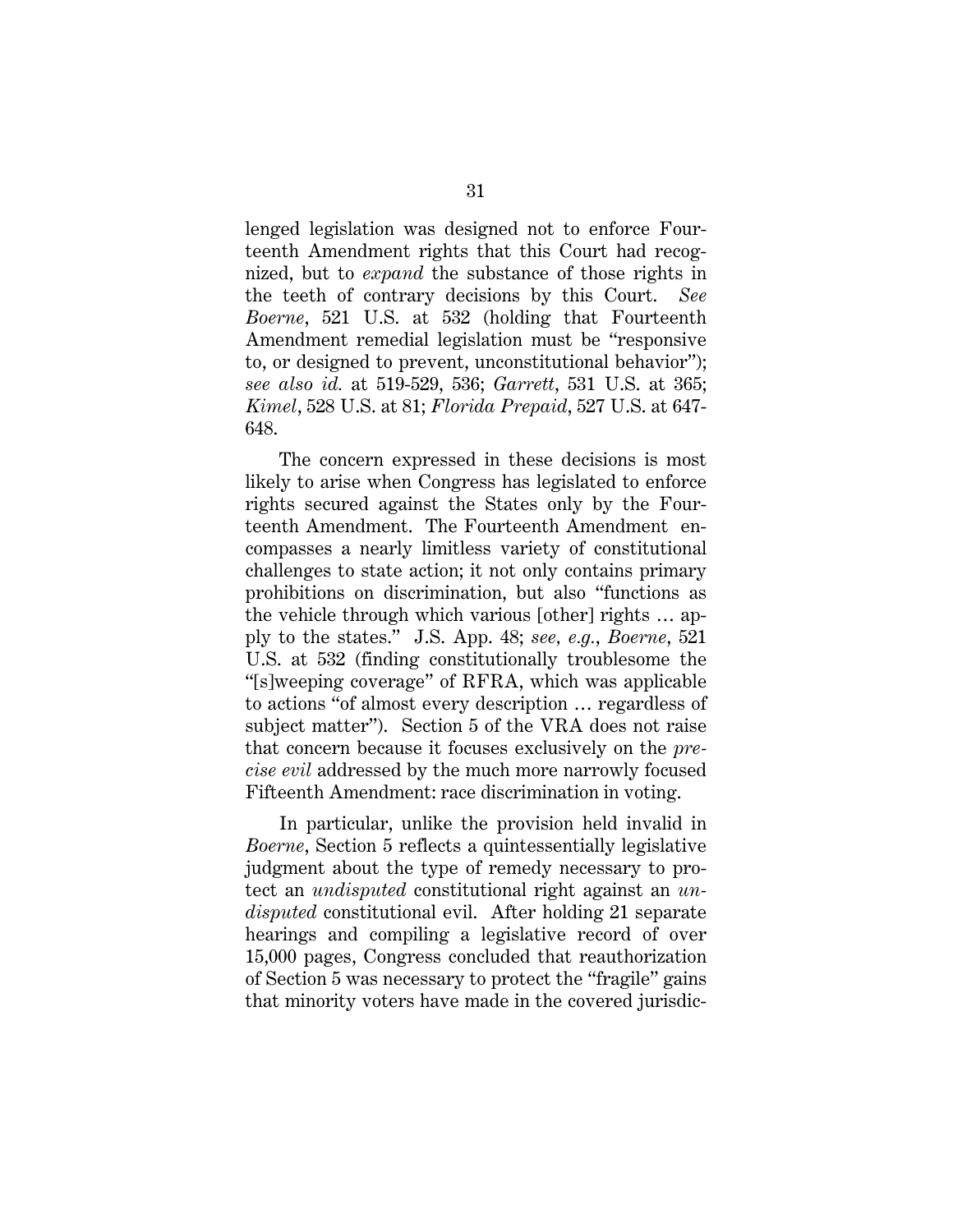lenged legislation was designed not to enforce Fourteenth Amendment rights that this Court had recognized, but to *expand* the substance of those rights in the teeth of contrary decisions by this Court. *See Boerne*, 521 U.S. at 532 (holding that Fourteenth Amendment remedial legislation must be "responsive to, or designed to prevent, unconstitutional behavior"); *see also id.* at 519-529, 536; *Garrett*, 531 U.S. at 365; *Kimel*, 528 U.S. at 81; *Florida Prepaid*, 527 U.S. at 647-648.

The concern expressed in these decisions is most likely to arise when Congress has legislated to enforce rights secured against the States only by the Fourteenth Amendment. The Fourteenth Amendment encompasses a nearly limitless variety of constitutional challenges to state action; it not only contains primary prohibitions on discrimination, but also "functions as the vehicle through which various [other] rights … apply to the states." J.S. App. 48; *see, e.g.*, *Boerne*, 521 U.S. at 532 (finding constitutionally troublesome the "[s]weeping coverage" of RFRA, which was applicable to actions "of almost every description … regardless of subject matter"). Section 5 of the VRA does not raise that concern because it focuses exclusively on the *precise evil* addressed by the much more narrowly focused Fifteenth Amendment: race discrimination in voting.

In particular, unlike the provision held invalid in *Boerne*, Section 5 reflects a quintessentially legislative judgment about the type of remedy necessary to protect an *undisputed* constitutional right against an *undisputed* constitutional evil. After holding 21 separate hearings and compiling a legislative record of over 15,000 pages, Congress concluded that reauthorization of Section 5 was necessary to protect the "fragile" gains that minority voters have made in the covered jurisdic-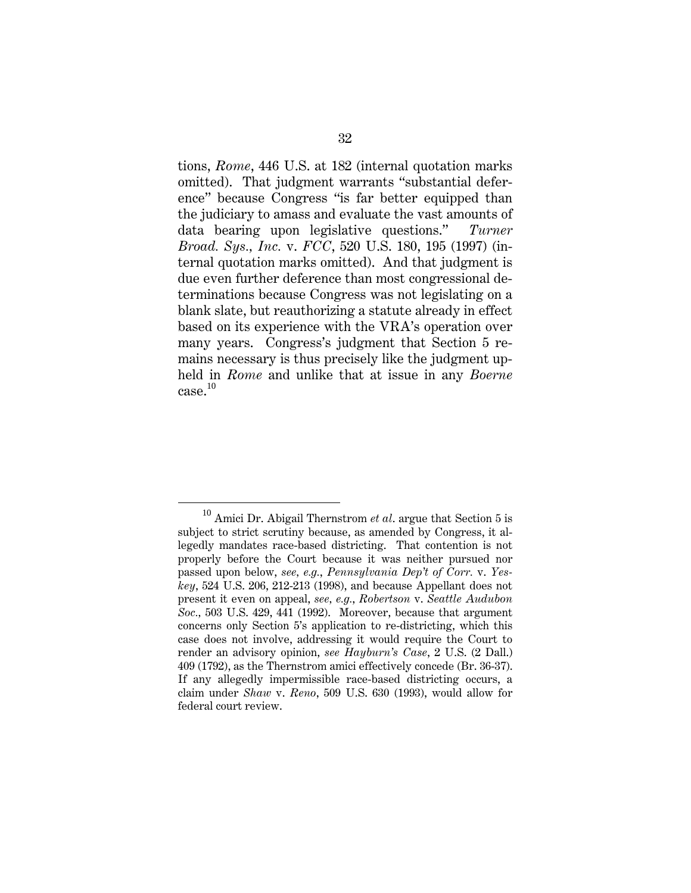tions, *Rome*, 446 U.S. at 182 (internal quotation marks omitted). That judgment warrants "substantial deference" because Congress "is far better equipped than the judiciary to amass and evaluate the vast amounts of data bearing upon legislative questions." *Turner Broad. Sys., Inc.* v. *FCC*, 520 U.S. 180, 195 (1997) (internal quotation marks omitted). And that judgment is due even further deference than most congressional determinations because Congress was not legislating on a blank slate, but reauthorizing a statute already in effect based on its experience with the VRA's operation over many years. Congress's judgment that Section 5 remains necessary is thus precisely like the judgment upheld in *Rome* and unlike that at issue in any *Boerne* case.[10]

---

[10] Amici Dr. Abigail Thernstrom *et al*. argue that Section 5 is subject to strict scrutiny because, as amended by Congress, it allegedly mandates race-based districting. That contention is not properly before the Court because it was neither pursued nor passed upon below, *see, e.g.*, *Pennsylvania Dep't of Corr.* v. *Yeskey*, 524 U.S. 206, 212-213 (1998), and because Appellant does not present it even on appeal, *see, e.g.*, *Robertson* v. *Seattle Audubon Soc.*, 503 U.S. 429, 441 (1992). Moreover, because that argument concerns only Section 5's application to re-districting, which this case does not involve, addressing it would require the Court to render an advisory opinion, *see Hayburn's Case*, 2 U.S. (2 Dall.) 409 (1792), as the Thernstrom amici effectively concede (Br. 36-37). If any allegedly impermissible race-based districting occurs, a claim under *Shaw* v. *Reno*, 509 U.S. 630 (1993), would allow for federal court review.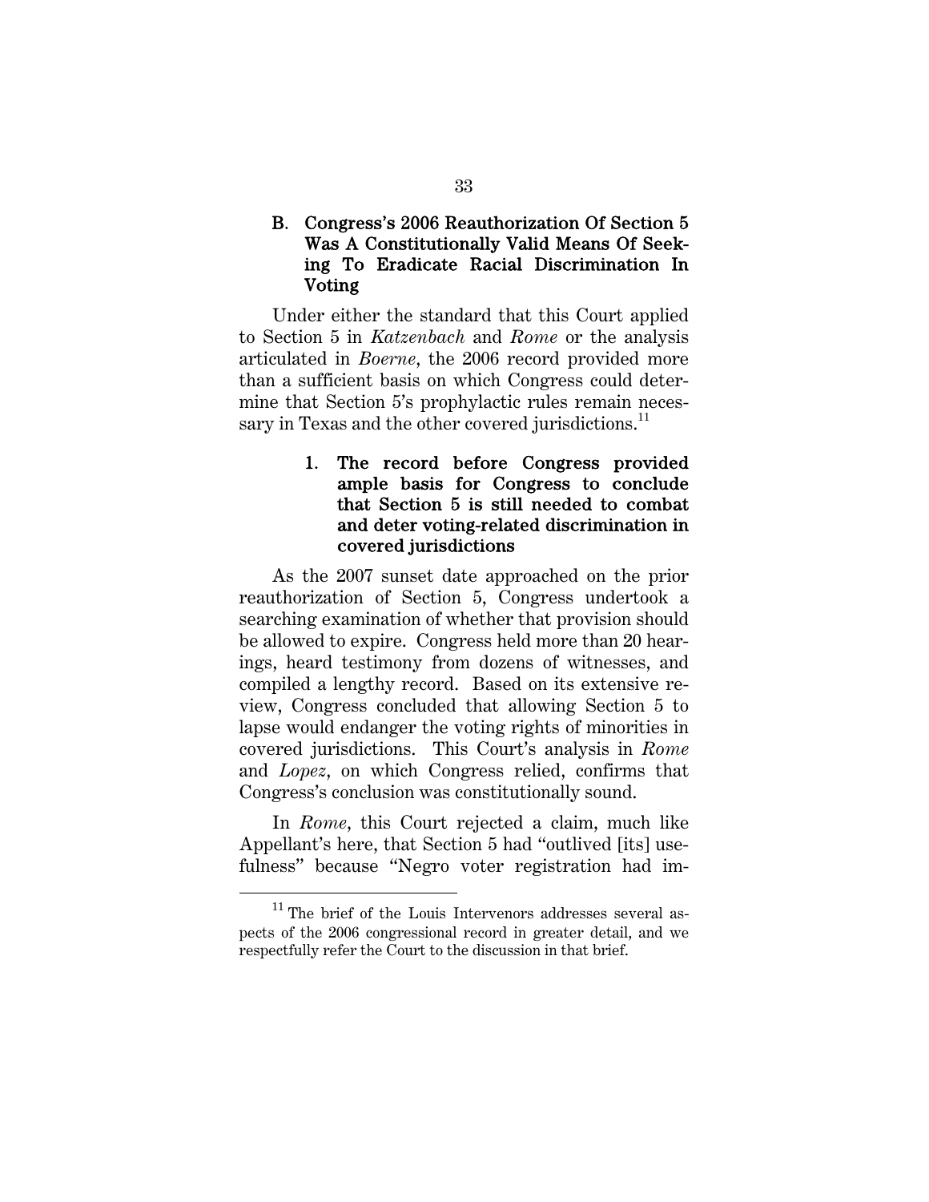### B. Congress's 2006 Reauthorization Of Section 5 Was A Constitutionally Valid Means Of Seeking To Eradicate Racial Discrimination In Voting

Under either the standard that this Court applied to Section 5 in *Katzenbach* and *Rome* or the analysis articulated in *Boerne*, the 2006 record provided more than a sufficient basis on which Congress could determine that Section 5's prophylactic rules remain necessary in Texas and the other covered jurisdictions.[11]

#### 1. The record before Congress provided ample basis for Congress to conclude that Section 5 is still needed to combat and deter voting-related discrimination in covered jurisdictions

As the 2007 sunset date approached on the prior reauthorization of Section 5, Congress undertook a searching examination of whether that provision should be allowed to expire. Congress held more than 20 hearings, heard testimony from dozens of witnesses, and compiled a lengthy record. Based on its extensive review, Congress concluded that allowing Section 5 to lapse would endanger the voting rights of minorities in covered jurisdictions. This Court's analysis in *Rome* and *Lopez*, on which Congress relied, confirms that Congress's conclusion was constitutionally sound.

In *Rome*, this Court rejected a claim, much like Appellant's here, that Section 5 had "outlived [its] usefulness" because "Negro voter registration had im-

[11] The brief of the Louis Intervenors addresses several aspects of the 2006 congressional record in greater detail, and we respectfully refer the Court to the discussion in that brief.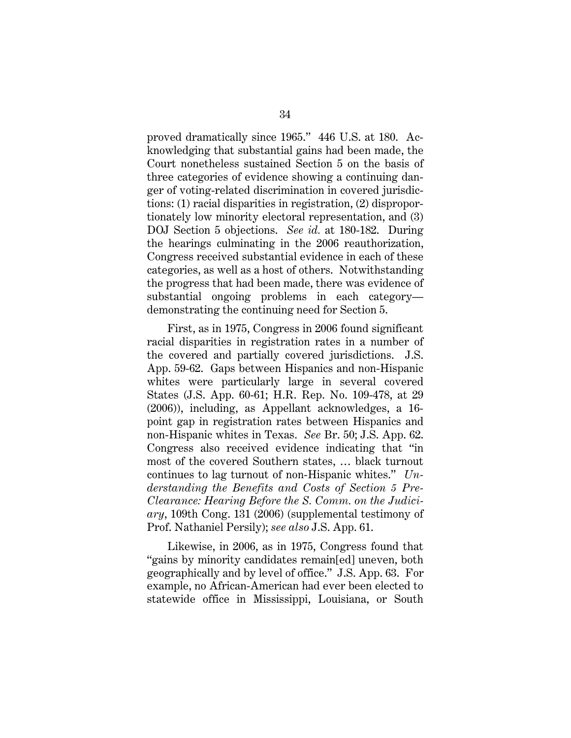proved dramatically since 1965." 446 U.S. at 180. Acknowledging that substantial gains had been made, the Court nonetheless sustained Section 5 on the basis of three categories of evidence showing a continuing danger of voting-related discrimination in covered jurisdictions: (1) racial disparities in registration, (2) disproportionately low minority electoral representation, and (3) DOJ Section 5 objections. *See id.* at 180-182. During the hearings culminating in the 2006 reauthorization, Congress received substantial evidence in each of these categories, as well as a host of others. Notwithstanding the progress that had been made, there was evidence of substantial ongoing problems in each category—demonstrating the continuing need for Section 5.

First, as in 1975, Congress in 2006 found significant racial disparities in registration rates in a number of the covered and partially covered jurisdictions. J.S. App. 59-62. Gaps between Hispanics and non-Hispanic whites were particularly large in several covered States (J.S. App. 60-61; H.R. Rep. No. 109-478, at 29 (2006)), including, as Appellant acknowledges, a 16-point gap in registration rates between Hispanics and non-Hispanic whites in Texas. *See* Br. 50; J.S. App. 62. Congress also received evidence indicating that "in most of the covered Southern states, … black turnout continues to lag turnout of non-Hispanic whites." *Understanding the Benefits and Costs of Section 5 Pre-Clearance: Hearing Before the S. Comm. on the Judiciary*, 109th Cong. 131 (2006) (supplemental testimony of Prof. Nathaniel Persily); *see also* J.S. App. 61.

Likewise, in 2006, as in 1975, Congress found that "gains by minority candidates remain[ed] uneven, both geographically and by level of office." J.S. App. 63. For example, no African-American had ever been elected to statewide office in Mississippi, Louisiana, or South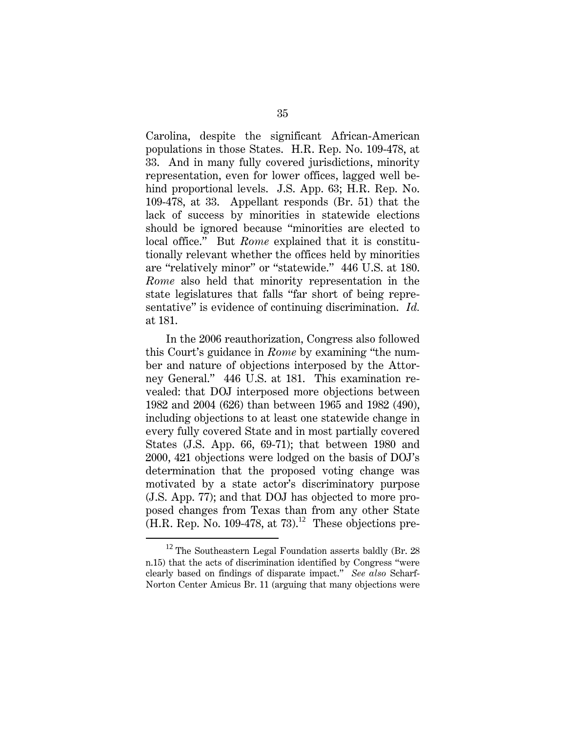Carolina, despite the significant African-American populations in those States. H.R. Rep. No. 109-478, at 33. And in many fully covered jurisdictions, minority representation, even for lower offices, lagged well behind proportional levels. J.S. App. 63; H.R. Rep. No. 109-478, at 33. Appellant responds (Br. 51) that the lack of success by minorities in statewide elections should be ignored because "minorities are elected to local office." But *Rome* explained that it is constitutionally relevant whether the offices held by minorities are "relatively minor" or "statewide." 446 U.S. at 180. *Rome* also held that minority representation in the state legislatures that falls "far short of being representative" is evidence of continuing discrimination. *Id.* at 181.

In the 2006 reauthorization, Congress also followed this Court's guidance in *Rome* by examining "the number and nature of objections interposed by the Attorney General." 446 U.S. at 181. This examination revealed: that DOJ interposed more objections between 1982 and 2004 (626) than between 1965 and 1982 (490), including objections to at least one statewide change in every fully covered State and in most partially covered States (J.S. App. 66, 69-71); that between 1980 and 2000, 421 objections were lodged on the basis of DOJ's determination that the proposed voting change was motivated by a state actor's discriminatory purpose (J.S. App. 77); and that DOJ has objected to more proposed changes from Texas than from any other State (H.R. Rep. No. 109-478, at 73).[12] These objections pre-

[12] The Southeastern Legal Foundation asserts baldly (Br. 28 n.15) that the acts of discrimination identified by Congress "were clearly based on findings of disparate impact." *See also* Scharf-Norton Center Amicus Br. 11 (arguing that many objections were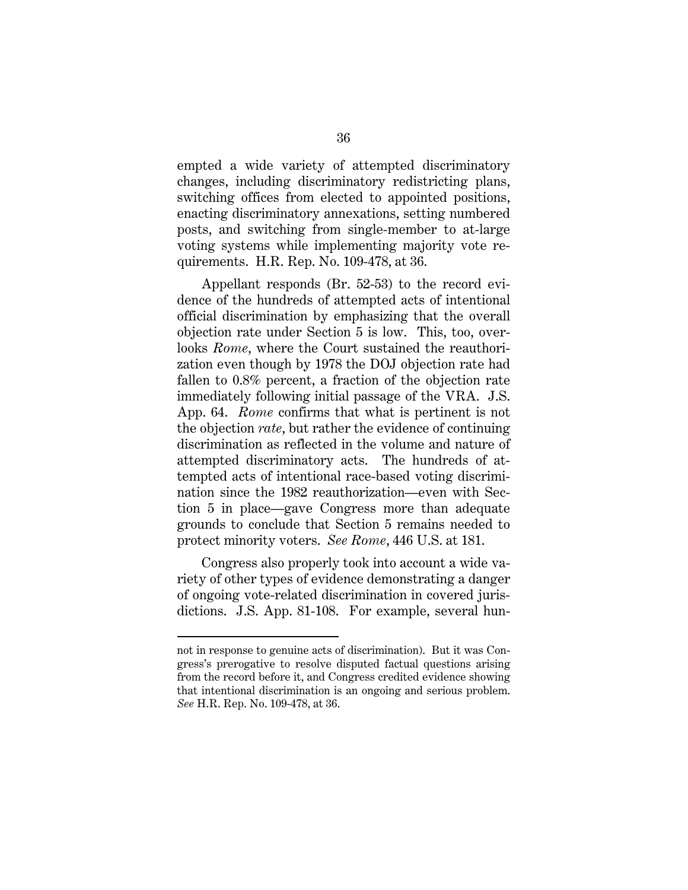empted a wide variety of attempted discriminatory changes, including discriminatory redistricting plans, switching offices from elected to appointed positions, enacting discriminatory annexations, setting numbered posts, and switching from single-member to at-large voting systems while implementing majority vote requirements. H.R. Rep. No. 109-478, at 36.

Appellant responds (Br. 52-53) to the record evidence of the hundreds of attempted acts of intentional official discrimination by emphasizing that the overall objection rate under Section 5 is low. This, too, overlooks *Rome*, where the Court sustained the reauthorization even though by 1978 the DOJ objection rate had fallen to 0.8% percent, a fraction of the objection rate immediately following initial passage of the VRA. J.S. App. 64. *Rome* confirms that what is pertinent is not the objection *rate*, but rather the evidence of continuing discrimination as reflected in the volume and nature of attempted discriminatory acts. The hundreds of attempted acts of intentional race-based voting discrimination since the 1982 reauthorization—even with Section 5 in place—gave Congress more than adequate grounds to conclude that Section 5 remains needed to protect minority voters. *See Rome*, 446 U.S. at 181.

Congress also properly took into account a wide variety of other types of evidence demonstrating a danger of ongoing vote-related discrimination in covered jurisdictions. J.S. App. 81-108. For example, several hun-

---

not in response to genuine acts of discrimination). But it was Congress's prerogative to resolve disputed factual questions arising from the record before it, and Congress credited evidence showing that intentional discrimination is an ongoing and serious problem. *See* H.R. Rep. No. 109-478, at 36.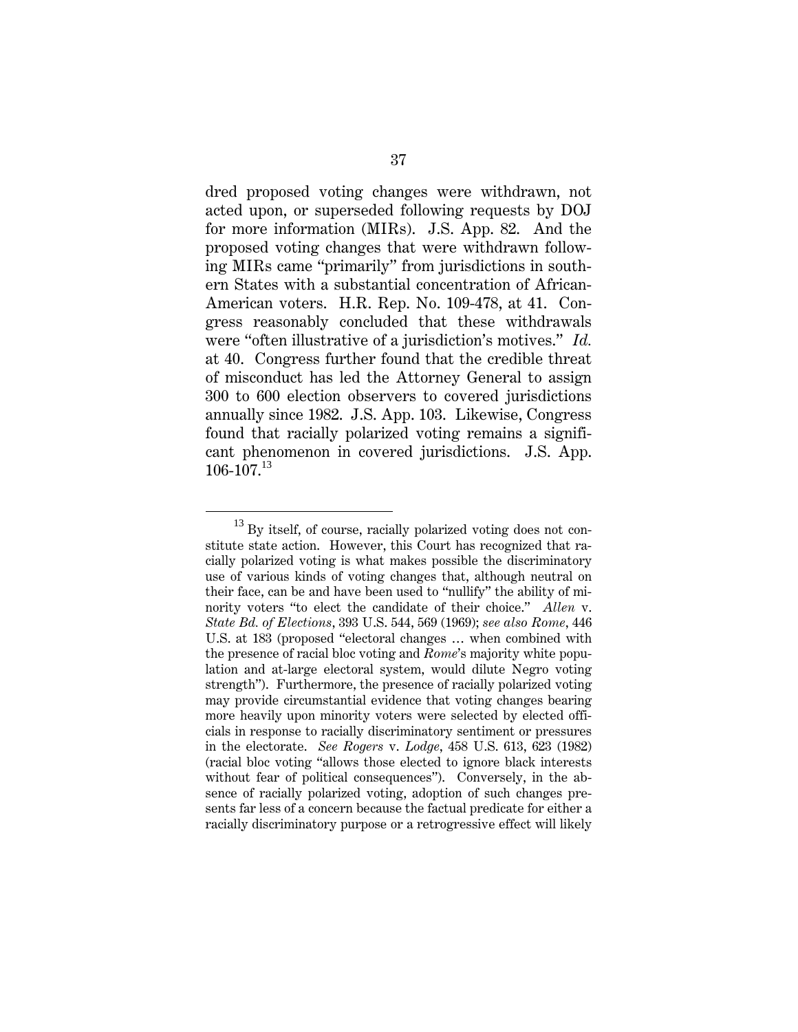dred proposed voting changes were withdrawn, not acted upon, or superseded following requests by DOJ for more information (MIRs). J.S. App. 82. And the proposed voting changes that were withdrawn following MIRs came "primarily" from jurisdictions in southern States with a substantial concentration of African-American voters. H.R. Rep. No. 109-478, at 41. Congress reasonably concluded that these withdrawals were "often illustrative of a jurisdiction's motives." *Id.* at 40. Congress further found that the credible threat of misconduct has led the Attorney General to assign 300 to 600 election observers to covered jurisdictions annually since 1982. J.S. App. 103. Likewise, Congress found that racially polarized voting remains a significant phenomenon in covered jurisdictions. J.S. App. 106-107.[13]

[13] By itself, of course, racially polarized voting does not constitute state action. However, this Court has recognized that racially polarized voting is what makes possible the discriminatory use of various kinds of voting changes that, although neutral on their face, can be and have been used to "nullify" the ability of minority voters "to elect the candidate of their choice." *Allen* v. *State Bd. of Elections*, 393 U.S. 544, 569 (1969); *see also Rome*, 446 U.S. at 183 (proposed "electoral changes … when combined with the presence of racial bloc voting and *Rome*'s majority white population and at-large electoral system, would dilute Negro voting strength"). Furthermore, the presence of racially polarized voting may provide circumstantial evidence that voting changes bearing more heavily upon minority voters were selected by elected officials in response to racially discriminatory sentiment or pressures in the electorate. *See Rogers* v. *Lodge*, 458 U.S. 613, 623 (1982) (racial bloc voting "allows those elected to ignore black interests without fear of political consequences"). Conversely, in the absence of racially polarized voting, adoption of such changes presents far less of a concern because the factual predicate for either a racially discriminatory purpose or a retrogressive effect will likely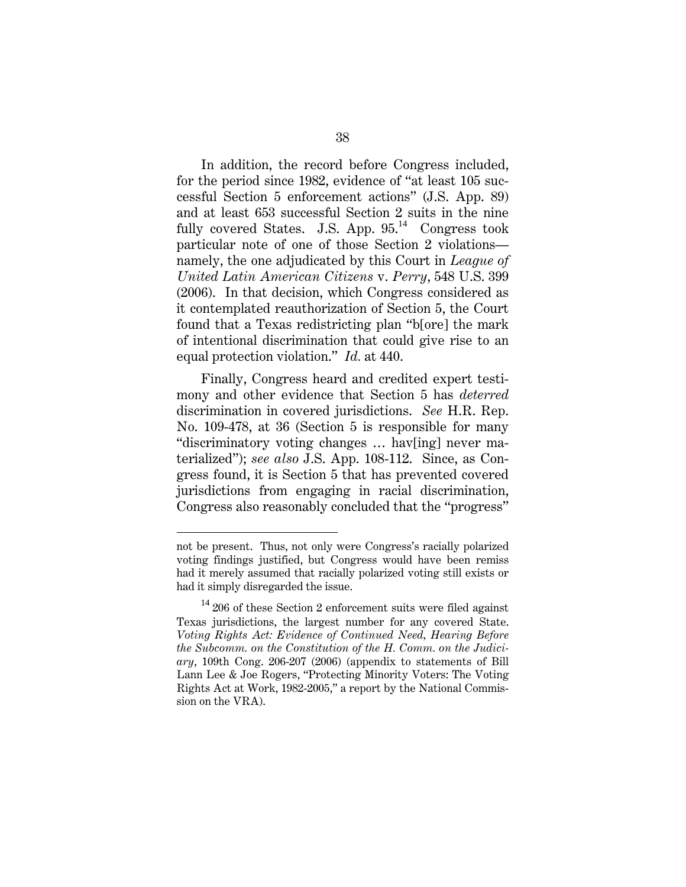In addition, the record before Congress included, for the period since 1982, evidence of "at least 105 successful Section 5 enforcement actions" (J.S. App. 89) and at least 653 successful Section 2 suits in the nine fully covered States. J.S. App. 95.[14] Congress took particular note of one of those Section 2 violations—namely, the one adjudicated by this Court in *League of United Latin American Citizens* v. *Perry*, 548 U.S. 399 (2006). In that decision, which Congress considered as it contemplated reauthorization of Section 5, the Court found that a Texas redistricting plan "b[ore] the mark of intentional discrimination that could give rise to an equal protection violation." *Id.* at 440.

Finally, Congress heard and credited expert testimony and other evidence that Section 5 has *deterred* discrimination in covered jurisdictions. *See* H.R. Rep. No. 109-478, at 36 (Section 5 is responsible for many "discriminatory voting changes … hav[ing] never materialized"); *see also* J.S. App. 108-112. Since, as Congress found, it is Section 5 that has prevented covered jurisdictions from engaging in racial discrimination, Congress also reasonably concluded that the "progress"

---

not be present. Thus, not only were Congress's racially polarized voting findings justified, but Congress would have been remiss had it merely assumed that racially polarized voting still exists or had it simply disregarded the issue.

[14] 206 of these Section 2 enforcement suits were filed against Texas jurisdictions, the largest number for any covered State. *Voting Rights Act: Evidence of Continued Need, Hearing Before the Subcomm. on the Constitution of the H. Comm. on the Judiciary*, 109th Cong. 206-207 (2006) (appendix to statements of Bill Lann Lee & Joe Rogers, "Protecting Minority Voters: The Voting Rights Act at Work, 1982-2005," a report by the National Commission on the VRA).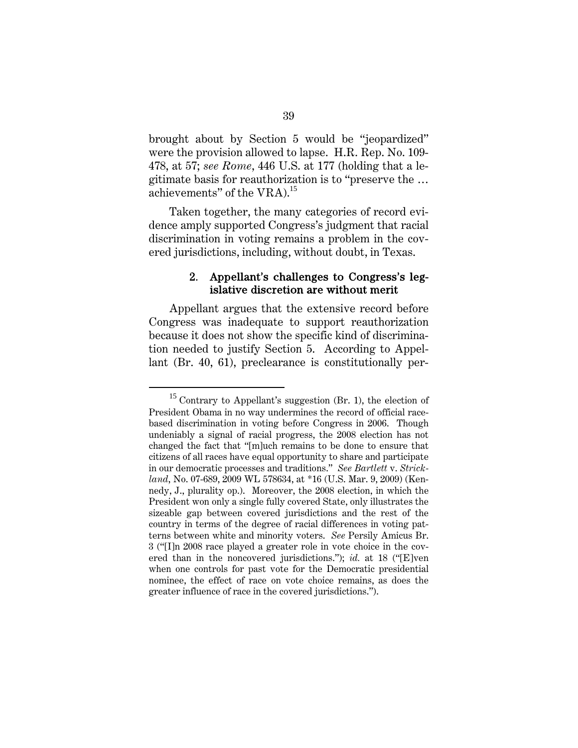brought about by Section 5 would be "jeopardized" were the provision allowed to lapse. H.R. Rep. No. 109-478, at 57; *see Rome*, 446 U.S. at 177 (holding that a legitimate basis for reauthorization is to "preserve the … achievements" of the VRA).[15]

Taken together, the many categories of record evidence amply supported Congress's judgment that racial discrimination in voting remains a problem in the covered jurisdictions, including, without doubt, in Texas.

#### 2. Appellant's challenges to Congress's legislative discretion are without merit

Appellant argues that the extensive record before Congress was inadequate to support reauthorization because it does not show the specific kind of discrimination needed to justify Section 5. According to Appellant (Br. 40, 61), preclearance is constitutionally per-

---

[15] Contrary to Appellant's suggestion (Br. 1), the election of President Obama in no way undermines the record of official race-based discrimination in voting before Congress in 2006. Though undeniably a signal of racial progress, the 2008 election has not changed the fact that "[m]uch remains to be done to ensure that citizens of all races have equal opportunity to share and participate in our democratic processes and traditions." *See Bartlett* v. *Strickland*, No. 07-689, 2009 WL 578634, at *16 (U.S. Mar. 9, 2009) (Kennedy, J., plurality op.). Moreover, the 2008 election, in which the President won only a single fully covered State, only illustrates the sizeable gap between covered jurisdictions and the rest of the country in terms of the degree of racial differences in voting patterns between white and minority voters. *See* Persily Amicus Br. 3 ("[I]n 2008 race played a greater role in vote choice in the covered than in the noncovered jurisdictions."); *id.* at 18 ("[E]ven when one controls for past vote for the Democratic presidential nominee, the effect of race on vote choice remains, as does the greater influence of race in the covered jurisdictions.").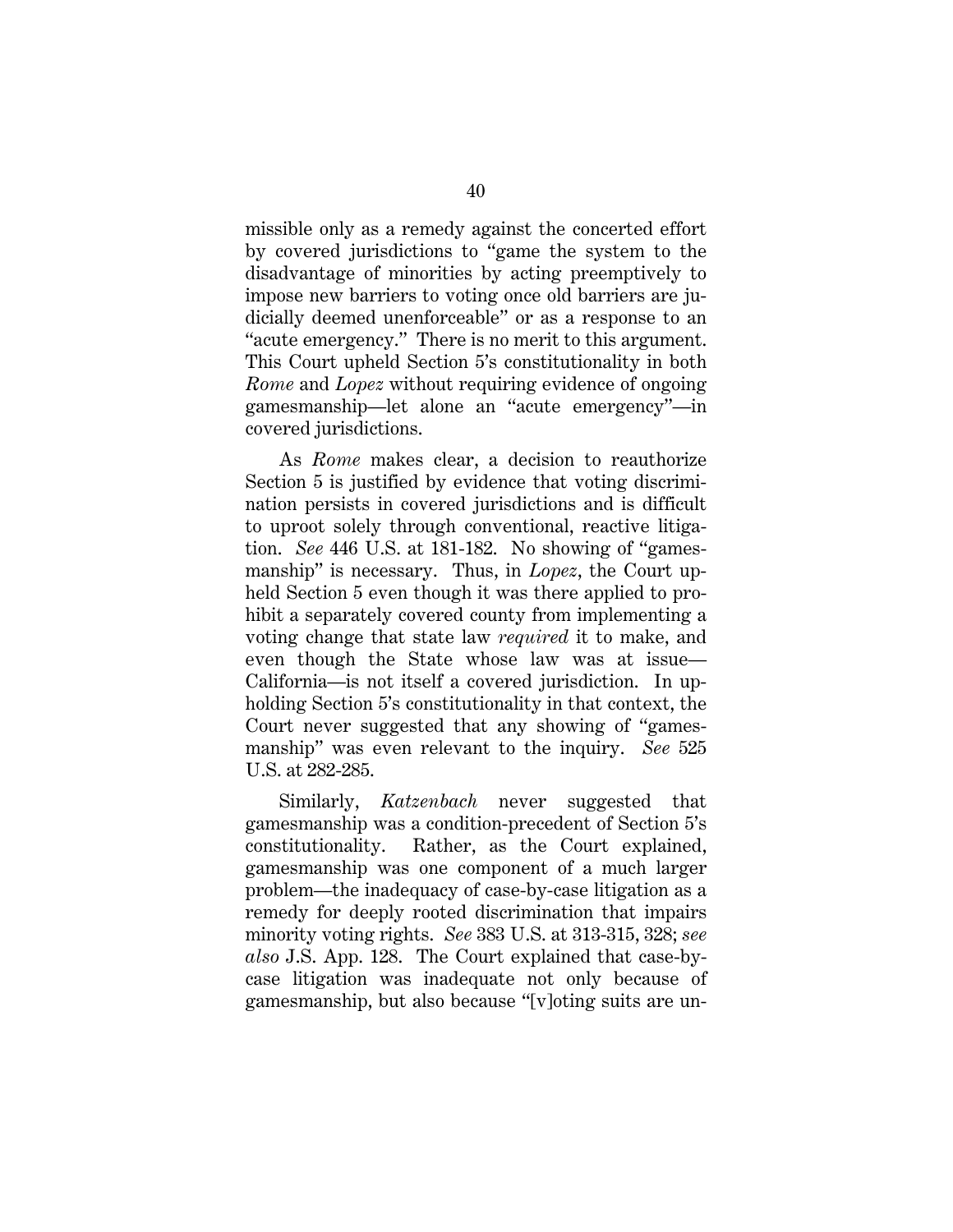missible only as a remedy against the concerted effort by covered jurisdictions to "game the system to the disadvantage of minorities by acting preemptively to impose new barriers to voting once old barriers are judicially deemed unenforceable" or as a response to an "acute emergency." There is no merit to this argument. This Court upheld Section 5's constitutionality in both *Rome* and *Lopez* without requiring evidence of ongoing gamesmanship—let alone an "acute emergency"—in covered jurisdictions.

As *Rome* makes clear, a decision to reauthorize Section 5 is justified by evidence that voting discrimination persists in covered jurisdictions and is difficult to uproot solely through conventional, reactive litigation. *See* 446 U.S. at 181-182. No showing of "gamesmanship" is necessary. Thus, in *Lopez*, the Court upheld Section 5 even though it was there applied to prohibit a separately covered county from implementing a voting change that state law *required* it to make, and even though the State whose law was at issue—California—is not itself a covered jurisdiction. In upholding Section 5's constitutionality in that context, the Court never suggested that any showing of "gamesmanship" was even relevant to the inquiry. *See* 525 U.S. at 282-285.

Similarly, *Katzenbach* never suggested that gamesmanship was a condition-precedent of Section 5's constitutionality. Rather, as the Court explained, gamesmanship was one component of a much larger problem—the inadequacy of case-by-case litigation as a remedy for deeply rooted discrimination that impairs minority voting rights. *See* 383 U.S. at 313-315, 328; *see also* J.S. App. 128. The Court explained that case-by-case litigation was inadequate not only because of gamesmanship, but also because "[v]oting suits are un-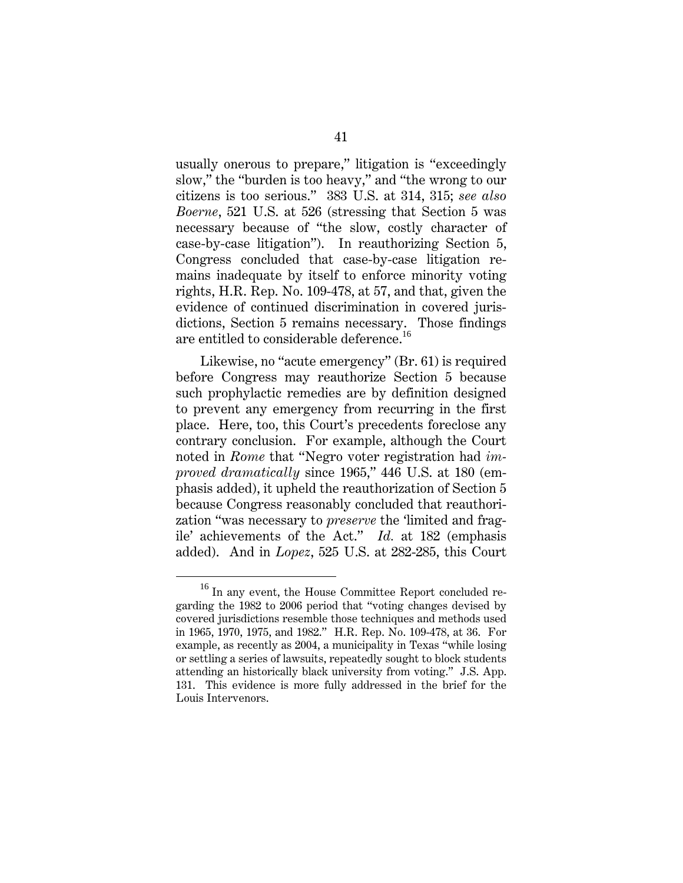usually onerous to prepare," litigation is "exceedingly slow," the "burden is too heavy," and "the wrong to our citizens is too serious." 383 U.S. at 314, 315; *see also Boerne*, 521 U.S. at 526 (stressing that Section 5 was necessary because of "the slow, costly character of case-by-case litigation"). In reauthorizing Section 5, Congress concluded that case-by-case litigation remains inadequate by itself to enforce minority voting rights, H.R. Rep. No. 109-478, at 57, and that, given the evidence of continued discrimination in covered jurisdictions, Section 5 remains necessary. Those findings are entitled to considerable deference.[16]

Likewise, no "acute emergency" (Br. 61) is required before Congress may reauthorize Section 5 because such prophylactic remedies are by definition designed to prevent any emergency from recurring in the first place. Here, too, this Court's precedents foreclose any contrary conclusion. For example, although the Court noted in *Rome* that "Negro voter registration had *improved dramatically* since 1965," 446 U.S. at 180 (emphasis added), it upheld the reauthorization of Section 5 because Congress reasonably concluded that reauthorization "was necessary to *preserve* the 'limited and fragile' achievements of the Act." *Id.* at 182 (emphasis added). And in *Lopez*, 525 U.S. at 282-285, this Court

---

[16] In any event, the House Committee Report concluded regarding the 1982 to 2006 period that "voting changes devised by covered jurisdictions resemble those techniques and methods used in 1965, 1970, 1975, and 1982." H.R. Rep. No. 109-478, at 36. For example, as recently as 2004, a municipality in Texas "while losing or settling a series of lawsuits, repeatedly sought to block students attending an historically black university from voting." J.S. App. 131. This evidence is more fully addressed in the brief for the Louis Intervenors.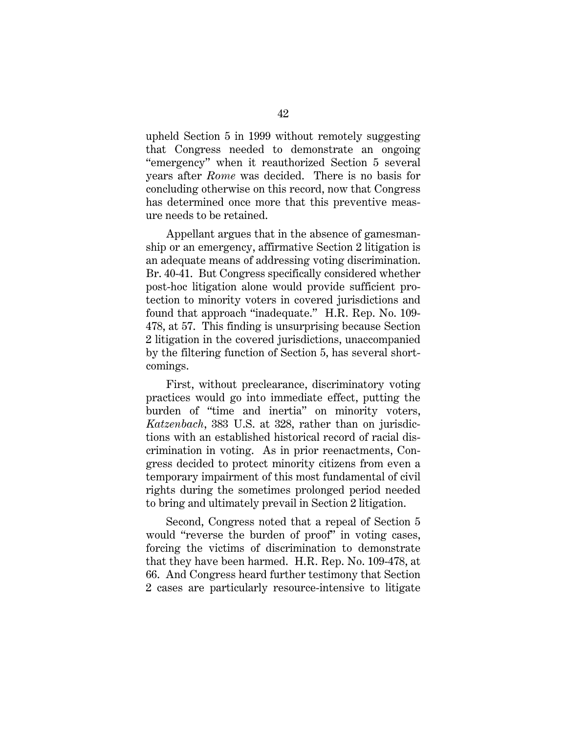upheld Section 5 in 1999 without remotely suggesting that Congress needed to demonstrate an ongoing "emergency" when it reauthorized Section 5 several years after *Rome* was decided. There is no basis for concluding otherwise on this record, now that Congress has determined once more that this preventive measure needs to be retained.

Appellant argues that in the absence of gamesmanship or an emergency, affirmative Section 2 litigation is an adequate means of addressing voting discrimination. Br. 40-41. But Congress specifically considered whether post-hoc litigation alone would provide sufficient protection to minority voters in covered jurisdictions and found that approach "inadequate." H.R. Rep. No. 109-478, at 57. This finding is unsurprising because Section 2 litigation in the covered jurisdictions, unaccompanied by the filtering function of Section 5, has several shortcomings.

First, without preclearance, discriminatory voting practices would go into immediate effect, putting the burden of "time and inertia" on minority voters, *Katzenbach*, 383 U.S. at 328, rather than on jurisdictions with an established historical record of racial discrimination in voting. As in prior reenactments, Congress decided to protect minority citizens from even a temporary impairment of this most fundamental of civil rights during the sometimes prolonged period needed to bring and ultimately prevail in Section 2 litigation.

Second, Congress noted that a repeal of Section 5 would "reverse the burden of proof" in voting cases, forcing the victims of discrimination to demonstrate that they have been harmed. H.R. Rep. No. 109-478, at 66. And Congress heard further testimony that Section 2 cases are particularly resource-intensive to litigate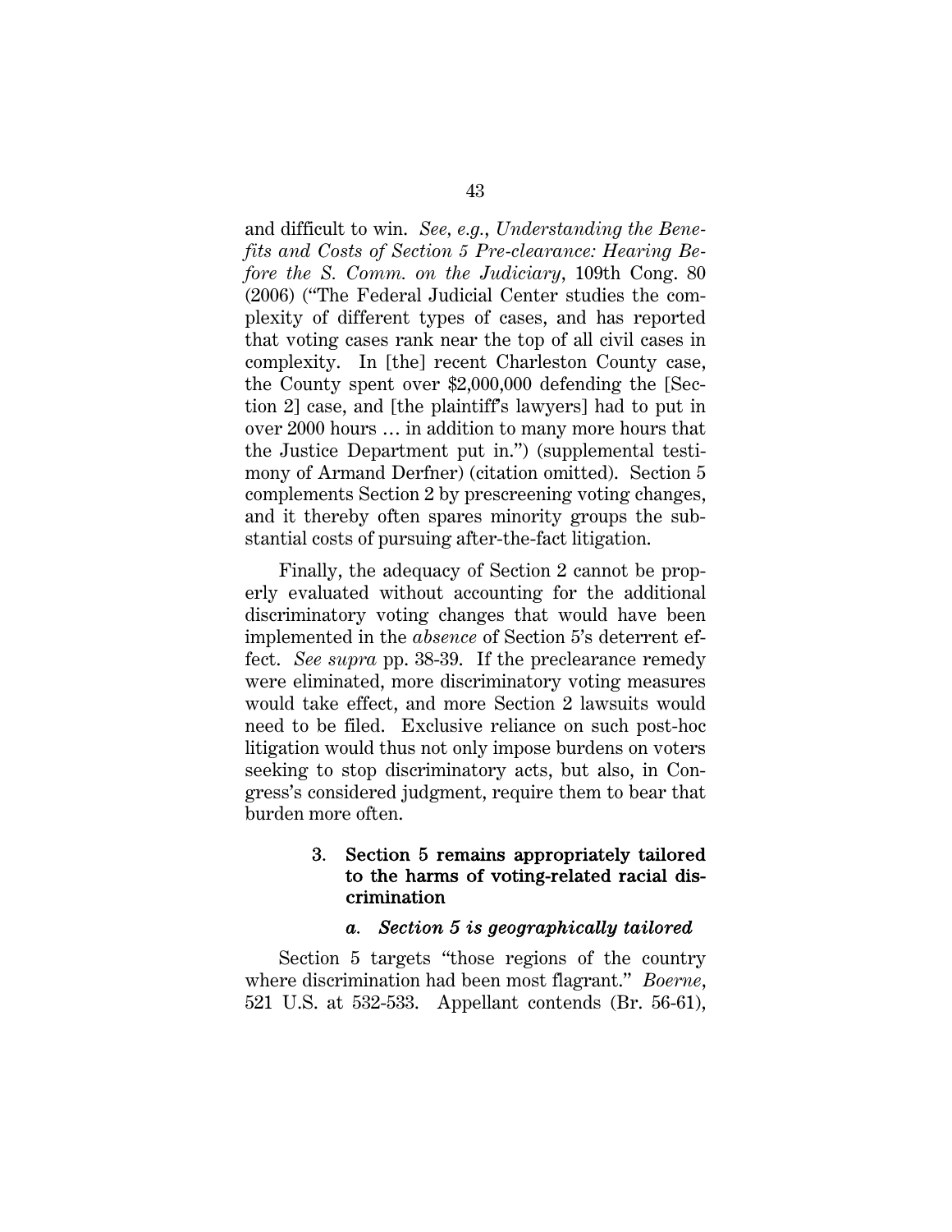and difficult to win. *See, e.g.*, *Understanding the Benefits and Costs of Section 5 Pre-clearance: Hearing Before the S. Comm. on the Judiciary*, 109th Cong. 80 (2006) ("The Federal Judicial Center studies the complexity of different types of cases, and has reported that voting cases rank near the top of all civil cases in complexity. In [the] recent Charleston County case, the County spent over $2,000,000 defending the [Section 2] case, and [the plaintiff's lawyers] had to put in over 2000 hours … in addition to many more hours that the Justice Department put in.") (supplemental testimony of Armand Derfner) (citation omitted). Section 5 complements Section 2 by prescreening voting changes, and it thereby often spares minority groups the substantial costs of pursuing after-the-fact litigation.

Finally, the adequacy of Section 2 cannot be properly evaluated without accounting for the additional discriminatory voting changes that would have been implemented in the *absence* of Section 5's deterrent effect. *See supra* pp. 38-39. If the preclearance remedy were eliminated, more discriminatory voting measures would take effect, and more Section 2 lawsuits would need to be filed. Exclusive reliance on such post-hoc litigation would thus not only impose burdens on voters seeking to stop discriminatory acts, but also, in Congress's considered judgment, require them to bear that burden more often.

### 3. Section 5 remains appropriately tailored to the harms of voting-related racial discrimination

#### *a. Section 5 is geographically tailored*

Section 5 targets "those regions of the country where discrimination had been most flagrant." *Boerne*, 521 U.S. at 532-533. Appellant contends (Br. 56-61),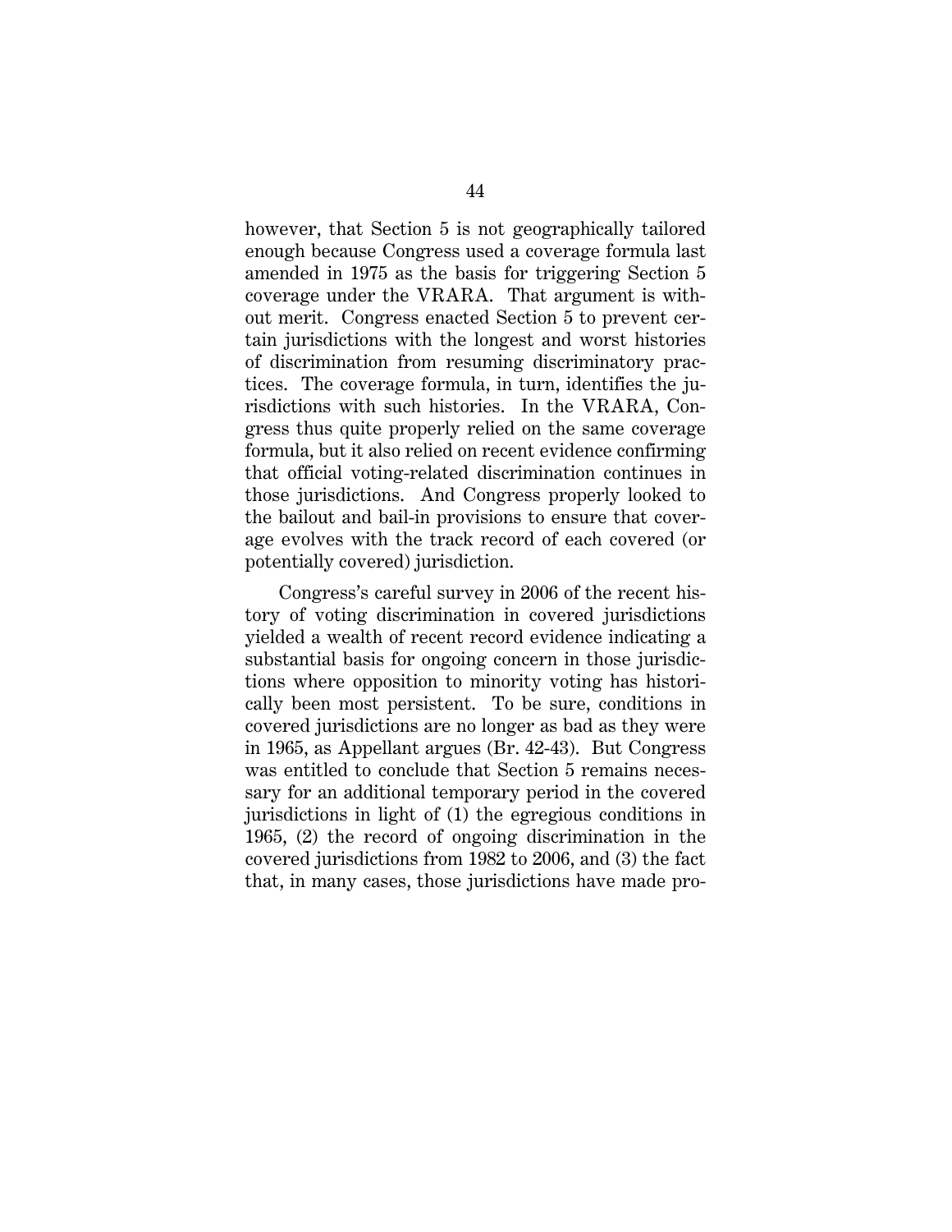however, that Section 5 is not geographically tailored enough because Congress used a coverage formula last amended in 1975 as the basis for triggering Section 5 coverage under the VRARA. That argument is without merit. Congress enacted Section 5 to prevent certain jurisdictions with the longest and worst histories of discrimination from resuming discriminatory practices. The coverage formula, in turn, identifies the jurisdictions with such histories. In the VRARA, Congress thus quite properly relied on the same coverage formula, but it also relied on recent evidence confirming that official voting-related discrimination continues in those jurisdictions. And Congress properly looked to the bailout and bail-in provisions to ensure that coverage evolves with the track record of each covered (or potentially covered) jurisdiction.

Congress's careful survey in 2006 of the recent history of voting discrimination in covered jurisdictions yielded a wealth of recent record evidence indicating a substantial basis for ongoing concern in those jurisdictions where opposition to minority voting has historically been most persistent. To be sure, conditions in covered jurisdictions are no longer as bad as they were in 1965, as Appellant argues (Br. 42-43). But Congress was entitled to conclude that Section 5 remains necessary for an additional temporary period in the covered jurisdictions in light of (1) the egregious conditions in 1965, (2) the record of ongoing discrimination in the covered jurisdictions from 1982 to 2006, and (3) the fact that, in many cases, those jurisdictions have made pro-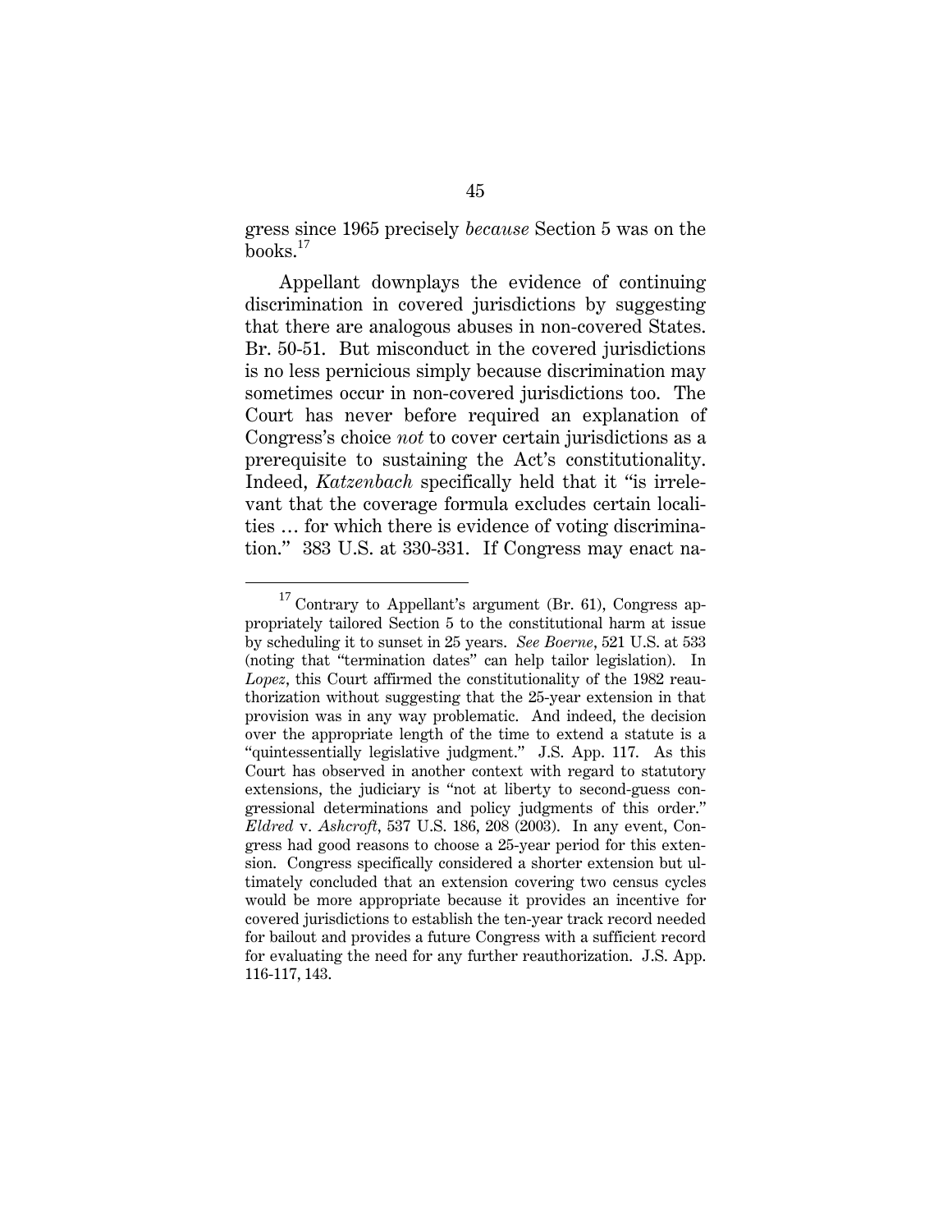gress since 1965 precisely *because* Section 5 was on the books.[17]

Appellant downplays the evidence of continuing discrimination in covered jurisdictions by suggesting that there are analogous abuses in non-covered States. Br. 50-51. But misconduct in the covered jurisdictions is no less pernicious simply because discrimination may sometimes occur in non-covered jurisdictions too. The Court has never before required an explanation of Congress's choice *not* to cover certain jurisdictions as a prerequisite to sustaining the Act's constitutionality. Indeed, *Katzenbach* specifically held that it "is irrelevant that the coverage formula excludes certain localities … for which there is evidence of voting discrimination." 383 U.S. at 330-331. If Congress may enact na-

---

[17] Contrary to Appellant's argument (Br. 61), Congress appropriately tailored Section 5 to the constitutional harm at issue by scheduling it to sunset in 25 years. *See Boerne*, 521 U.S. at 533 (noting that "termination dates" can help tailor legislation). In *Lopez*, this Court affirmed the constitutionality of the 1982 reauthorization without suggesting that the 25-year extension in that provision was in any way problematic. And indeed, the decision over the appropriate length of the time to extend a statute is a "quintessentially legislative judgment." J.S. App. 117. As this Court has observed in another context with regard to statutory extensions, the judiciary is "not at liberty to second-guess congressional determinations and policy judgments of this order." *Eldred* v. *Ashcroft*, 537 U.S. 186, 208 (2003). In any event, Congress had good reasons to choose a 25-year period for this extension. Congress specifically considered a shorter extension but ultimately concluded that an extension covering two census cycles would be more appropriate because it provides an incentive for covered jurisdictions to establish the ten-year track record needed for bailout and provides a future Congress with a sufficient record for evaluating the need for any further reauthorization. J.S. App. 116-117, 143.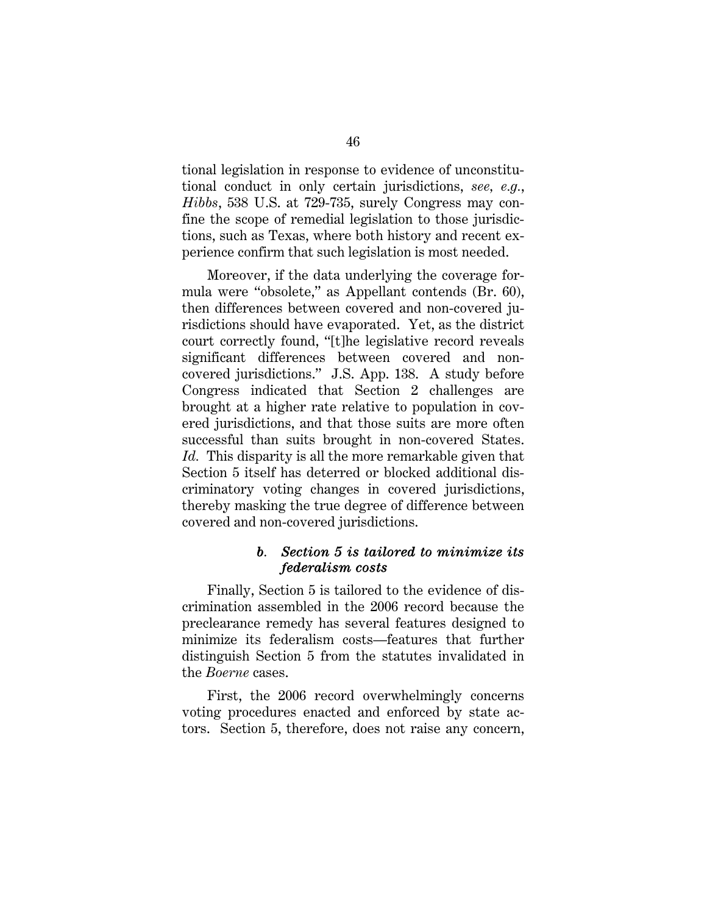tional legislation in response to evidence of unconstitutional conduct in only certain jurisdictions, *see, e.g.*, *Hibbs*, 538 U.S. at 729-735, surely Congress may confine the scope of remedial legislation to those jurisdictions, such as Texas, where both history and recent experience confirm that such legislation is most needed.

Moreover, if the data underlying the coverage formula were "obsolete," as Appellant contends (Br. 60), then differences between covered and non-covered jurisdictions should have evaporated. Yet, as the district court correctly found, "[t]he legislative record reveals significant differences between covered and non-covered jurisdictions." J.S. App. 138. A study before Congress indicated that Section 2 challenges are brought at a higher rate relative to population in covered jurisdictions, and that those suits are more often successful than suits brought in non-covered States. *Id.* This disparity is all the more remarkable given that Section 5 itself has deterred or blocked additional discriminatory voting changes in covered jurisdictions, thereby masking the true degree of difference between covered and non-covered jurisdictions.

#### *b. Section 5 is tailored to minimize its federalism costs*

Finally, Section 5 is tailored to the evidence of discrimination assembled in the 2006 record because the preclearance remedy has several features designed to minimize its federalism costs—features that further distinguish Section 5 from the statutes invalidated in the *Boerne* cases.

First, the 2006 record overwhelmingly concerns voting procedures enacted and enforced by state actors. Section 5, therefore, does not raise any concern,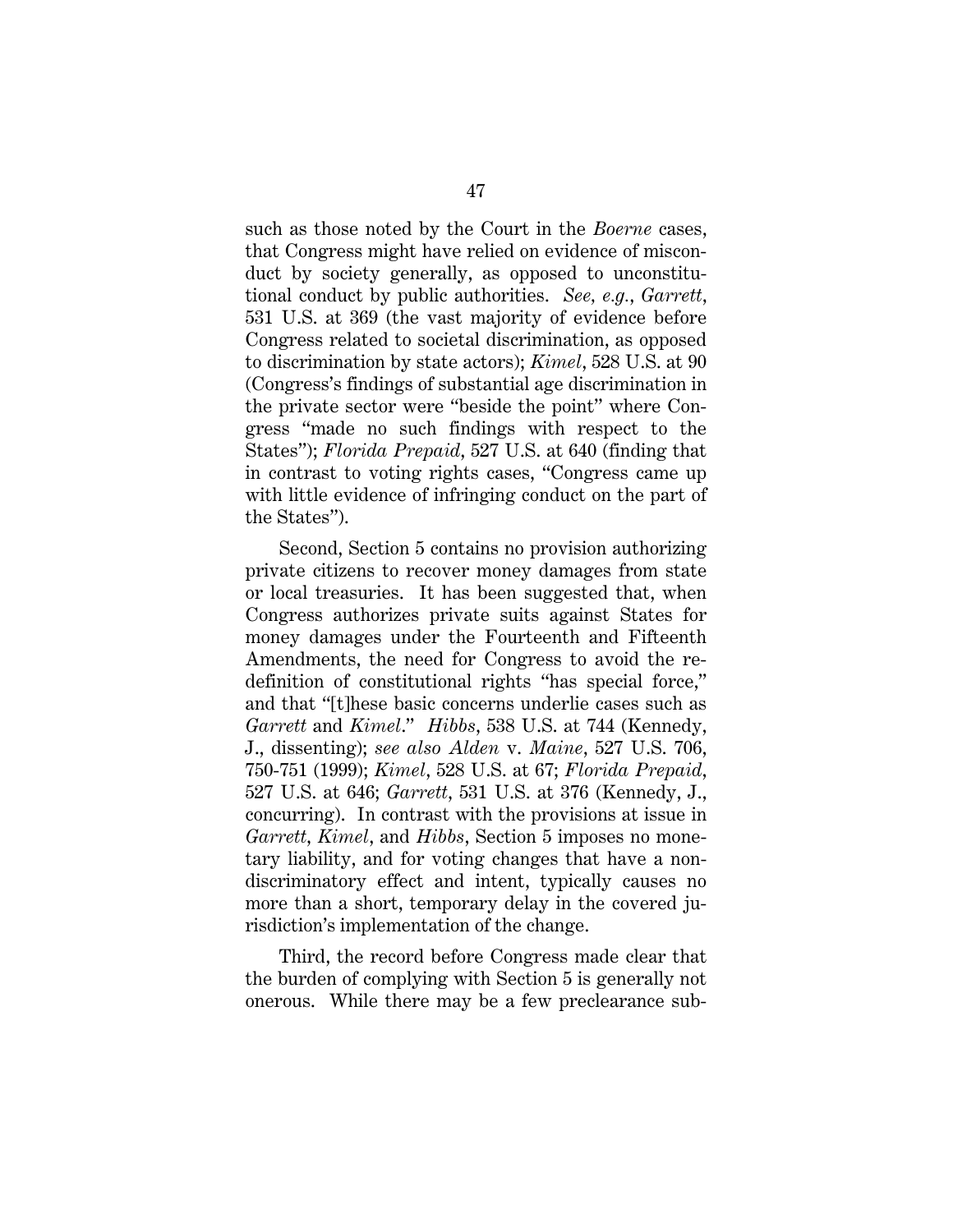such as those noted by the Court in the *Boerne* cases, that Congress might have relied on evidence of misconduct by society generally, as opposed to unconstitutional conduct by public authorities. *See, e.g.*, *Garrett*, 531 U.S. at 369 (the vast majority of evidence before Congress related to societal discrimination, as opposed to discrimination by state actors); *Kimel*, 528 U.S. at 90 (Congress's findings of substantial age discrimination in the private sector were "beside the point" where Congress "made no such findings with respect to the States"); *Florida Prepaid*, 527 U.S. at 640 (finding that in contrast to voting rights cases, "Congress came up with little evidence of infringing conduct on the part of the States").

Second, Section 5 contains no provision authorizing private citizens to recover money damages from state or local treasuries. It has been suggested that, when Congress authorizes private suits against States for money damages under the Fourteenth and Fifteenth Amendments, the need for Congress to avoid the redefinition of constitutional rights "has special force," and that "[t]hese basic concerns underlie cases such as *Garrett* and *Kimel*." *Hibbs*, 538 U.S. at 744 (Kennedy, J., dissenting); *see also Alden* v. *Maine*, 527 U.S. 706, 750-751 (1999); *Kimel*, 528 U.S. at 67; *Florida Prepaid*, 527 U.S. at 646; *Garrett*, 531 U.S. at 376 (Kennedy, J., concurring). In contrast with the provisions at issue in *Garrett*, *Kimel*, and *Hibbs*, Section 5 imposes no monetary liability, and for voting changes that have a nondiscriminatory effect and intent, typically causes no more than a short, temporary delay in the covered jurisdiction's implementation of the change.

Third, the record before Congress made clear that the burden of complying with Section 5 is generally not onerous. While there may be a few preclearance sub-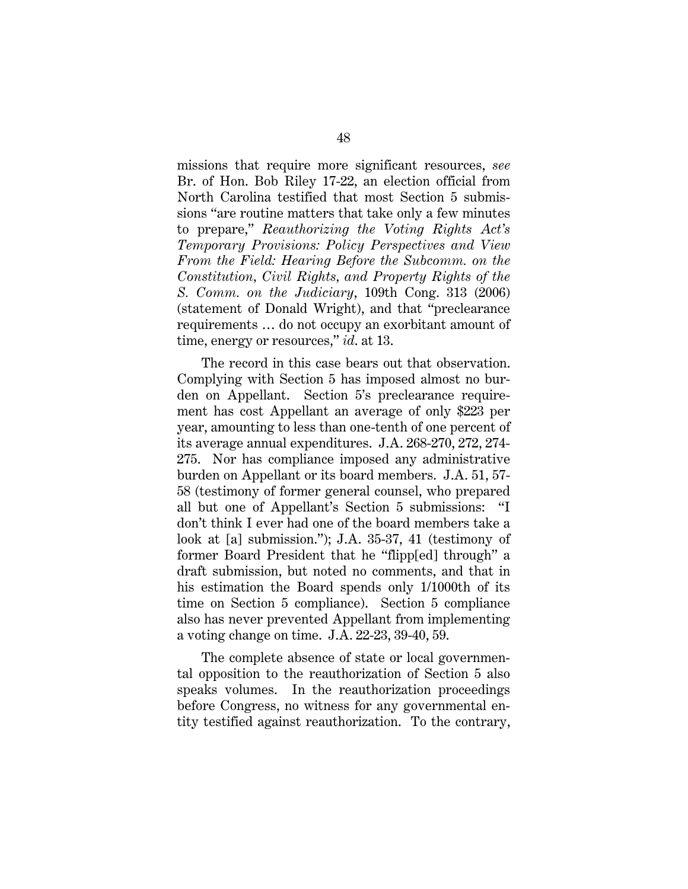missions that require more significant resources, *see* Br. of Hon. Bob Riley 17-22, an election official from North Carolina testified that most Section 5 submissions "are routine matters that take only a few minutes to prepare," *Reauthorizing the Voting Rights Act's Temporary Provisions: Policy Perspectives and View From the Field: Hearing Before the Subcomm. on the Constitution, Civil Rights, and Property Rights of the S. Comm. on the Judiciary*, 109th Cong. 313 (2006) (statement of Donald Wright), and that "preclearance requirements … do not occupy an exorbitant amount of time, energy or resources," *id*. at 13.

The record in this case bears out that observation. Complying with Section 5 has imposed almost no burden on Appellant. Section 5's preclearance requirement has cost Appellant an average of only $223 per year, amounting to less than one-tenth of one percent of its average annual expenditures. J.A. 268-270, 272, 274-275. Nor has compliance imposed any administrative burden on Appellant or its board members. J.A. 51, 57-58 (testimony of former general counsel, who prepared all but one of Appellant's Section 5 submissions: "I don't think I ever had one of the board members take a look at [a] submission."); J.A. 35-37, 41 (testimony of former Board President that he "flipp[ed] through" a draft submission, but noted no comments, and that in his estimation the Board spends only 1/1000th of its time on Section 5 compliance). Section 5 compliance also has never prevented Appellant from implementing a voting change on time. J.A. 22-23, 39-40, 59.

The complete absence of state or local governmental opposition to the reauthorization of Section 5 also speaks volumes. In the reauthorization proceedings before Congress, no witness for any governmental entity testified against reauthorization. To the contrary,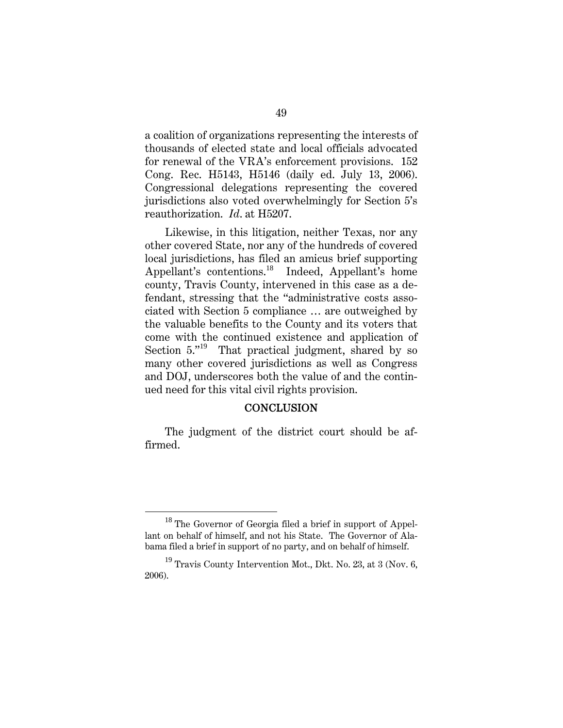a coalition of organizations representing the interests of thousands of elected state and local officials advocated for renewal of the VRA's enforcement provisions. 152 Cong. Rec. H5143, H5146 (daily ed. July 13, 2006). Congressional delegations representing the covered jurisdictions also voted overwhelmingly for Section 5's reauthorization. *Id*. at H5207.

Likewise, in this litigation, neither Texas, nor any other covered State, nor any of the hundreds of covered local jurisdictions, has filed an amicus brief supporting Appellant's contentions.[18] Indeed, Appellant's home county, Travis County, intervened in this case as a defendant, stressing that the "administrative costs associated with Section 5 compliance … are outweighed by the valuable benefits to the County and its voters that come with the continued existence and application of Section 5."[19] That practical judgment, shared by so many other covered jurisdictions as well as Congress and DOJ, underscores both the value of and the continued need for this vital civil rights provision.

## CONCLUSION

The judgment of the district court should be affirmed.

---

[18] The Governor of Georgia filed a brief in support of Appellant on behalf of himself, and not his State. The Governor of Alabama filed a brief in support of no party, and on behalf of himself.

[19] Travis County Intervention Mot., Dkt. No. 23, at 3 (Nov. 6, 2006).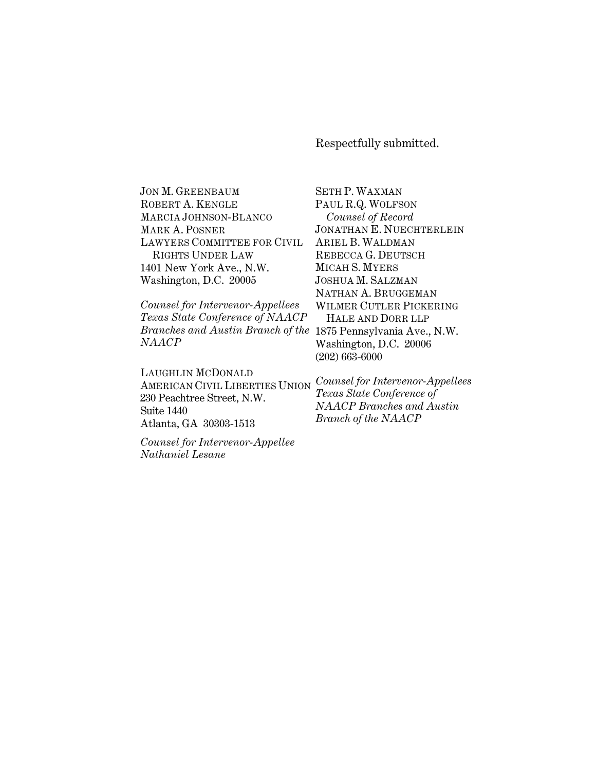Respectfully submitted.

JON M. GREENBAUM
ROBERT A. KENGLE
MARCIA JOHNSON-BLANCO
MARK A. POSNER
LAWYERS COMMITTEE FOR CIVIL RIGHTS UNDER LAW
1401 New York Ave., N.W.
Washington, D.C. 20005

*Counsel for Intervenor-Appellees Texas State Conference of NAACP Branches and Austin Branch of the NAACP*

LAUGHLIN MCDONALD
AMERICAN CIVIL LIBERTIES UNION
230 Peachtree Street, N.W.
Suite 1440
Atlanta, GA 30303-1513

*Counsel for Intervenor-Appellee Nathaniel Lesane*

SETH P. WAXMAN
PAUL R.Q. WOLFSON
*Counsel of Record*
JONATHAN E. NUECHTERLEIN
ARIEL B. WALDMAN
REBECCA G. DEUTSCH
MICAH S. MYERS
JOSHUA M. SALZMAN
NATHAN A. BRUGGEMAN
WILMER CUTLER PICKERING HALE AND DORR LLP
1875 Pennsylvania Ave., N.W.
Washington, D.C. 20006
(202) 663-6000

*Counsel for Intervenor-Appellees Texas State Conference of NAACP Branches and Austin Branch of the NAACP*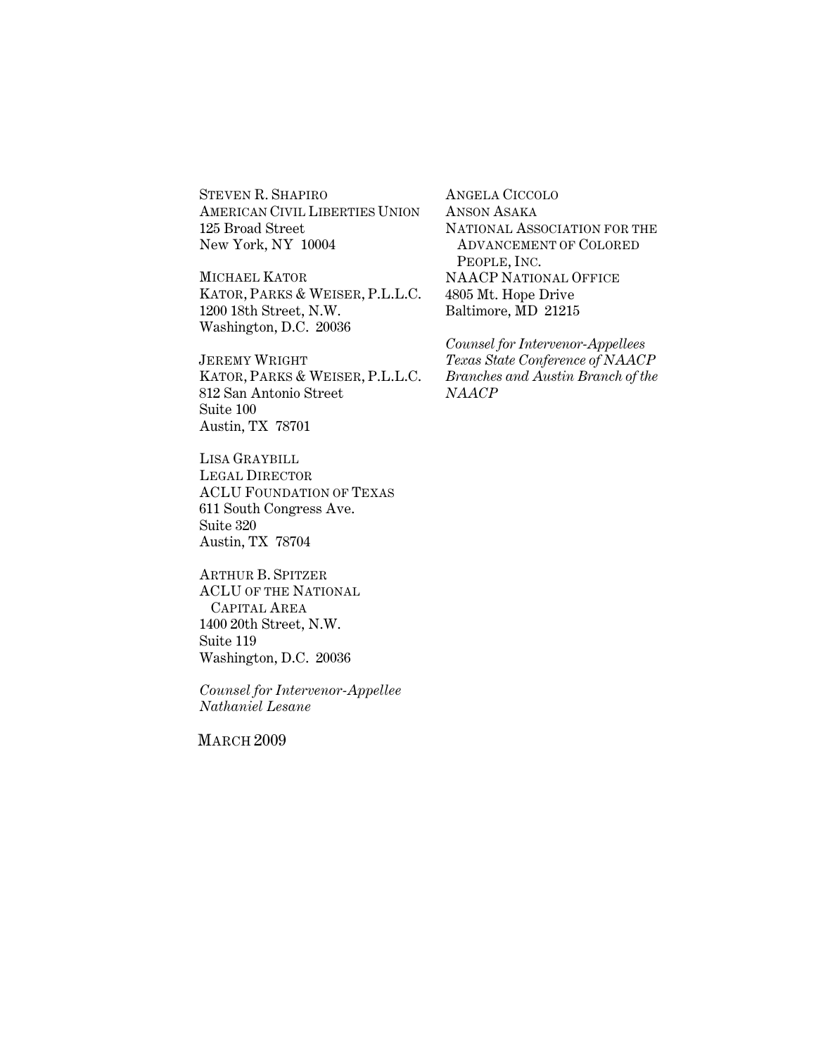STEVEN R. SHAPIRO
AMERICAN CIVIL LIBERTIES UNION
125 Broad Street
New York, NY 10004

MICHAEL KATOR
KATOR, PARKS & WEISER, P.L.L.C.
1200 18th Street, N.W.
Washington, D.C. 20036

JEREMY WRIGHT
KATOR, PARKS & WEISER, P.L.L.C.
812 San Antonio Street
Suite 100
Austin, TX 78701

LISA GRAYBILL
LEGAL DIRECTOR
ACLU FOUNDATION OF TEXAS
611 South Congress Ave.
Suite 320
Austin, TX 78704

ARTHUR B. SPITZER
ACLU OF THE NATIONAL
CAPITAL AREA
1400 20th Street, N.W.
Suite 119
Washington, D.C. 20036

*Counsel for Intervenor-Appellee Nathaniel Lesane*

ANGELA CICCOLO
ANSON ASAKA
NATIONAL ASSOCIATION FOR THE
ADVANCEMENT OF COLORED
PEOPLE, INC.
NAACP NATIONAL OFFICE
4805 Mt. Hope Drive
Baltimore, MD 21215

*Counsel for Intervenor-Appellees Texas State Conference of NAACP Branches and Austin Branch of the NAACP*

MARCH 2009